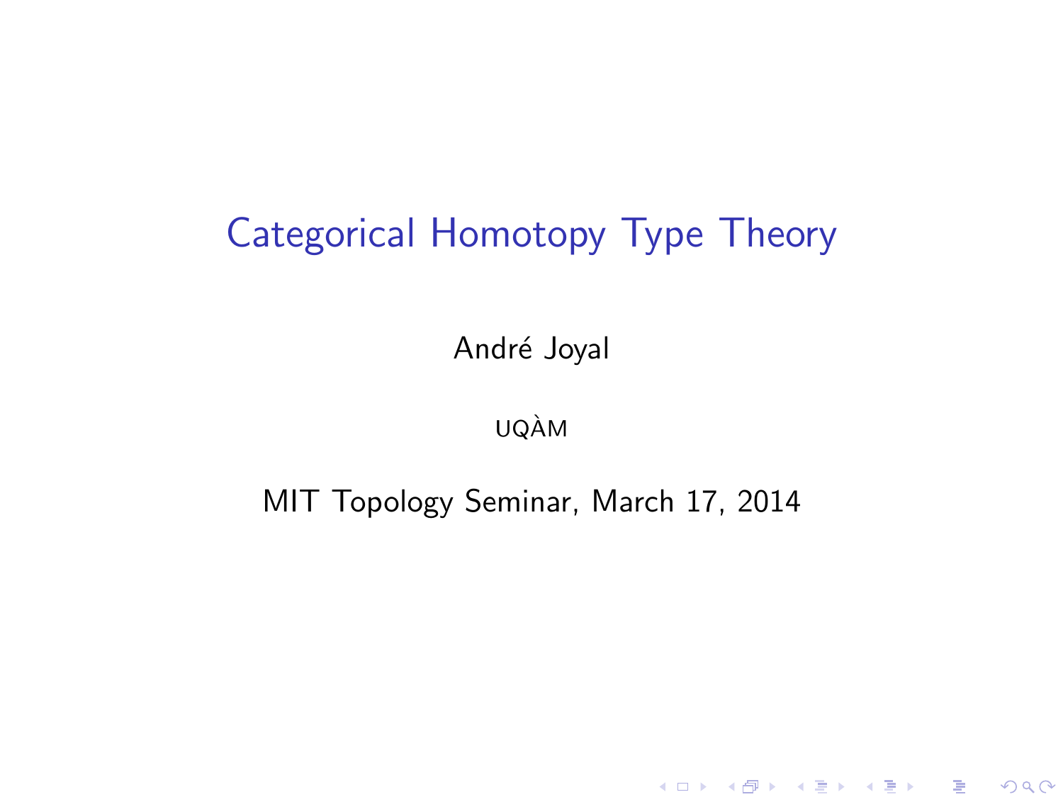# Categorical Homotopy Type Theory

André Joyal

UQÀM

MIT Topology Seminar, March 17, 2014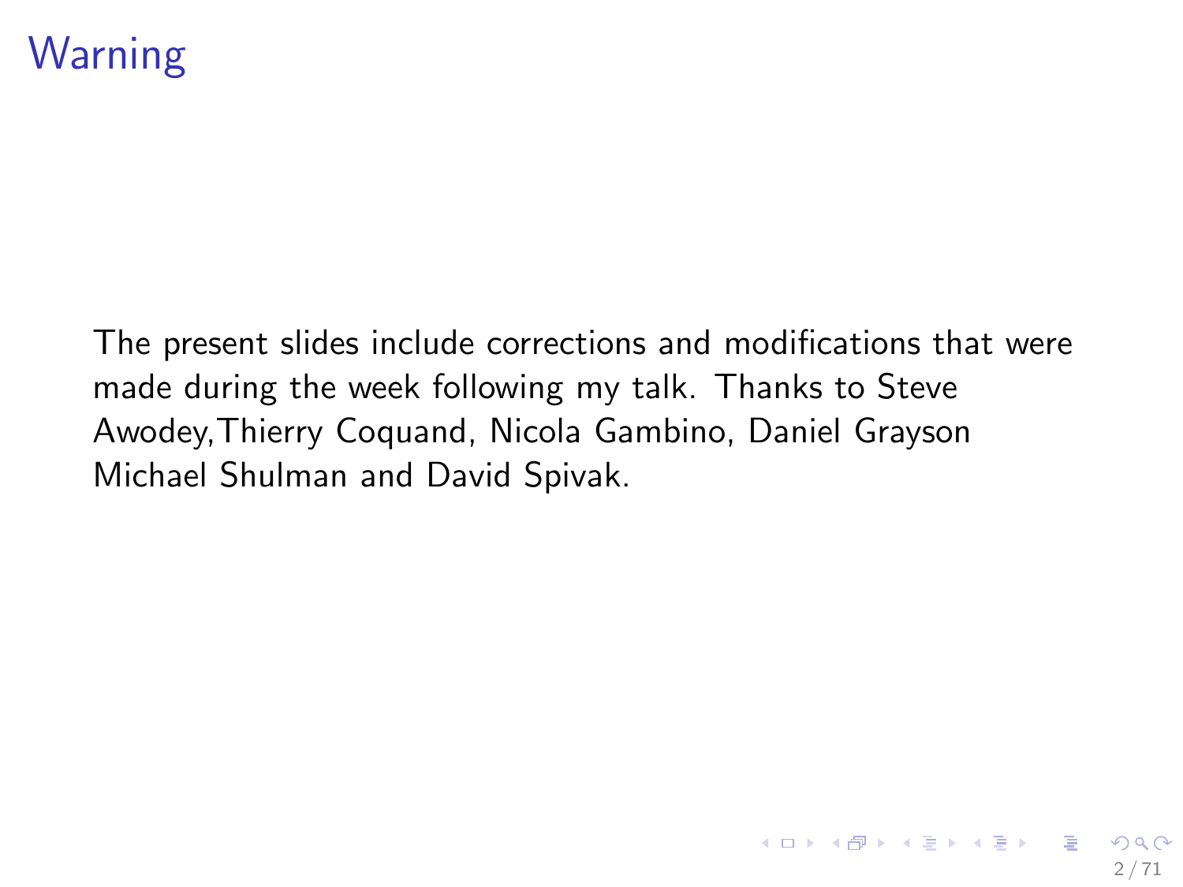# Warning

The present slides include corrections and modifications that were made during the week following my talk. Thanks to Steve Awodey,Thierry Coquand, Nicola Gambino, Daniel Grayson Michael Shulman and David Spivak.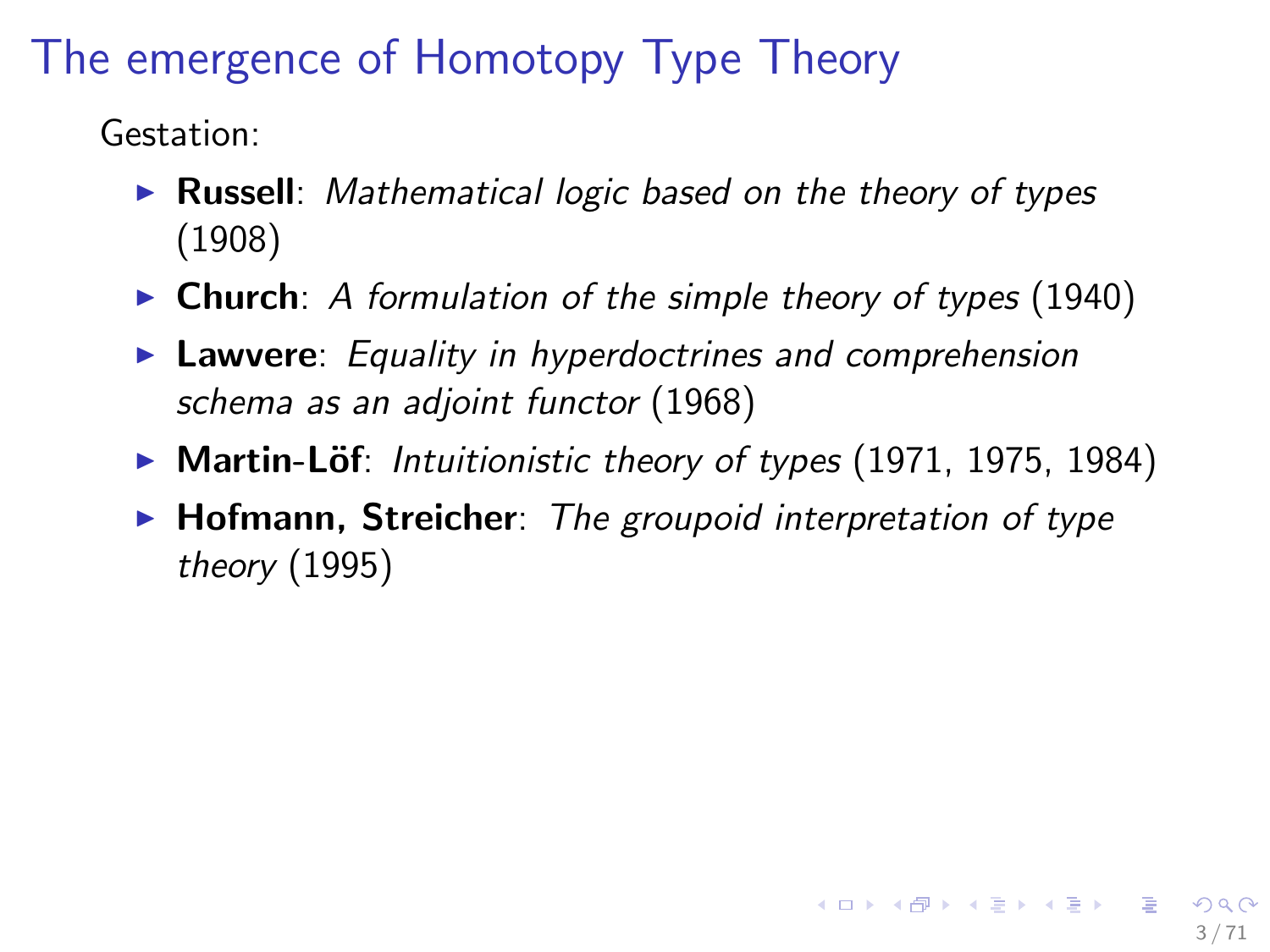# The emergence of Homotopy Type Theory

Gestation:

- **Russell**: *Mathematical logic based on the theory of types* (1908)
- **Church**: *A formulation of the simple theory of types* (1940)
- **Lawvere**: *Equality in hyperdoctrines and comprehension schema as an adjoint functor* (1968)
- **Martin-Löf**: *Intuitionistic theory of types* (1971, 1975, 1984)
- **Hofmann, Streicher**: *The groupoid interpretation of type theory* (1995)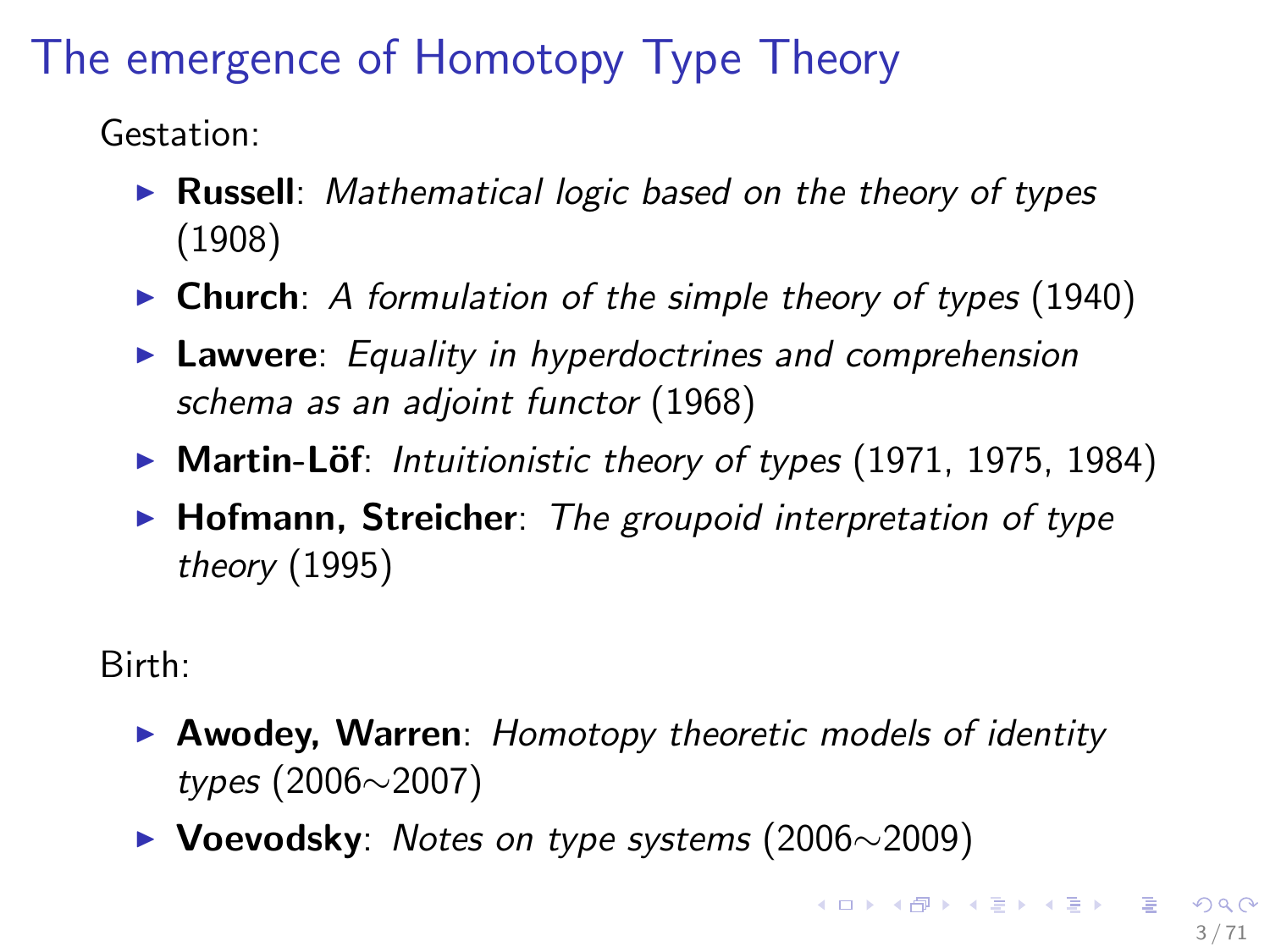# The emergence of Homotopy Type Theory

Gestation:

- **Russell**: *Mathematical logic based on the theory of types* (1908)
- **Church**: *A formulation of the simple theory of types* (1940)
- **Lawvere**: *Equality in hyperdoctrines and comprehension schema as an adjoint functor* (1968)
- **Martin-Löf**: *Intuitionistic theory of types* (1971, 1975, 1984)
- **Hofmann, Streicher**: *The groupoid interpretation of type theory* (1995)

Birth:

- **Awodey, Warren**: *Homotopy theoretic models of identity types* (2006∼2007)
- **Voevodsky**: *Notes on type systems* (2006∼2009)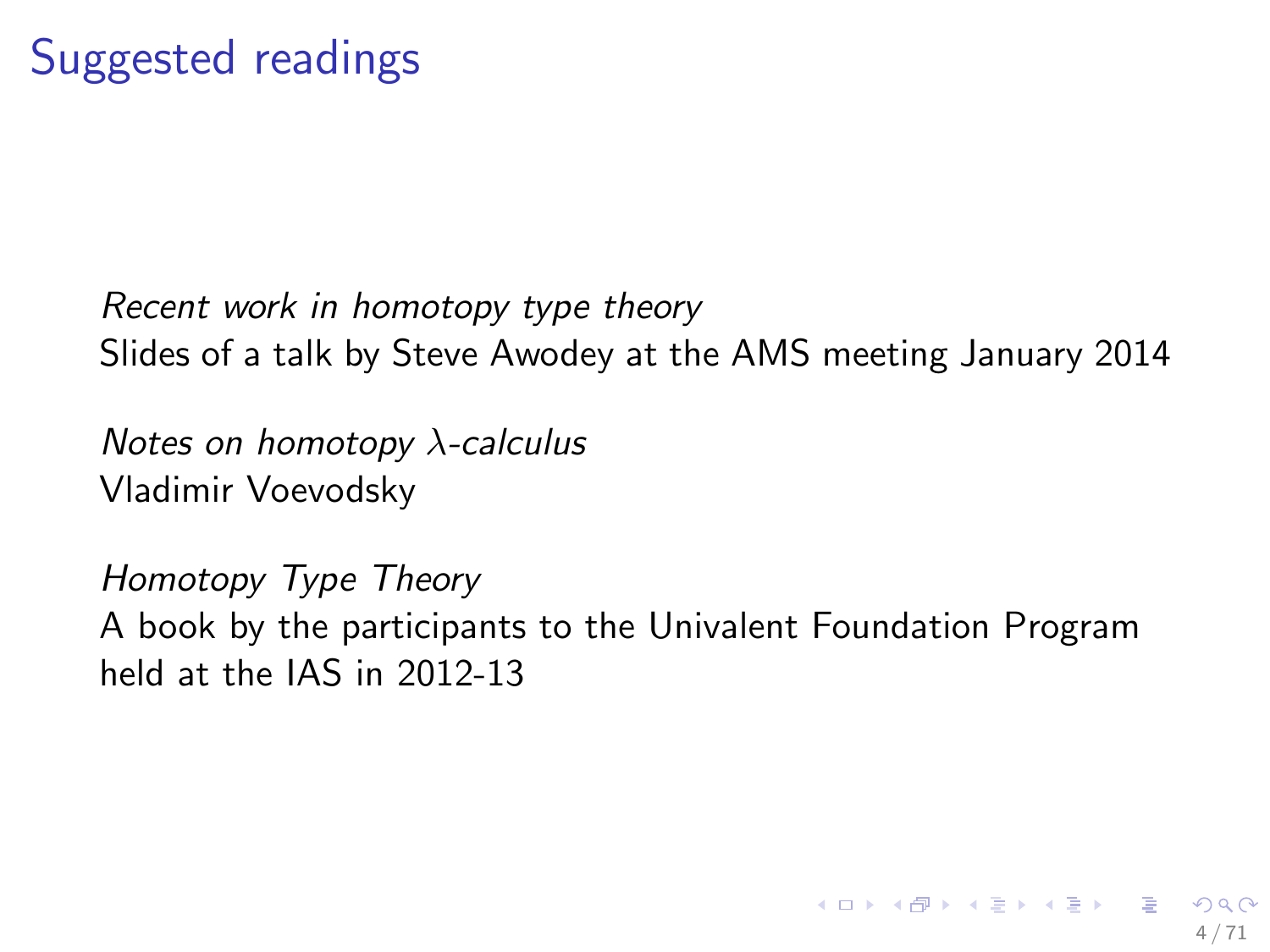# Suggested readings

*Recent work in homotopy type theory*
Slides of a talk by Steve Awodey at the AMS meeting January 2014

*Notes on homotopy $\lambda$-calculus*
Vladimir Voevodsky

*Homotopy Type Theory*
A book by the participants to the Univalent Foundation Program held at the IAS in 2012-13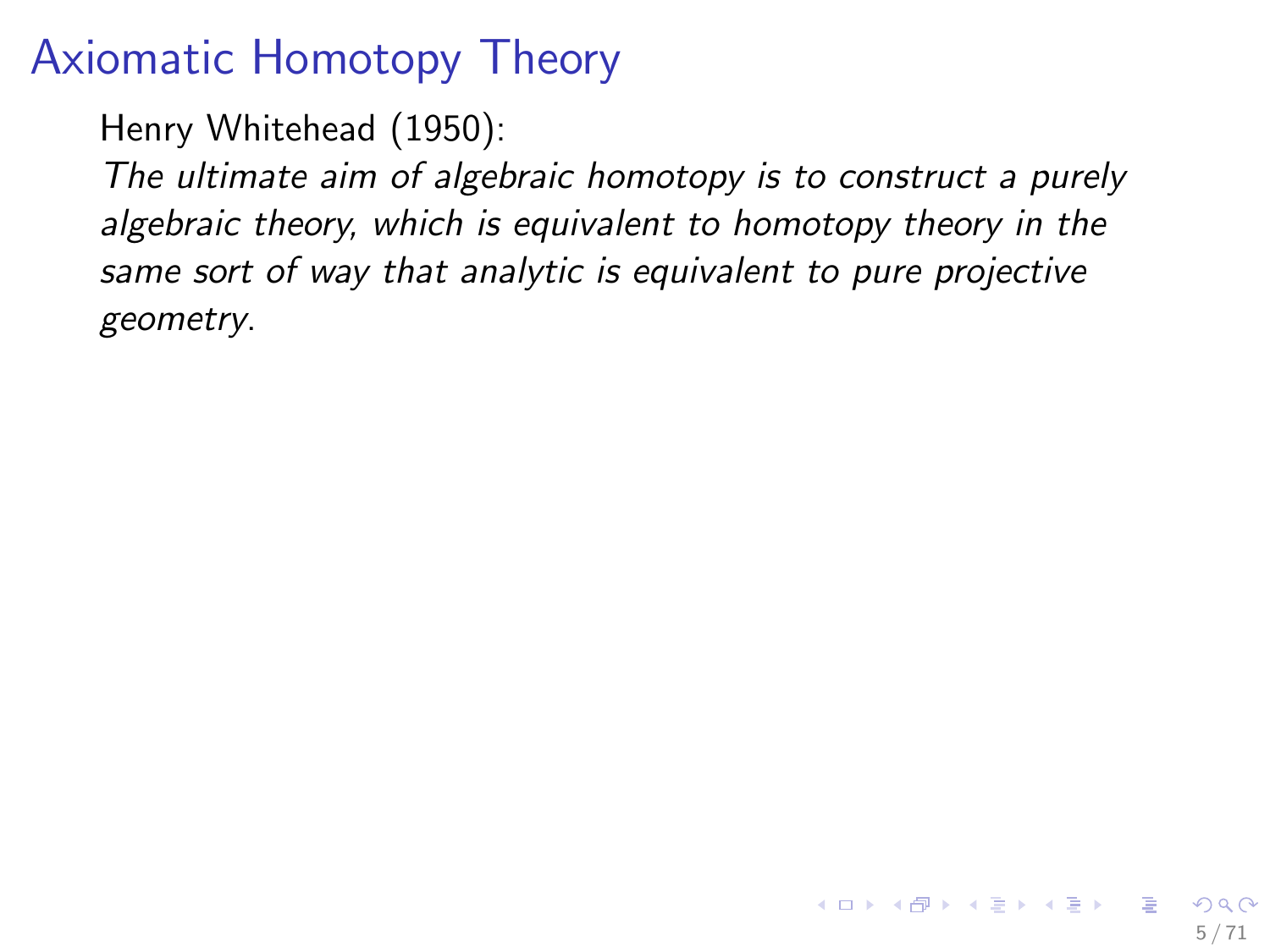# Axiomatic Homotopy Theory

Henry Whitehead (1950):

*The ultimate aim of algebraic homotopy is to construct a purely algebraic theory, which is equivalent to homotopy theory in the same sort of way that analytic is equivalent to pure projective geometry.*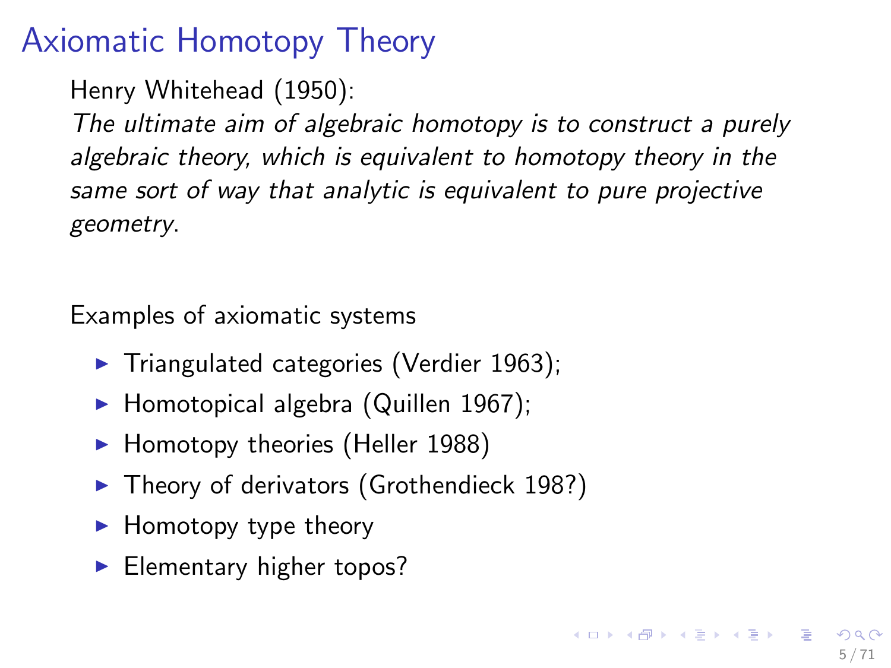# Axiomatic Homotopy Theory

Henry Whitehead (1950):

*The ultimate aim of algebraic homotopy is to construct a purely algebraic theory, which is equivalent to homotopy theory in the same sort of way that analytic is equivalent to pure projective geometry.*

Examples of axiomatic systems

- Triangulated categories (Verdier 1963);
- Homotopical algebra (Quillen 1967);
- Homotopy theories (Heller 1988)
- Theory of derivators (Grothendieck 198?)
- Homotopy type theory
- Elementary higher topos?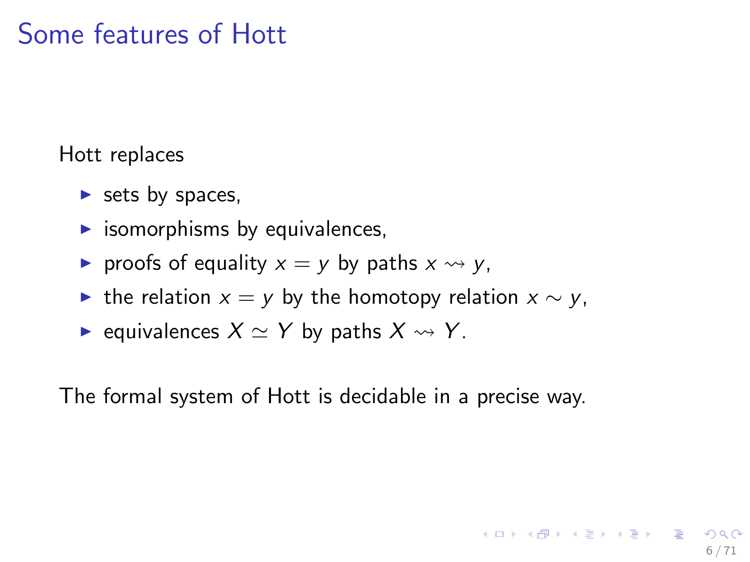# Some features of Hott

Hott replaces

- sets by spaces,
- isomorphisms by equivalences,
- proofs of equality $x = y$ by paths $x \rightsquigarrow y$,
- the relation $x = y$ by the homotopy relation $x \sim y$,
- equivalences $X \simeq Y$ by paths $X \rightsquigarrow Y$.

The formal system of Hott is decidable in a precise way.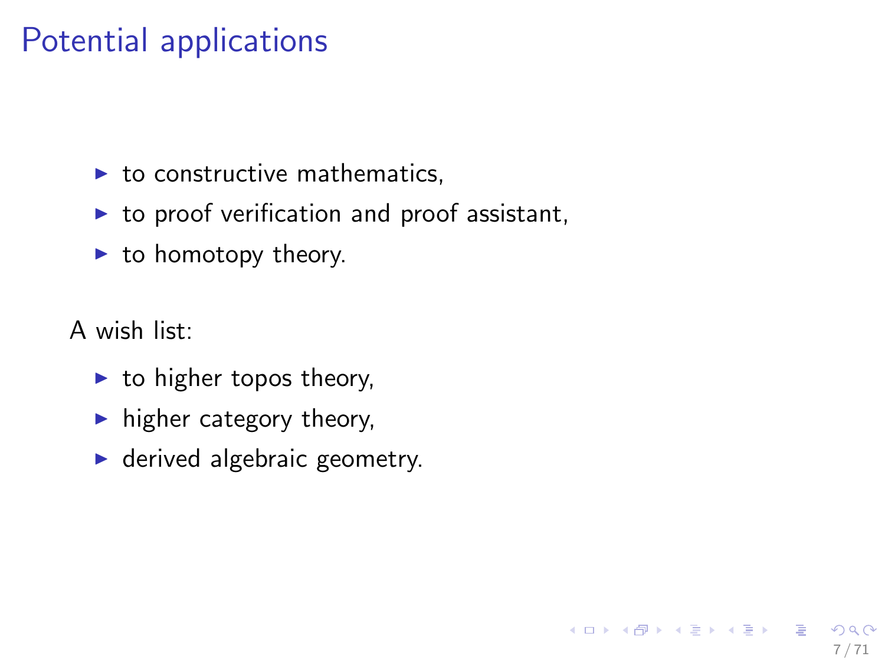# Potential applications

- to constructive mathematics,
- to proof verification and proof assistant,
- to homotopy theory.

A wish list:

- to higher topos theory,
- higher category theory,
- derived algebraic geometry.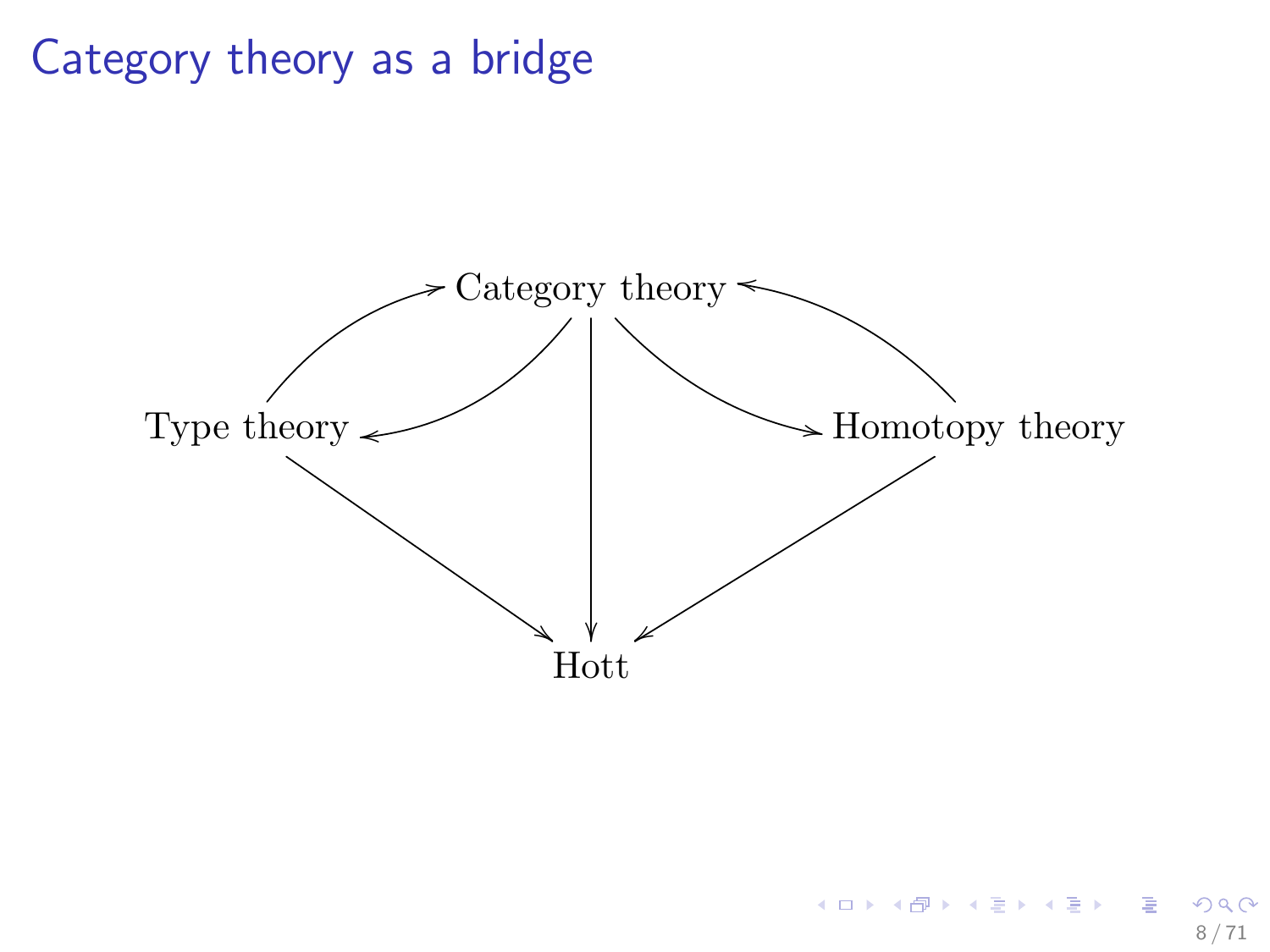# Category theory as a bridge

Category theory

Type theory

Homotopy theory

Hott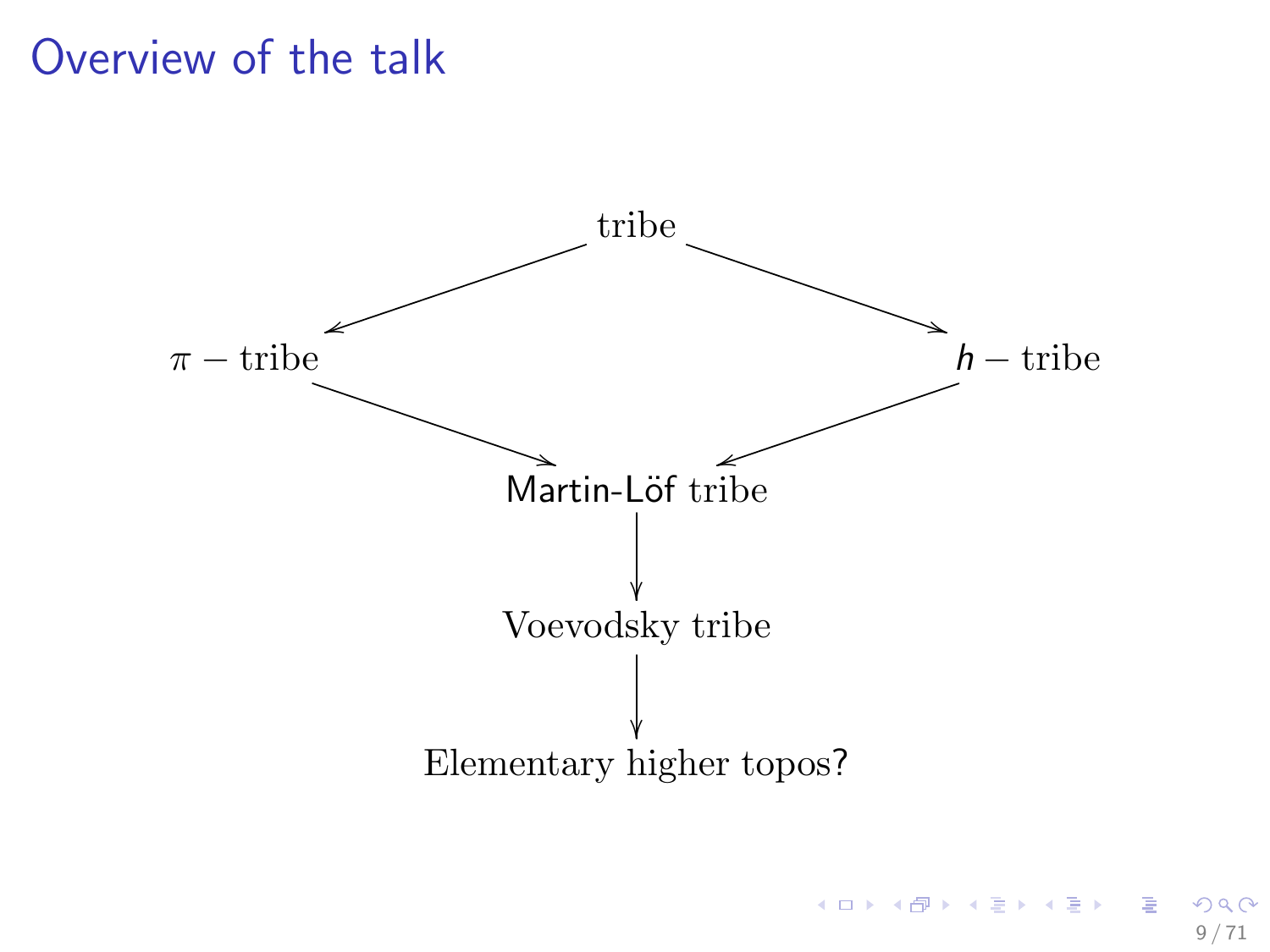# Overview of the talk

tribe

$\pi -$ tribe

$h -$ tribe

Martin-Löf tribe

Voevodsky tribe

Elementary higher topos?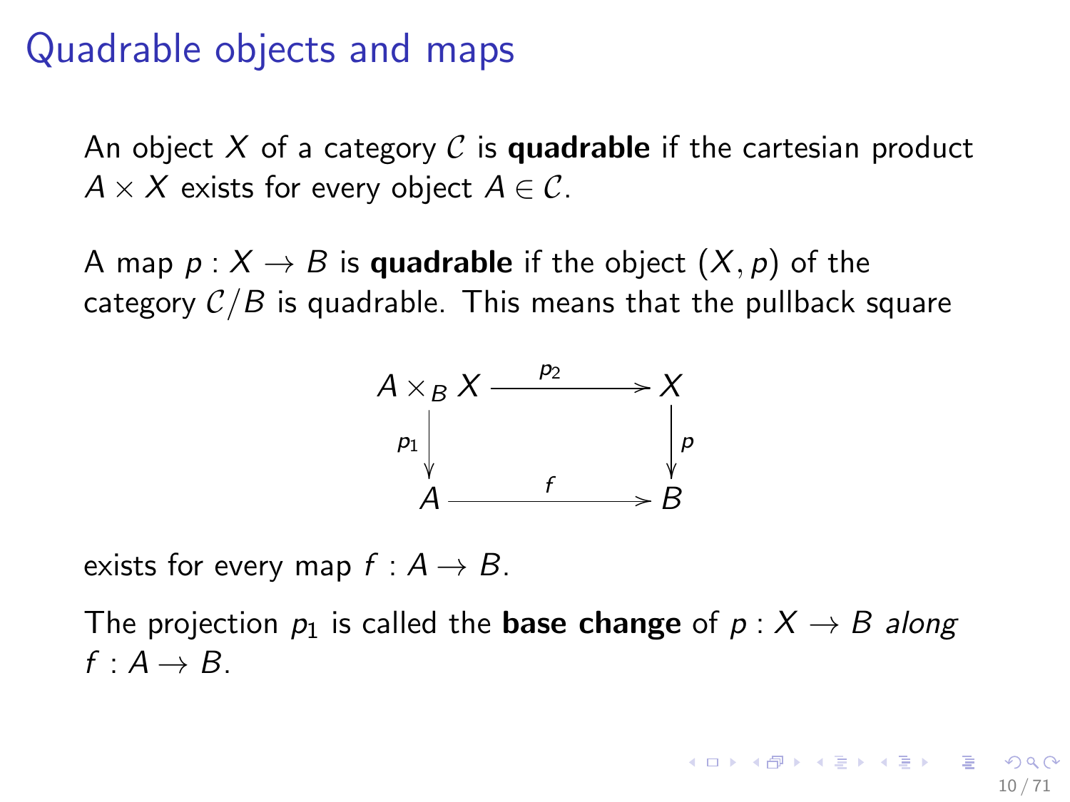# Quadrable objects and maps

An object $X$ of a category $\mathcal{C}$ is **quadrable** if the cartesian product $A \times X$ exists for every object $A \in \mathcal{C}$.

A map $p : X \to B$ is **quadrable** if the object $(X, p)$ of the category $\mathcal{C}/B$ is quadrable. This means that the pullback square

$$
\begin{array}{ccc}
A \times_B X & \xrightarrow{\;p_2\;} & X \\
{\scriptstyle p_1}\downarrow & & \downarrow{\scriptstyle p} \\
A & \xrightarrow{\;f\;} & B
\end{array}
$$

exists for every map $f : A \to B$.

The projection $p_1$ is called the **base change** of $p : X \to B$ *along* $f : A \to B$.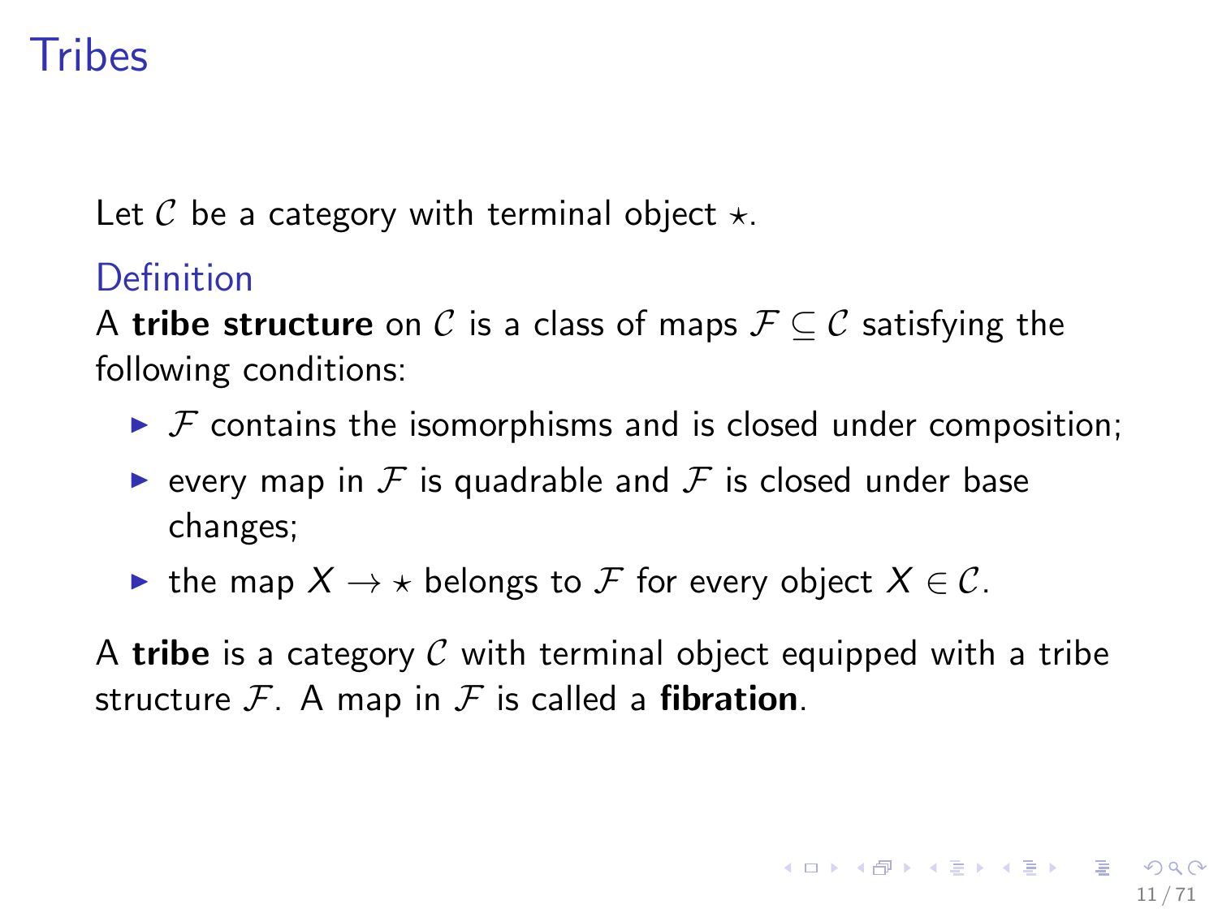# Tribes

Let $\mathcal{C}$ be a category with terminal object $\star$.

**Definition**

A **tribe structure** on $\mathcal{C}$ is a class of maps $\mathcal{F} \subseteq \mathcal{C}$ satisfying the following conditions:

- $\mathcal{F}$ contains the isomorphisms and is closed under composition;
- every map in $\mathcal{F}$ is quadrable and $\mathcal{F}$ is closed under base changes;
- the map $X \to \star$ belongs to $\mathcal{F}$ for every object $X \in \mathcal{C}$.

A **tribe** is a category $\mathcal{C}$ with terminal object equipped with a tribe structure $\mathcal{F}$. A map in $\mathcal{F}$ is called a **fibration**.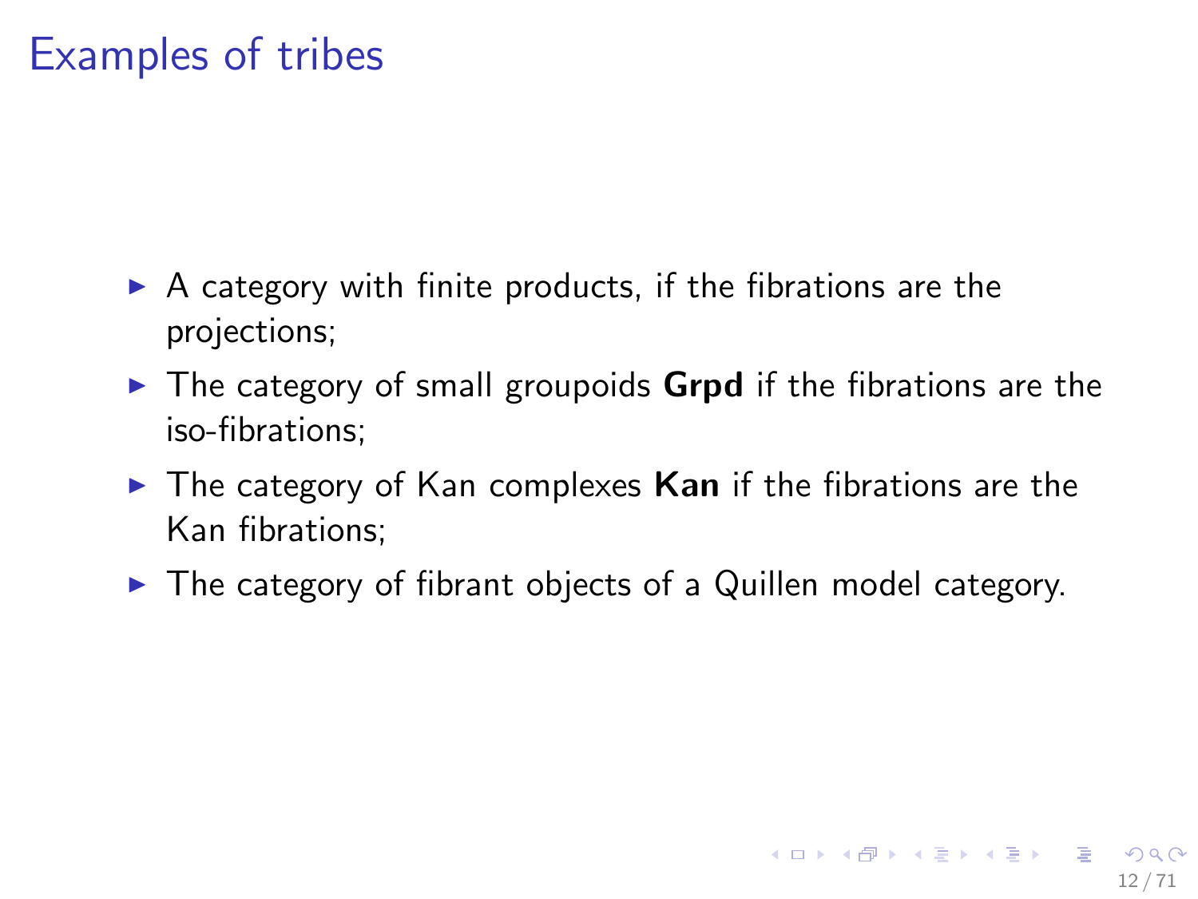# Examples of tribes

- A category with finite products, if the fibrations are the projections;
- The category of small groupoids **Grpd** if the fibrations are the iso-fibrations;
- The category of Kan complexes **Kan** if the fibrations are the Kan fibrations;
- The category of fibrant objects of a Quillen model category.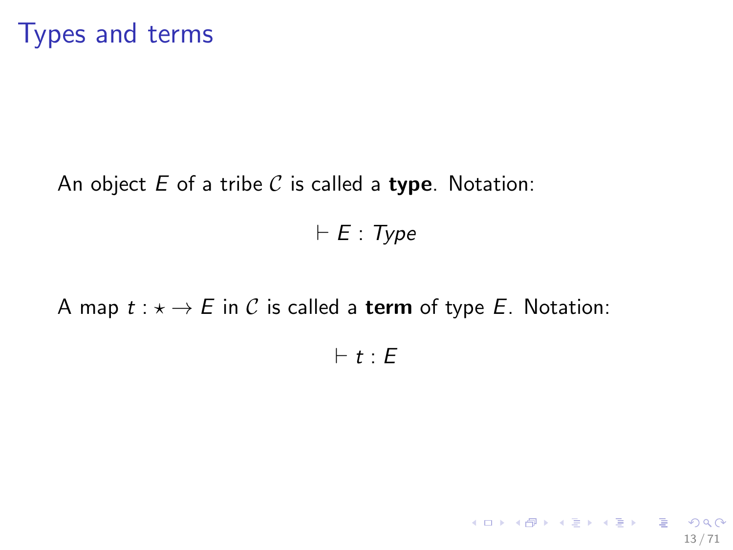# Types and terms

An object $E$ of a tribe $\mathcal{C}$ is called a **type**. Notation:

$$\vdash E : Type$$

A map $t : \star \to E$ in $\mathcal{C}$ is called a **term** of type $E$. Notation:

$$\vdash t : E$$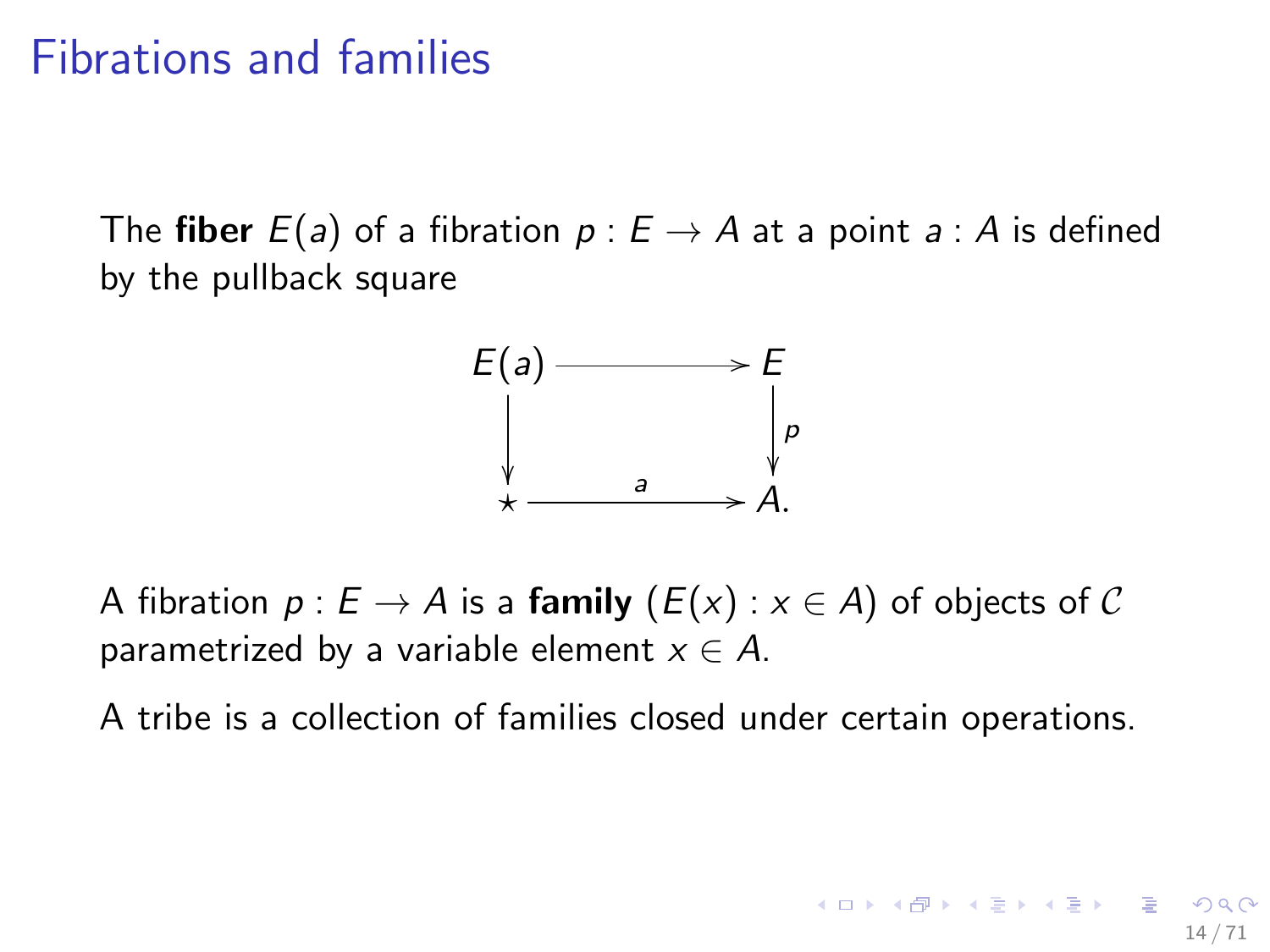# Fibrations and families

The **fiber** $E(a)$ of a fibration $p : E \to A$ at a point $a : A$ is defined by the pullback square

$$\begin{array}{ccc} E(a) & \longrightarrow & E \\ \downarrow & & \downarrow p \\ \star & \xrightarrow{\;a\;} & A. \end{array}$$

A fibration $p : E \to A$ is a **family** $(E(x) : x \in A)$ of objects of $\mathcal{C}$ parametrized by a variable element $x \in A$.

A tribe is a collection of families closed under certain operations.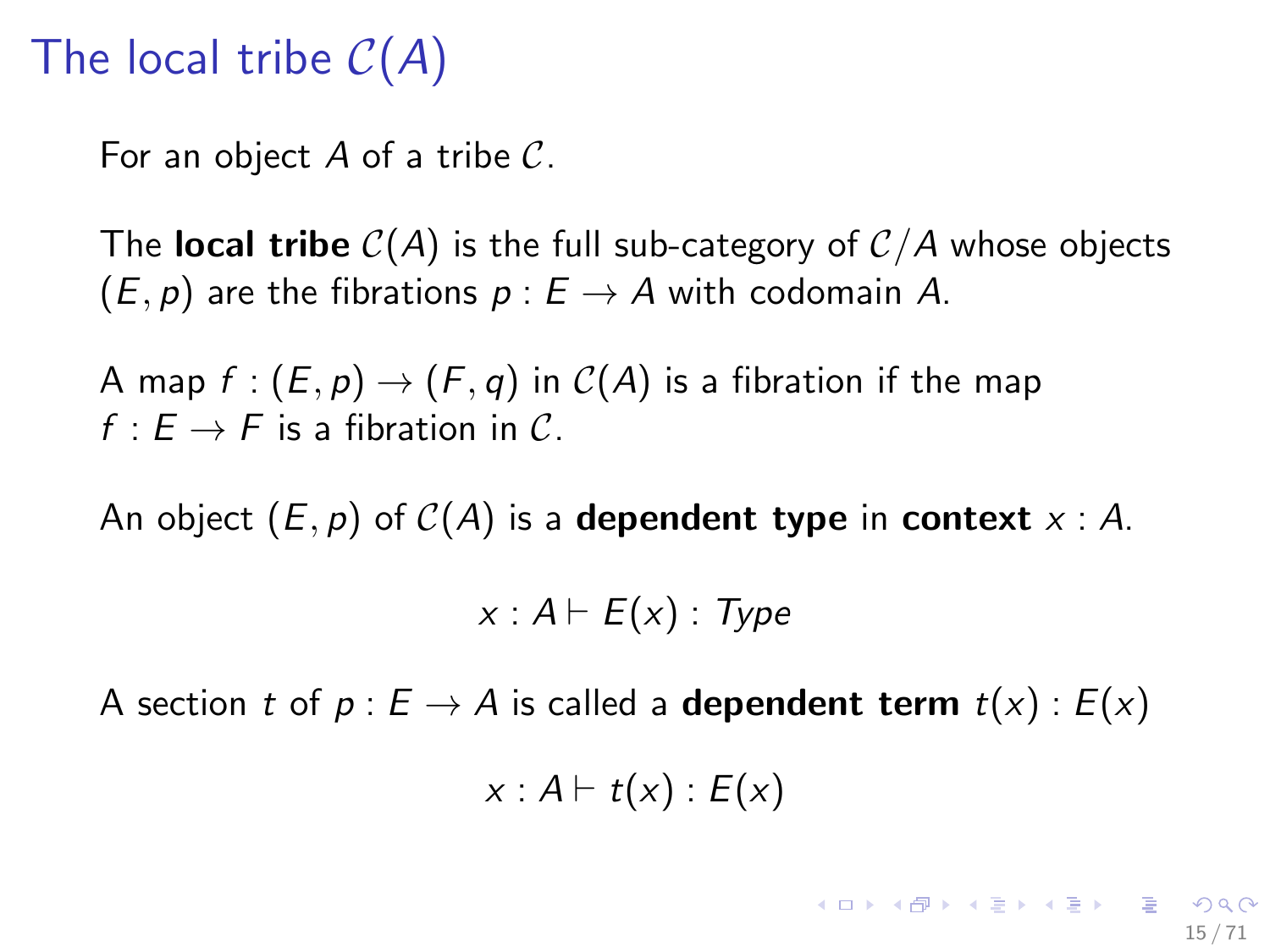# The local tribe $\mathcal{C}(A)$

For an object $A$ of a tribe $\mathcal{C}$.

The **local tribe** $\mathcal{C}(A)$ is the full sub-category of $\mathcal{C}/A$ whose objects $(E, p)$ are the fibrations $p : E \to A$ with codomain $A$.

A map $f : (E, p) \to (F, q)$ in $\mathcal{C}(A)$ is a fibration if the map $f : E \to F$ is a fibration in $\mathcal{C}$.

An object $(E, p)$ of $\mathcal{C}(A)$ is a **dependent type** in **context** $x : A$.

$$x : A \vdash E(x) : Type$$

A section $t$ of $p : E \to A$ is called a **dependent term** $t(x) : E(x)$

$$x : A \vdash t(x) : E(x)$$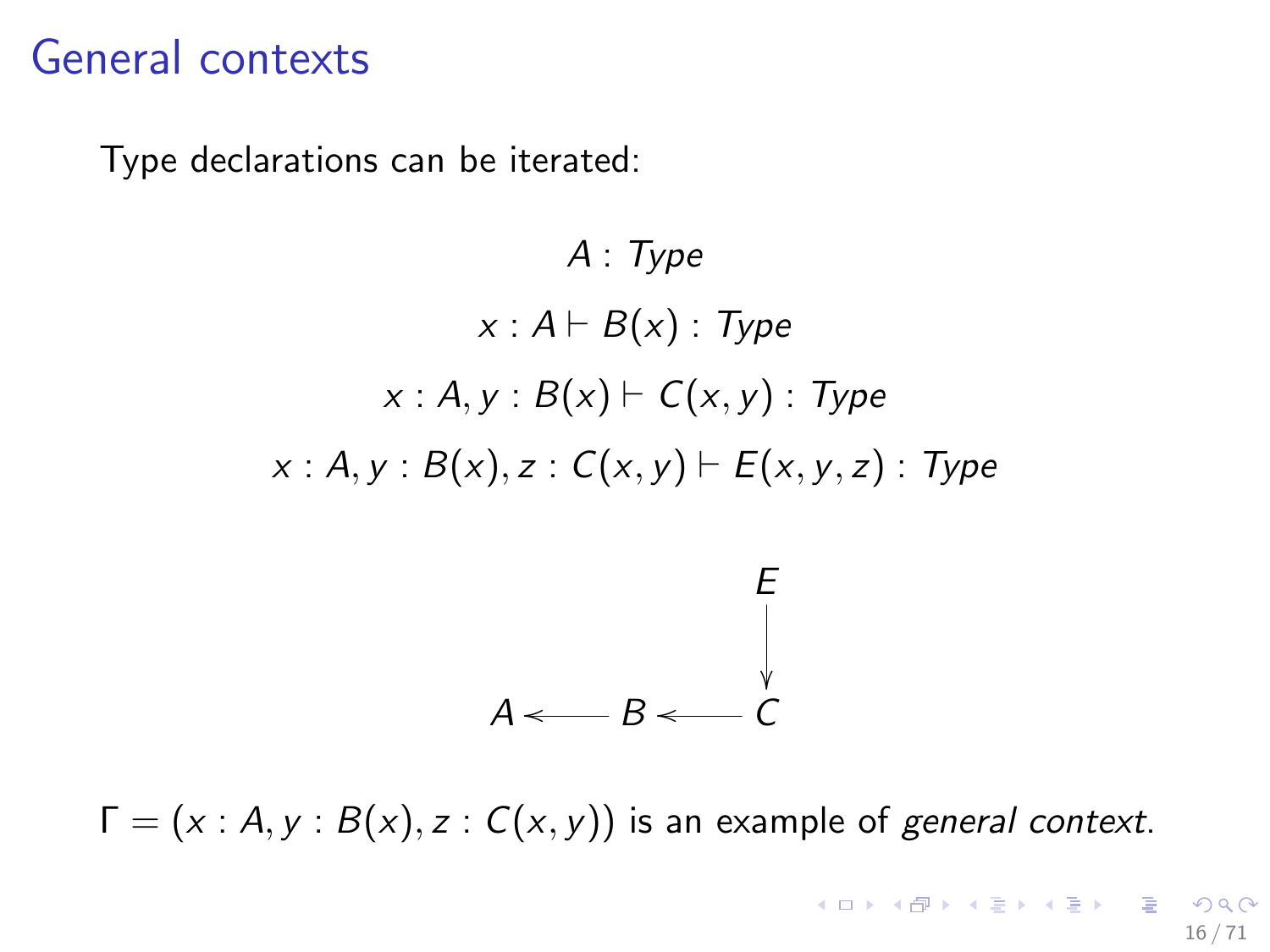# General contexts

Type declarations can be iterated:

$$A : \mathit{Type}$$

$$x : A \vdash B(x) : \mathit{Type}$$

$$x : A, y : B(x) \vdash C(x, y) : \mathit{Type}$$

$$x : A, y : B(x), z : C(x, y) \vdash E(x, y, z) : \mathit{Type}$$

$$\begin{array}{ccccc} & & & & E \\ & & & & \downarrow \\ A & \longleftarrow & B & \longleftarrow & C \end{array}$$

$\Gamma = (x : A, y : B(x), z : C(x, y))$ is an example of *general context*.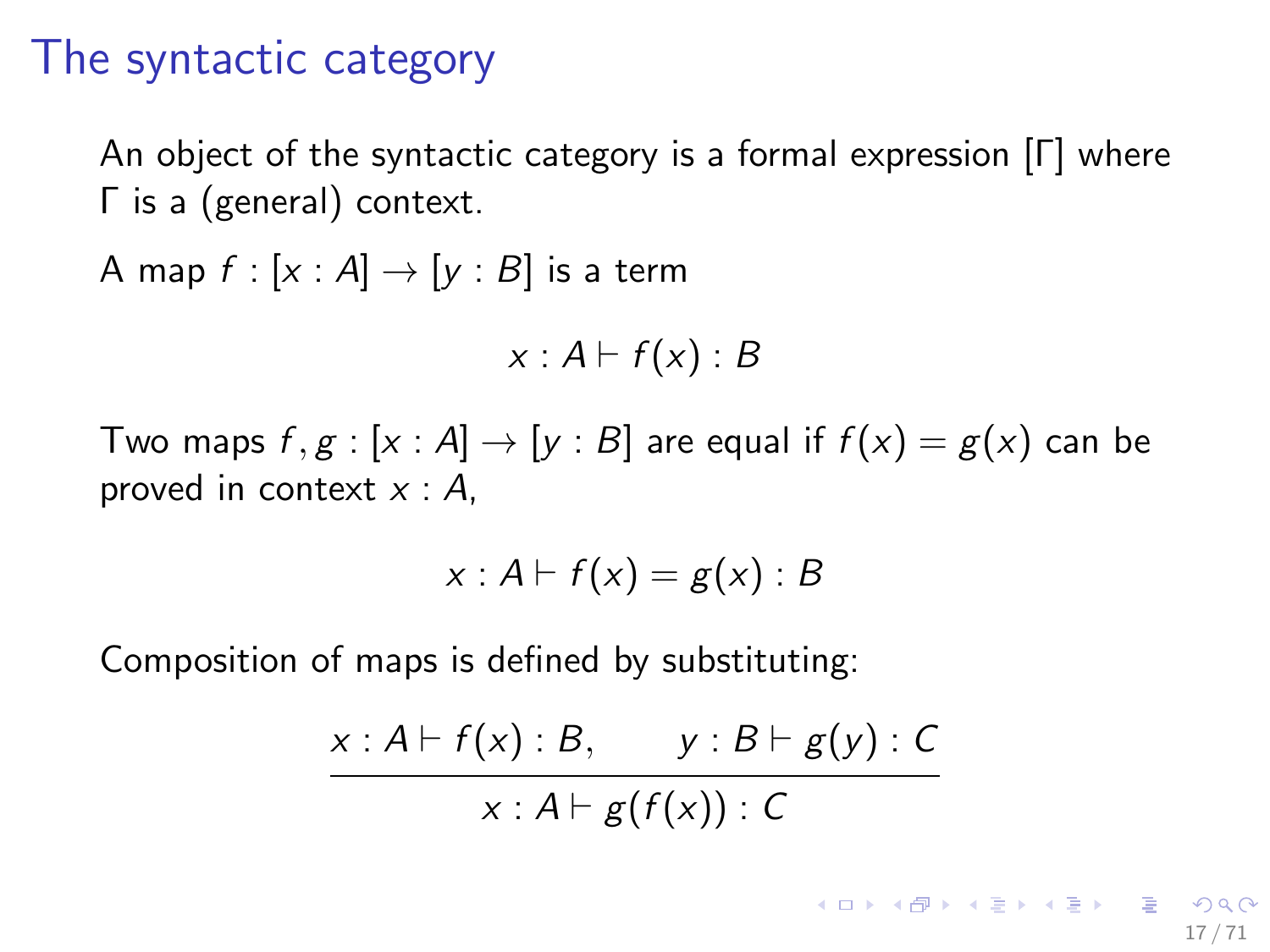# The syntactic category

An object of the syntactic category is a formal expression $[\Gamma]$ where $\Gamma$ is a (general) context.

A map $f : [x : A] \to [y : B]$ is a term

$$x : A \vdash f(x) : B$$

Two maps $f, g : [x : A] \to [y : B]$ are equal if $f(x) = g(x)$ can be proved in context $x : A$,

$$x : A \vdash f(x) = g(x) : B$$

Composition of maps is defined by substituting:

$$\frac{x : A \vdash f(x) : B, \qquad y : B \vdash g(y) : C}{x : A \vdash g(f(x)) : C}$$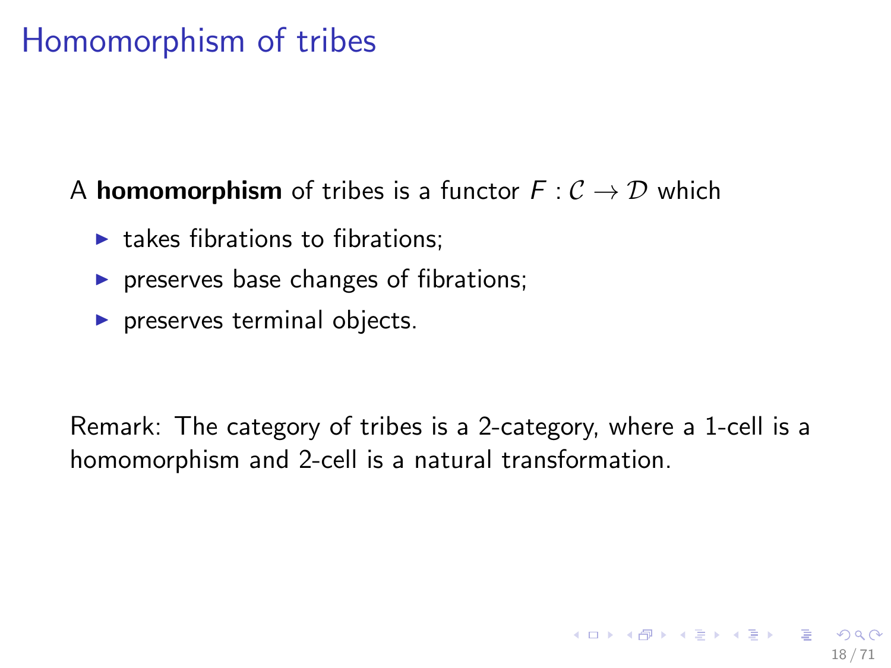# Homomorphism of tribes

A **homomorphism** of tribes is a functor $F : \mathcal{C} \to \mathcal{D}$ which

- takes fibrations to fibrations;
- preserves base changes of fibrations;
- preserves terminal objects.

Remark: The category of tribes is a 2-category, where a 1-cell is a homomorphism and 2-cell is a natural transformation.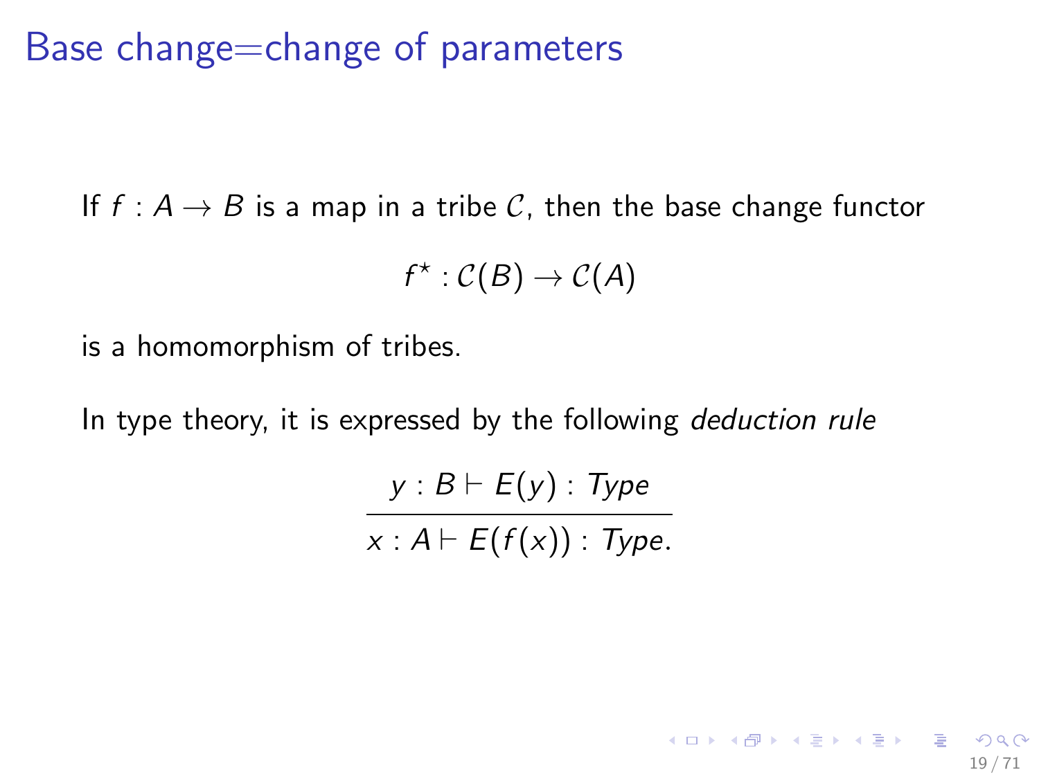# Base change=change of parameters

If $f : A \to B$ is a map in a tribe $\mathcal{C}$, then the base change functor

$$f^\star : \mathcal{C}(B) \to \mathcal{C}(A)$$

is a homomorphism of tribes.

In type theory, it is expressed by the following *deduction rule*

$$\frac{y : B \vdash E(y) : Type}{x : A \vdash E(f(x)) : Type.}$$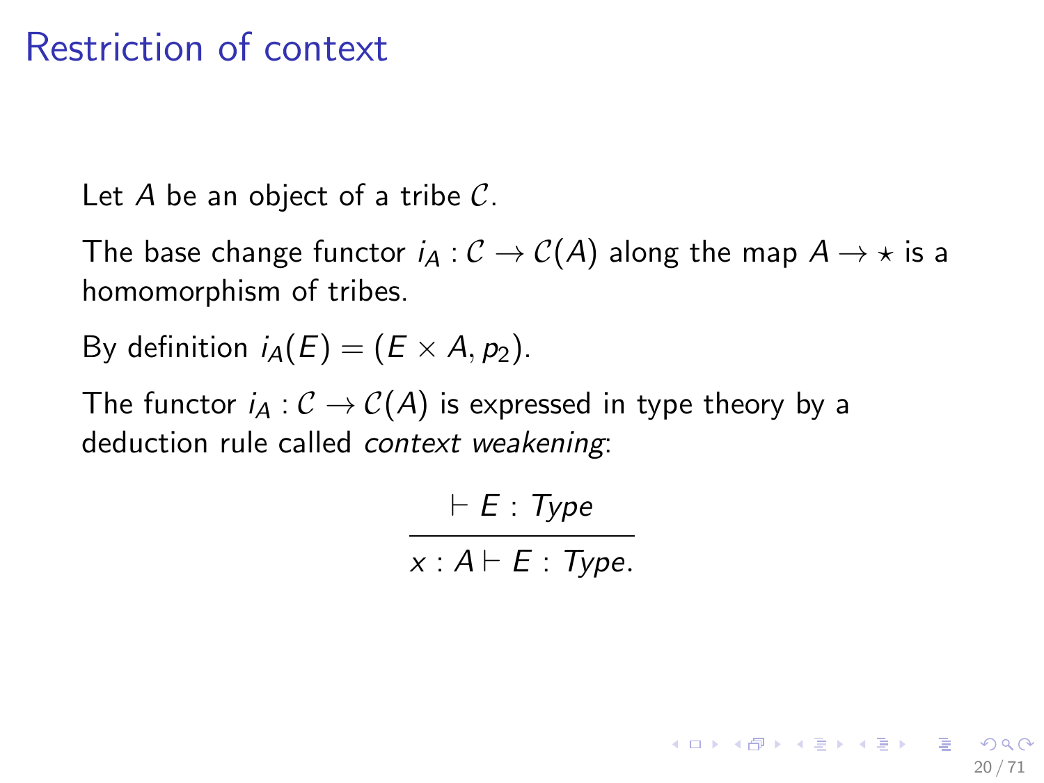# Restriction of context

Let $A$ be an object of a tribe $\mathcal{C}$.

The base change functor $i_A : \mathcal{C} \to \mathcal{C}(A)$ along the map $A \to \star$ is a homomorphism of tribes.

By definition $i_A(E) = (E \times A, p_2)$.

The functor $i_A : \mathcal{C} \to \mathcal{C}(A)$ is expressed in type theory by a deduction rule called *context weakening*:

$$\frac{\vdash E : Type}{x : A \vdash E : Type.}$$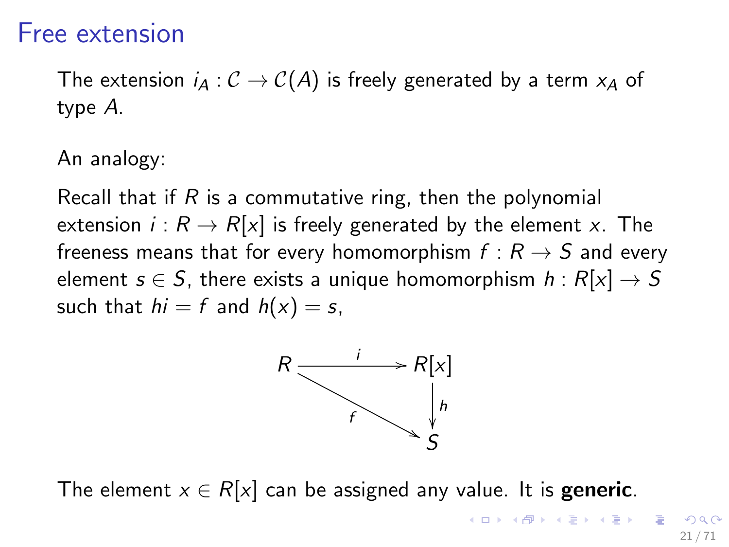# Free extension

The extension $i_A : \mathcal{C} \to \mathcal{C}(A)$ is freely generated by a term $x_A$ of type $A$.

An analogy:

Recall that if $R$ is a commutative ring, then the polynomial extension $i : R \to R[x]$ is freely generated by the element $x$. The freeness means that for every homomorphism $f : R \to S$ and every element $s \in S$, there exists a unique homomorphism $h : R[x] \to S$ such that $hi = f$ and $h(x) = s$,

$$
\begin{array}{ccc}
R & \xrightarrow{\;i\;} & R[x] \\
& \searrow^{f} & \downarrow{h} \\
& & S
\end{array}
$$

The element $x \in R[x]$ can be assigned any value. It is **generic**.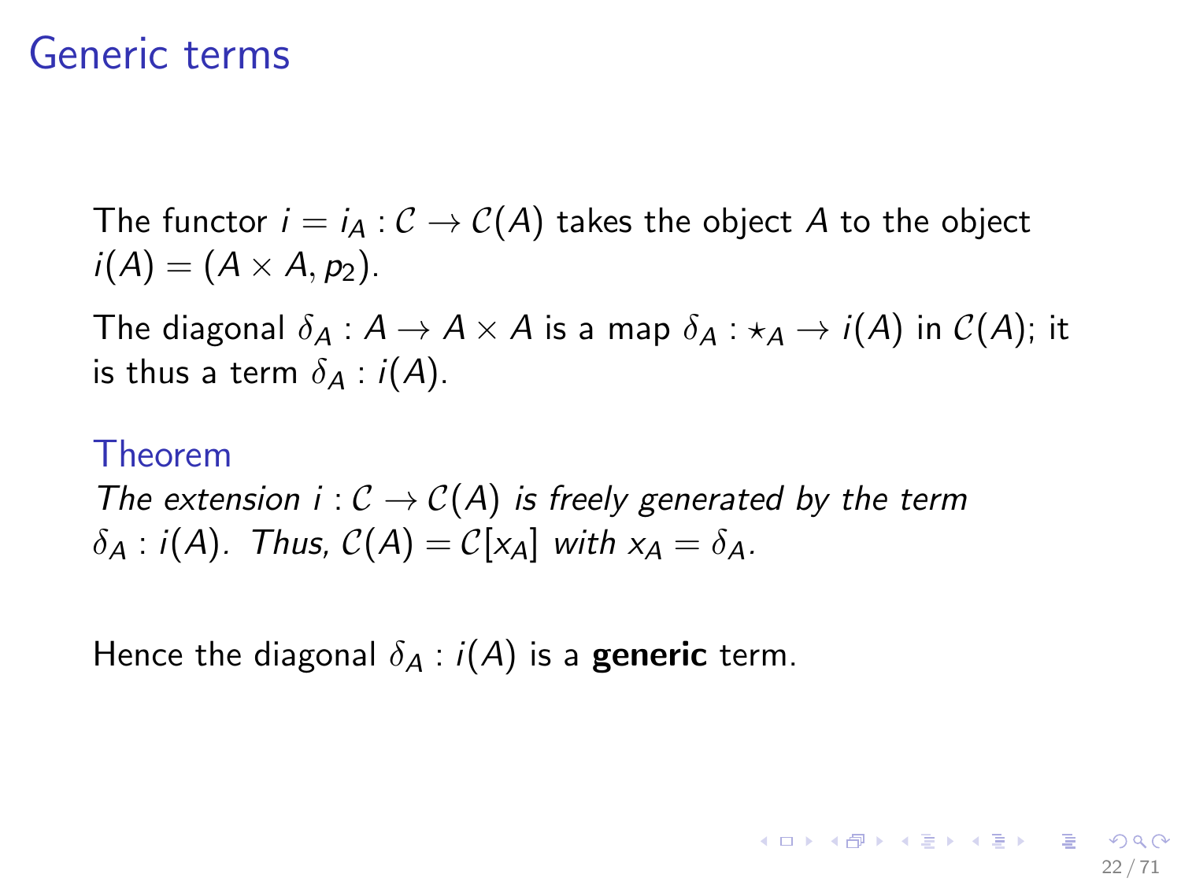# Generic terms

The functor $i = i_A : \mathcal{C} \to \mathcal{C}(A)$ takes the object $A$ to the object $i(A) = (A \times A, p_2)$.

The diagonal $\delta_A : A \to A \times A$ is a map $\delta_A : \star_A \to i(A)$ in $\mathcal{C}(A)$; it is thus a term $\delta_A : i(A)$.

**Theorem**

*The extension $i : \mathcal{C} \to \mathcal{C}(A)$ is freely generated by the term $\delta_A : i(A)$. Thus, $\mathcal{C}(A) = \mathcal{C}[x_A]$ with $x_A = \delta_A$.*

Hence the diagonal $\delta_A : i(A)$ is a **generic** term.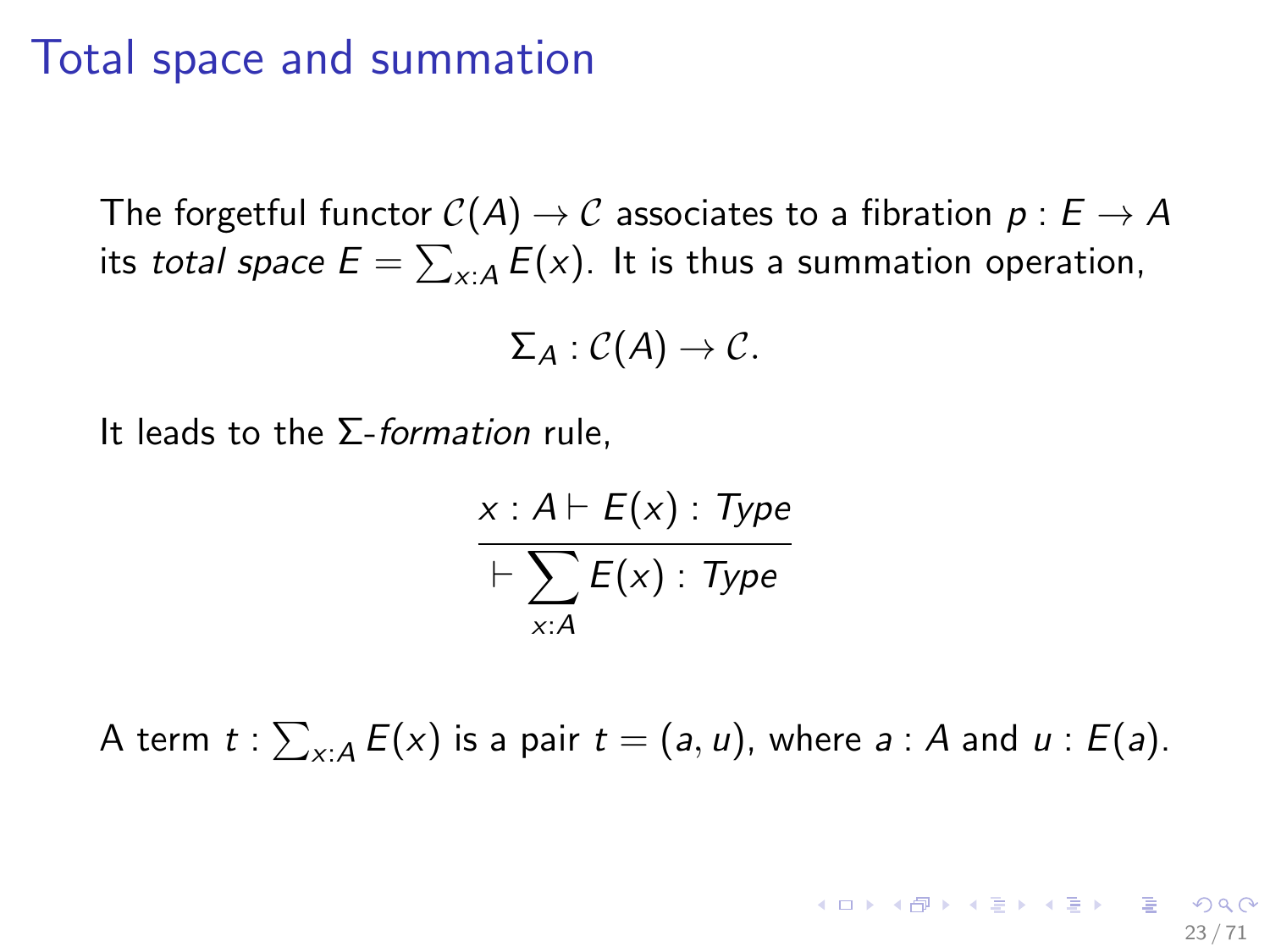# Total space and summation

The forgetful functor $\mathcal{C}(A) \to \mathcal{C}$ associates to a fibration $p : E \to A$ its *total space* $E = \sum_{x:A} E(x)$. It is thus a summation operation,

$$\Sigma_A : \mathcal{C}(A) \to \mathcal{C}.$$

It leads to the $\Sigma$-*formation* rule,

$$\frac{x : A \vdash E(x) : \mathit{Type}}{\vdash \sum_{x:A} E(x) : \mathit{Type}}$$

A term $t : \sum_{x:A} E(x)$ is a pair $t = (a, u)$, where $a : A$ and $u : E(a)$.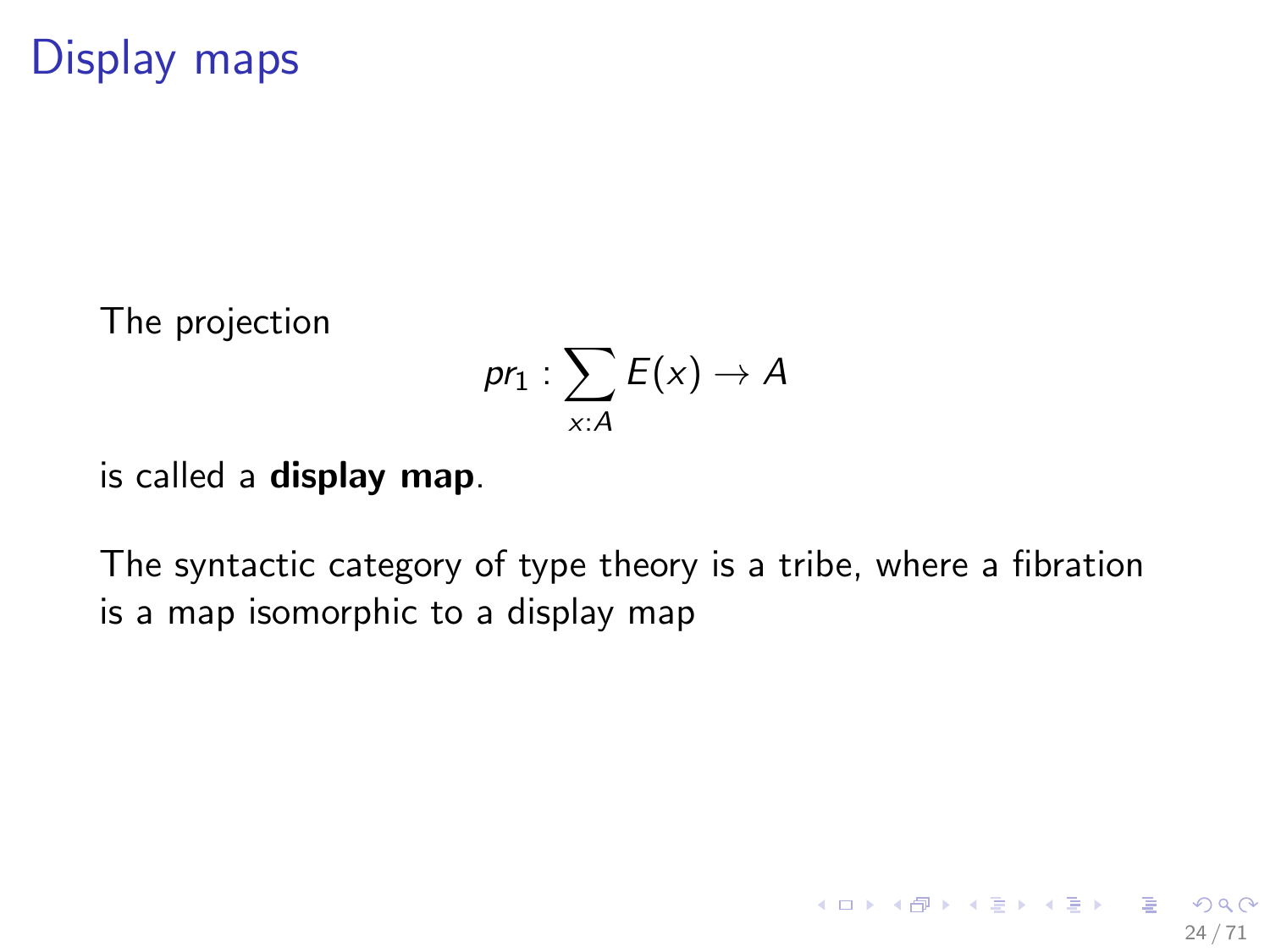# Display maps

The projection

$$pr_1 : \sum_{x:A} E(x) \to A$$

is called a **display map**.

The syntactic category of type theory is a tribe, where a fibration is a map isomorphic to a display map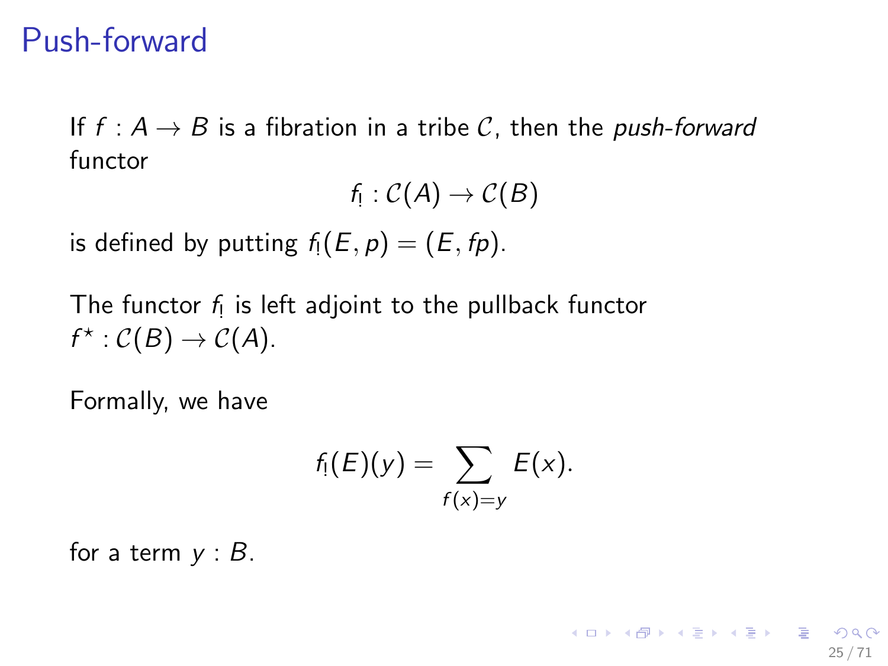# Push-forward

If $f : A \to B$ is a fibration in a tribe $\mathcal{C}$, then the *push-forward* functor

$$f_! : \mathcal{C}(A) \to \mathcal{C}(B)$$

is defined by putting $f_!(E, p) = (E, fp)$.

The functor $f_!$ is left adjoint to the pullback functor $f^\star : \mathcal{C}(B) \to \mathcal{C}(A)$.

Formally, we have

$$f_!(E)(y) = \sum_{f(x)=y} E(x).$$

for a term $y : B$.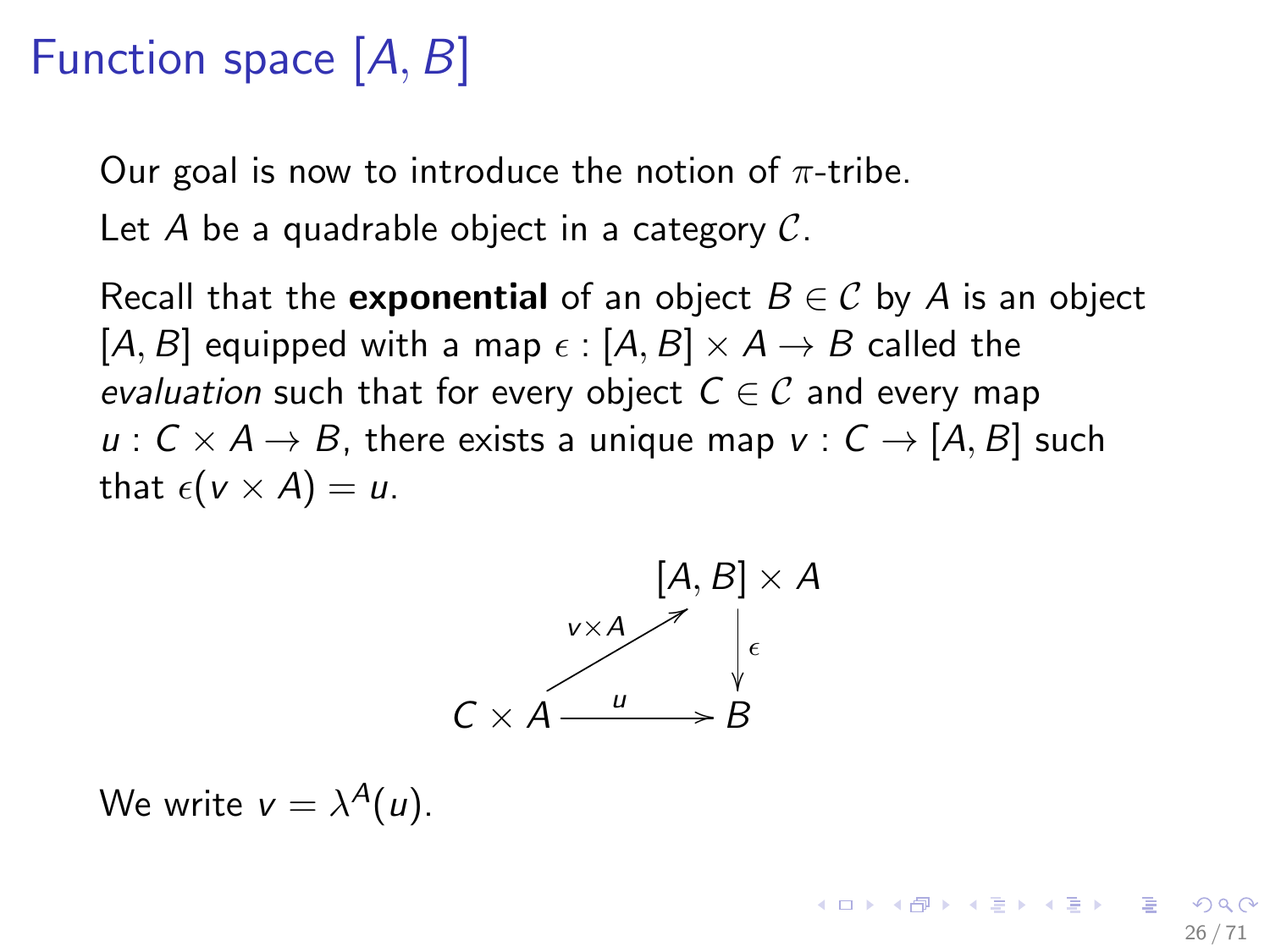# Function space $[A, B]$

Our goal is now to introduce the notion of $\pi$-tribe.

Let $A$ be a quadrable object in a category $\mathcal{C}$.

Recall that the **exponential** of an object $B \in \mathcal{C}$ by $A$ is an object $[A, B]$ equipped with a map $\epsilon : [A, B] \times A \to B$ called the *evaluation* such that for every object $C \in \mathcal{C}$ and every map $u : C \times A \to B$, there exists a unique map $v : C \to [A, B]$ such that $\epsilon(v \times A) = u$.

$$
\begin{array}{ccc}
 & & [A,B] \times A \\
 & \overset{v \times A}{\nearrow} & \big\downarrow \epsilon \\
C \times A & \xrightarrow{\quad u \quad} & B
\end{array}
$$

We write $v = \lambda^A(u)$.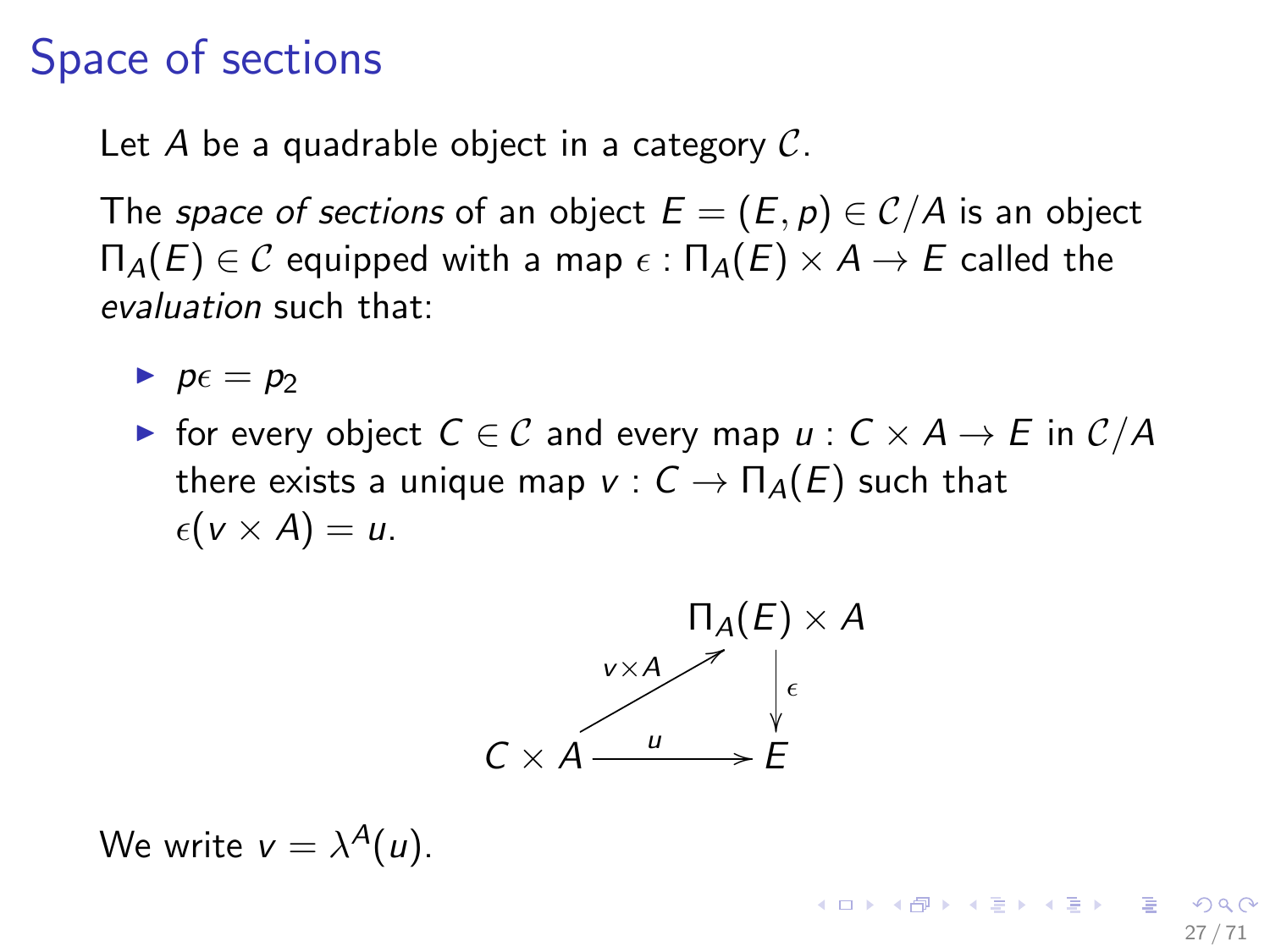# Space of sections

Let $A$ be a quadrable object in a category $\mathcal{C}$.

The *space of sections* of an object $E = (E, p) \in \mathcal{C}/A$ is an object $\Pi_A(E) \in \mathcal{C}$ equipped with a map $\epsilon : \Pi_A(E) \times A \to E$ called the *evaluation* such that:

- $p\epsilon = p_2$
- for every object $C \in \mathcal{C}$ and every map $u : C \times A \to E$ in $\mathcal{C}/A$ there exists a unique map $v : C \to \Pi_A(E)$ such that $\epsilon(v \times A) = u$.

$$
\begin{array}{ccc}
 & & \Pi_A(E) \times A \\
 & \overset{v \times A}{\nearrow} & \downarrow \epsilon \\
C \times A & \xrightarrow{\quad u \quad} & E
\end{array}
$$

We write $v = \lambda^A(u)$.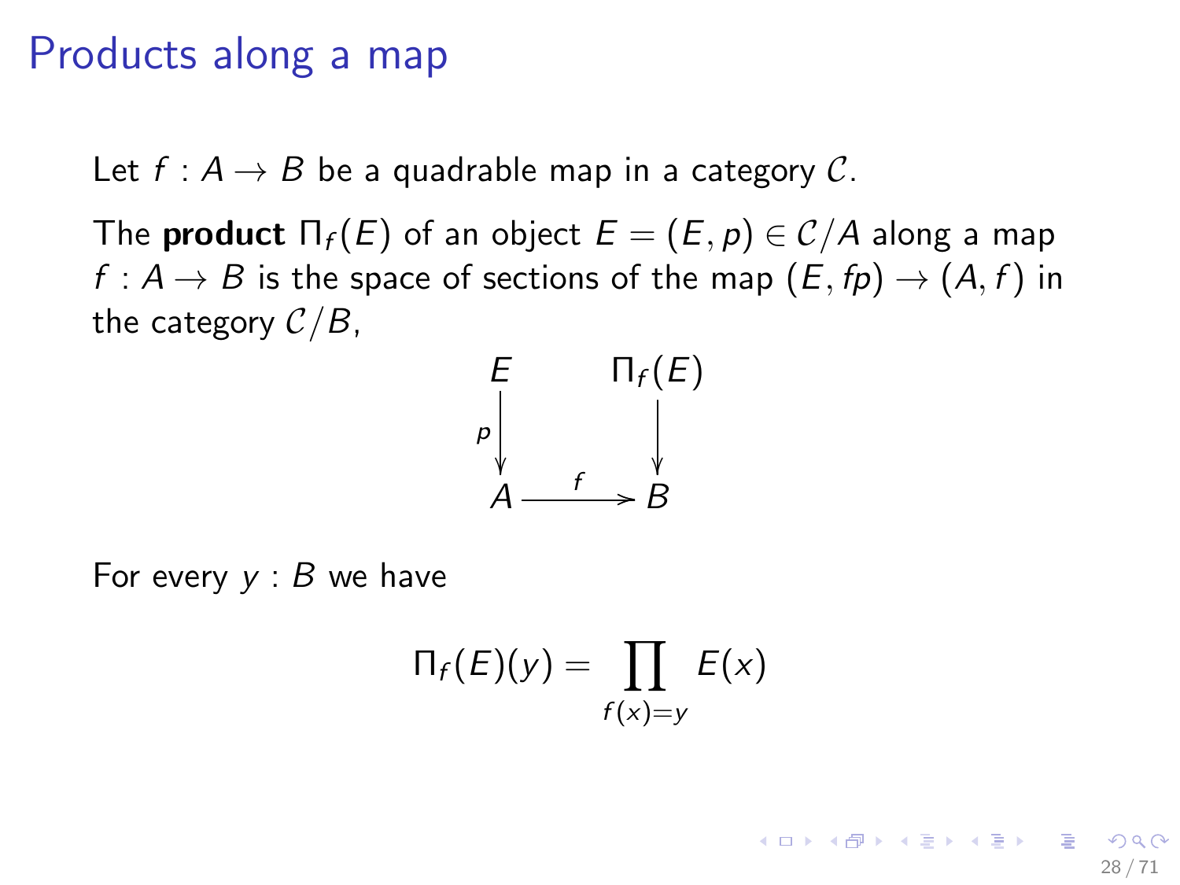# Products along a map

Let $f : A \to B$ be a quadrable map in a category $\mathcal{C}$.

The **product** $\Pi_f(E)$ of an object $E = (E, p) \in \mathcal{C}/A$ along a map $f : A \to B$ is the space of sections of the map $(E, fp) \to (A, f)$ in the category $\mathcal{C}/B$,

$$
\begin{array}{ccc}
E & & \Pi_f(E) \\
{\scriptstyle p}\downarrow & & \downarrow \\
A & \xrightarrow{\ f\ } & B
\end{array}
$$

For every $y : B$ we have

$$\Pi_f(E)(y) = \prod_{f(x)=y} E(x)$$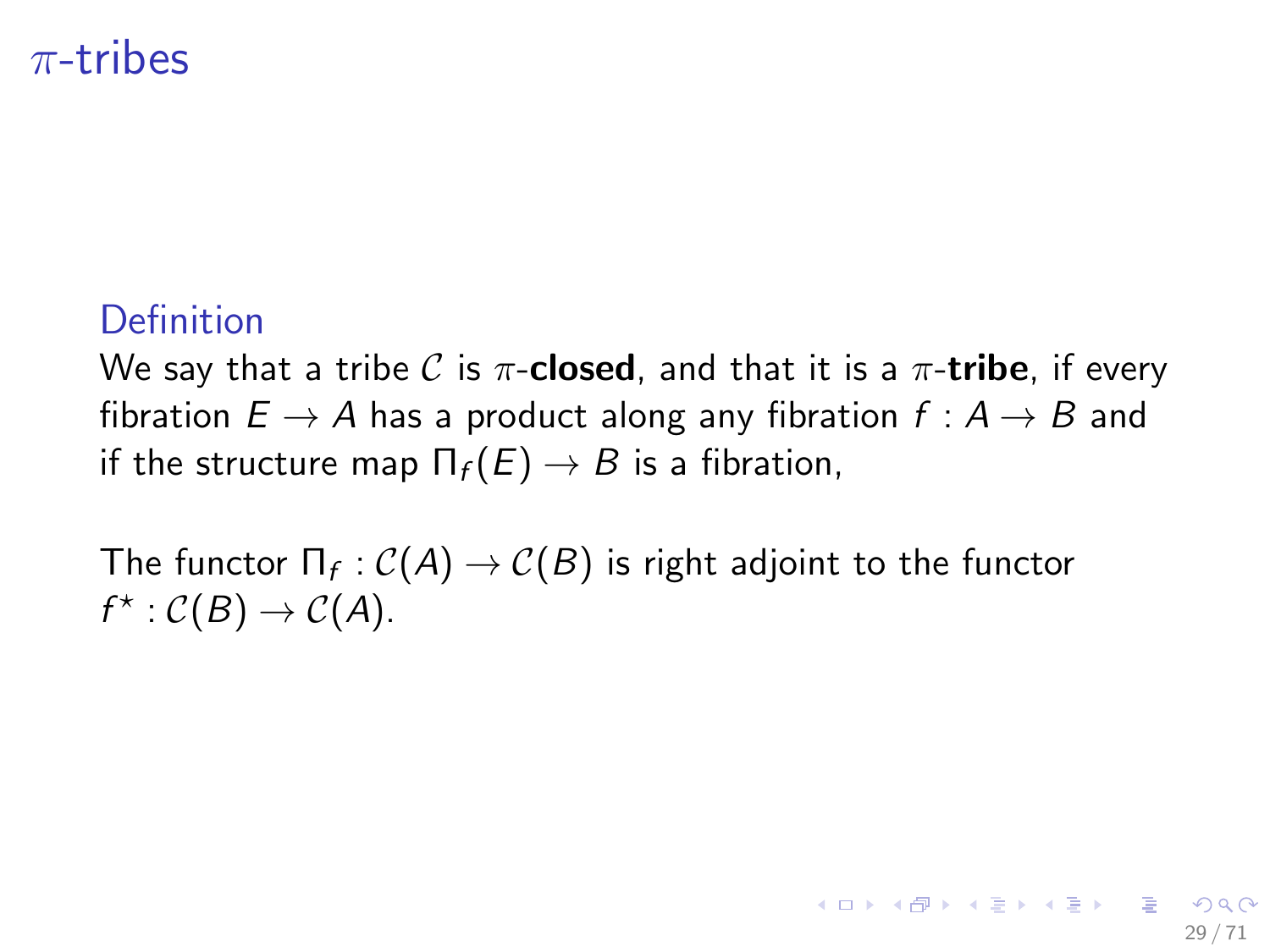# $\pi$-tribes

**Definition**

We say that a tribe $\mathcal{C}$ is $\pi$-**closed**, and that it is a $\pi$-**tribe**, if every fibration $E \to A$ has a product along any fibration $f : A \to B$ and if the structure map $\Pi_f(E) \to B$ is a fibration,

The functor $\Pi_f : \mathcal{C}(A) \to \mathcal{C}(B)$ is right adjoint to the functor $f^\star : \mathcal{C}(B) \to \mathcal{C}(A)$.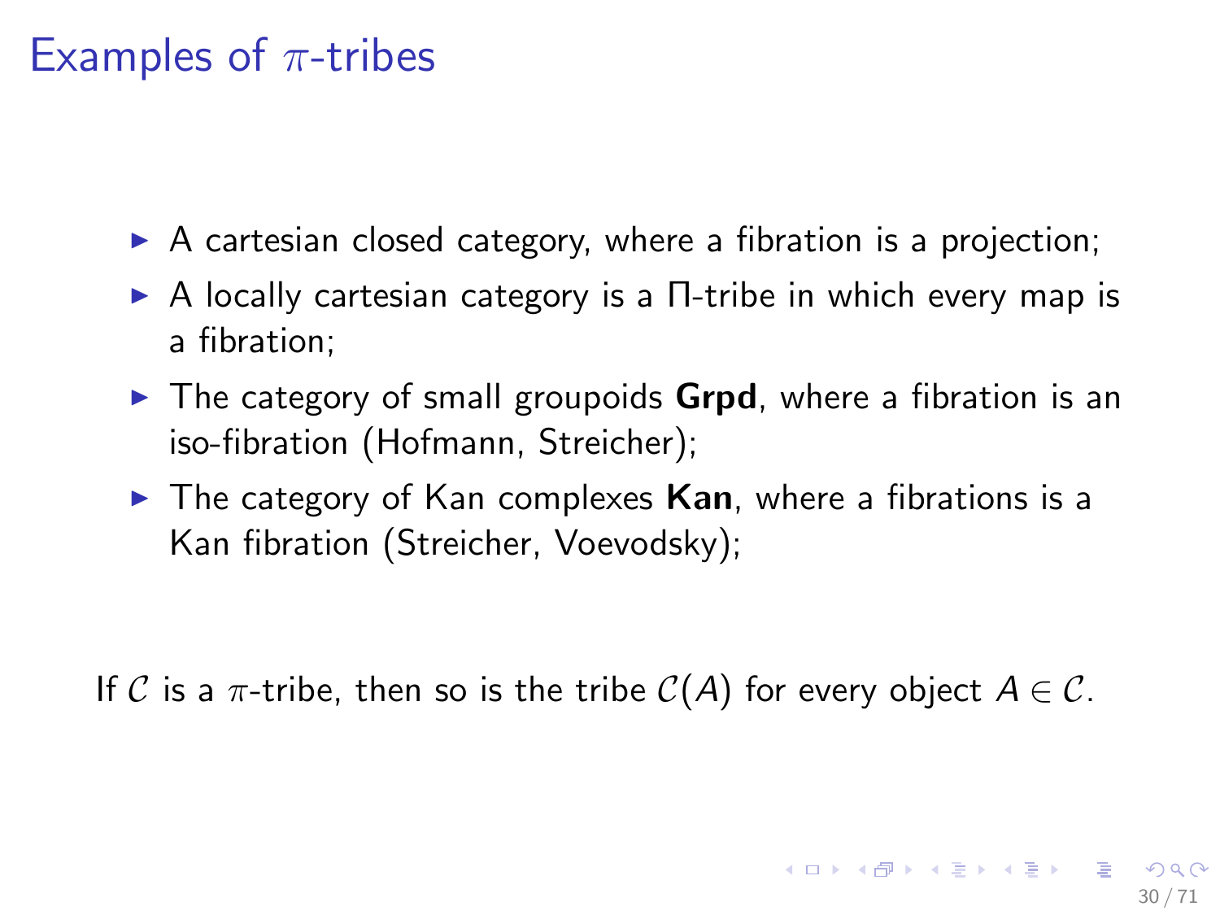# Examples of $\pi$-tribes

- A cartesian closed category, where a fibration is a projection;
- A locally cartesian category is a Π-tribe in which every map is a fibration;
- The category of small groupoids **Grpd**, where a fibration is an iso-fibration (Hofmann, Streicher);
- The category of Kan complexes **Kan**, where a fibrations is a Kan fibration (Streicher, Voevodsky);

If $\mathcal{C}$ is a $\pi$-tribe, then so is the tribe $\mathcal{C}(A)$ for every object $A \in \mathcal{C}$.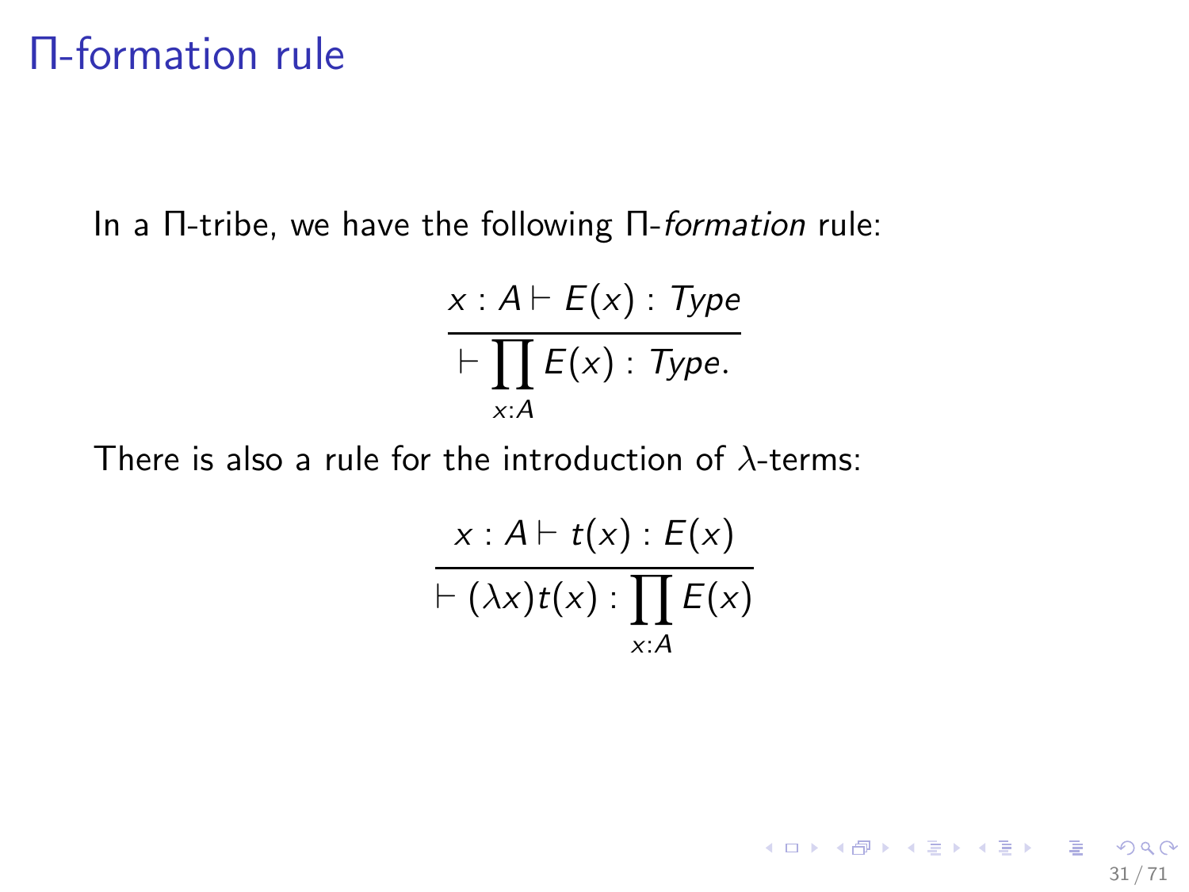# Π-formation rule

In a Π-tribe, we have the following Π-*formation* rule:

$$\frac{x : A \vdash E(x) : \mathit{Type}}{\vdash \prod_{x:A} E(x) : \mathit{Type}.}$$

There is also a rule for the introduction of $\lambda$-terms:

$$\frac{x : A \vdash t(x) : E(x)}{\vdash (\lambda x)t(x) : \prod_{x:A} E(x)}$$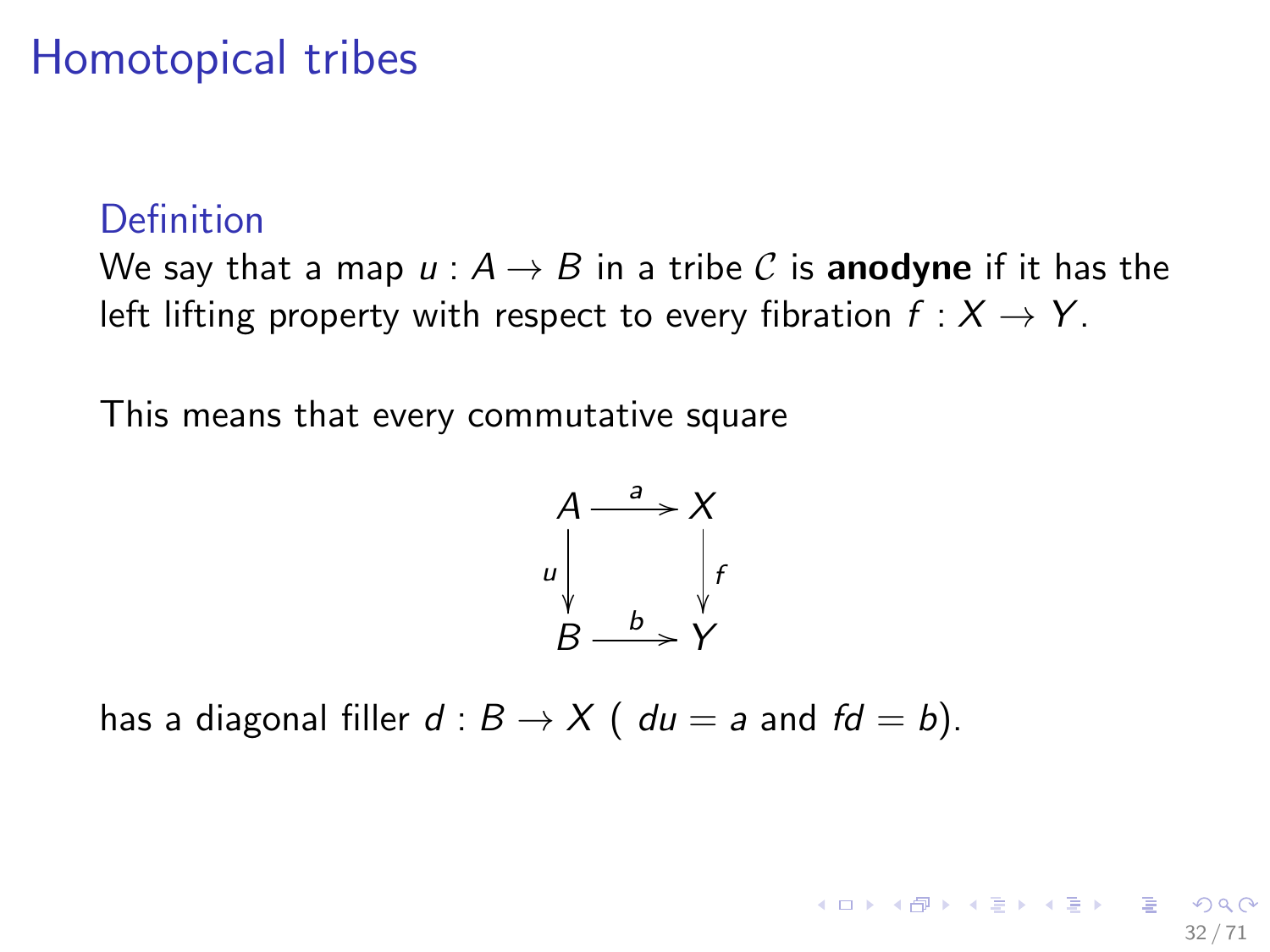# Homotopical tribes

**Definition**

We say that a map $u : A \to B$ in a tribe $\mathcal{C}$ is **anodyne** if it has the left lifting property with respect to every fibration $f : X \to Y$.

This means that every commutative square

$$\begin{array}{ccc} A & \xrightarrow{a} & X \\ {\scriptstyle u}\downarrow & & \downarrow{\scriptstyle f} \\ B & \xrightarrow{b} & Y \end{array}$$

has a diagonal filler $d : B \to X$ ( $du = a$ and $fd = b$).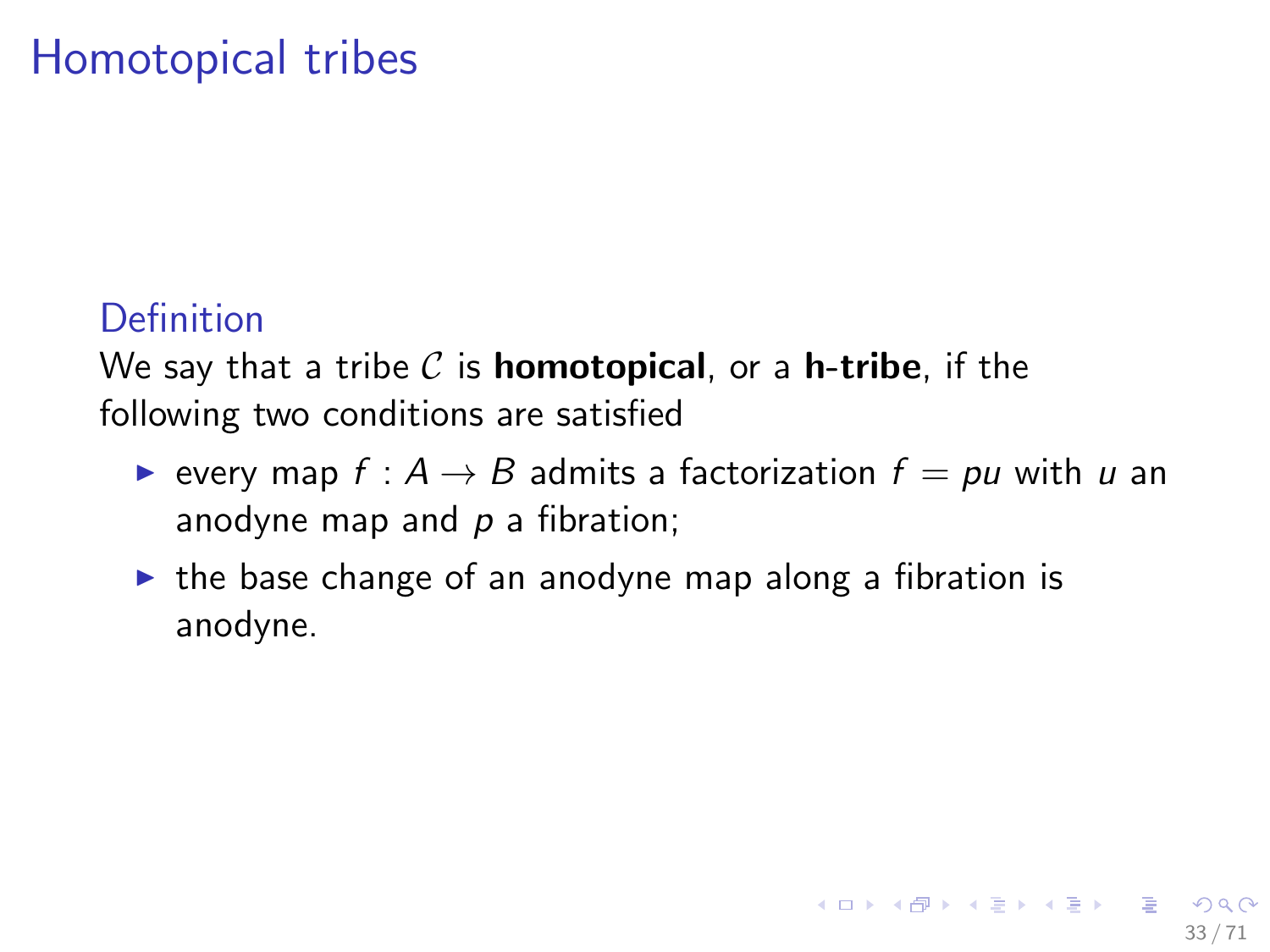# Homotopical tribes

### Definition

We say that a tribe $\mathcal{C}$ is **homotopical**, or a **h-tribe**, if the following two conditions are satisfied

- every map $f : A \to B$ admits a factorization $f = pu$ with $u$ an anodyne map and $p$ a fibration;
- the base change of an anodyne map along a fibration is anodyne.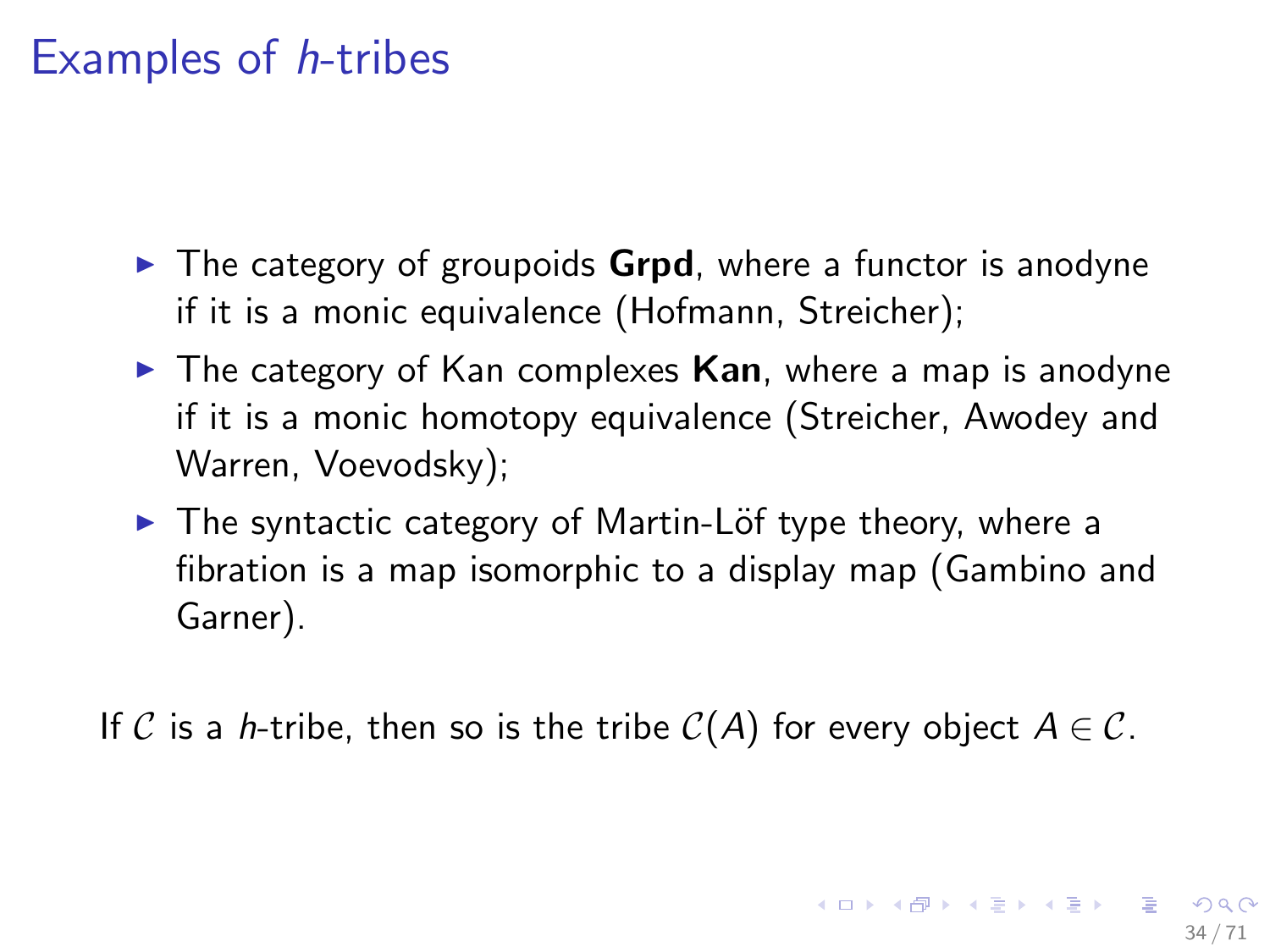# Examples of $h$-tribes

- The category of groupoids **Grpd**, where a functor is anodyne if it is a monic equivalence (Hofmann, Streicher);
- The category of Kan complexes **Kan**, where a map is anodyne if it is a monic homotopy equivalence (Streicher, Awodey and Warren, Voevodsky);
- The syntactic category of Martin-Löf type theory, where a fibration is a map isomorphic to a display map (Gambino and Garner).

If $\mathcal{C}$ is a $h$-tribe, then so is the tribe $\mathcal{C}(A)$ for every object $A \in \mathcal{C}$.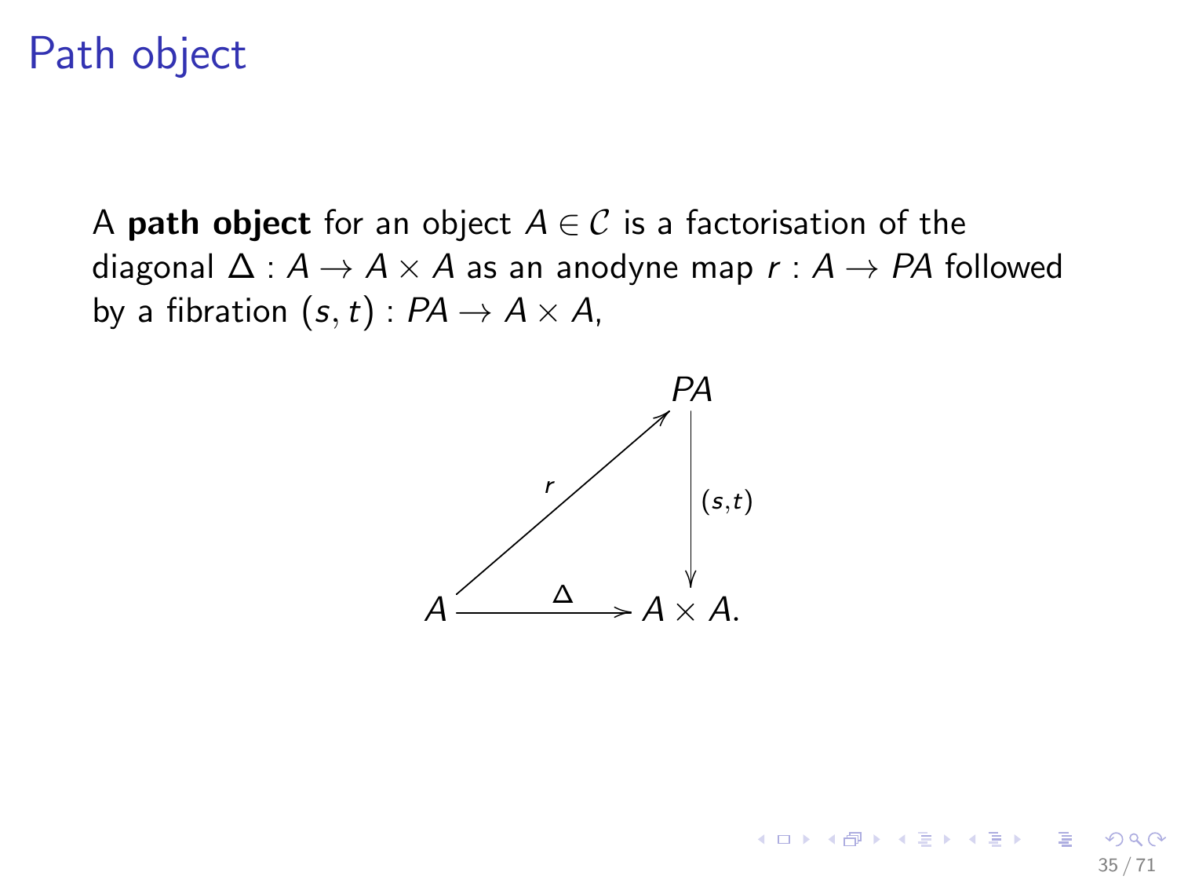# Path object

A **path object** for an object $A \in \mathcal{C}$ is a factorisation of the diagonal $\Delta : A \to A \times A$ as an anodyne map $r : A \to PA$ followed by a fibration $(s,t) : PA \to A \times A$,

$$\begin{array}{ccc} & & PA \\ & \overset{r}{\nearrow} & \downarrow{\scriptstyle (s,t)} \\ A & \xrightarrow{\Delta} & A \times A. \end{array}$$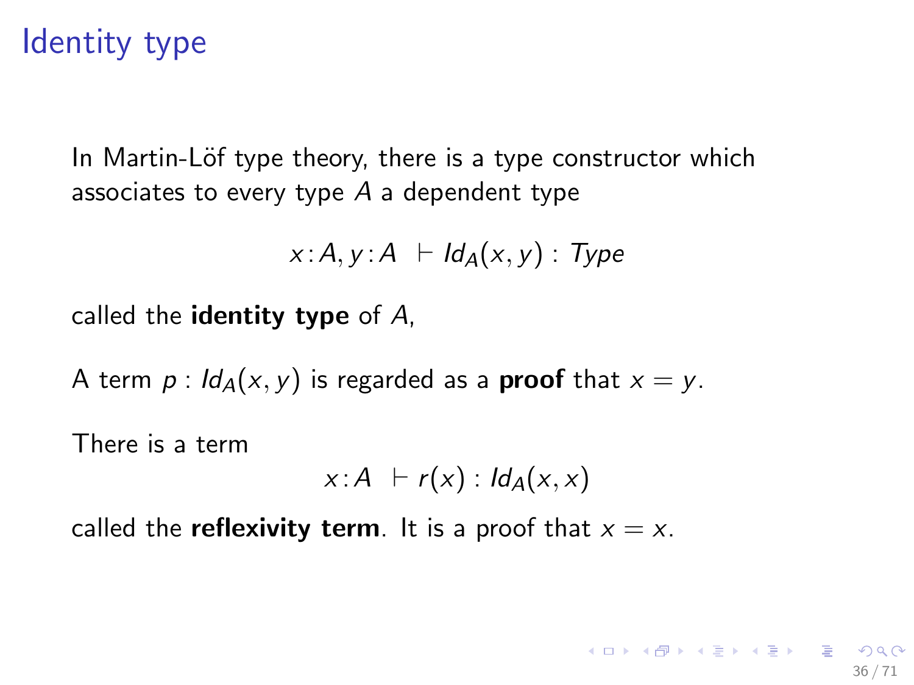# Identity type

In Martin-Löf type theory, there is a type constructor which associates to every type $A$ a dependent type

$$x : A, y : A \ \vdash Id_A(x, y) : Type$$

called the **identity type** of $A$,

A term $p : Id_A(x, y)$ is regarded as a **proof** that $x = y$.

There is a term

$$x : A \ \vdash r(x) : Id_A(x, x)$$

called the **reflexivity term**. It is a proof that $x = x$.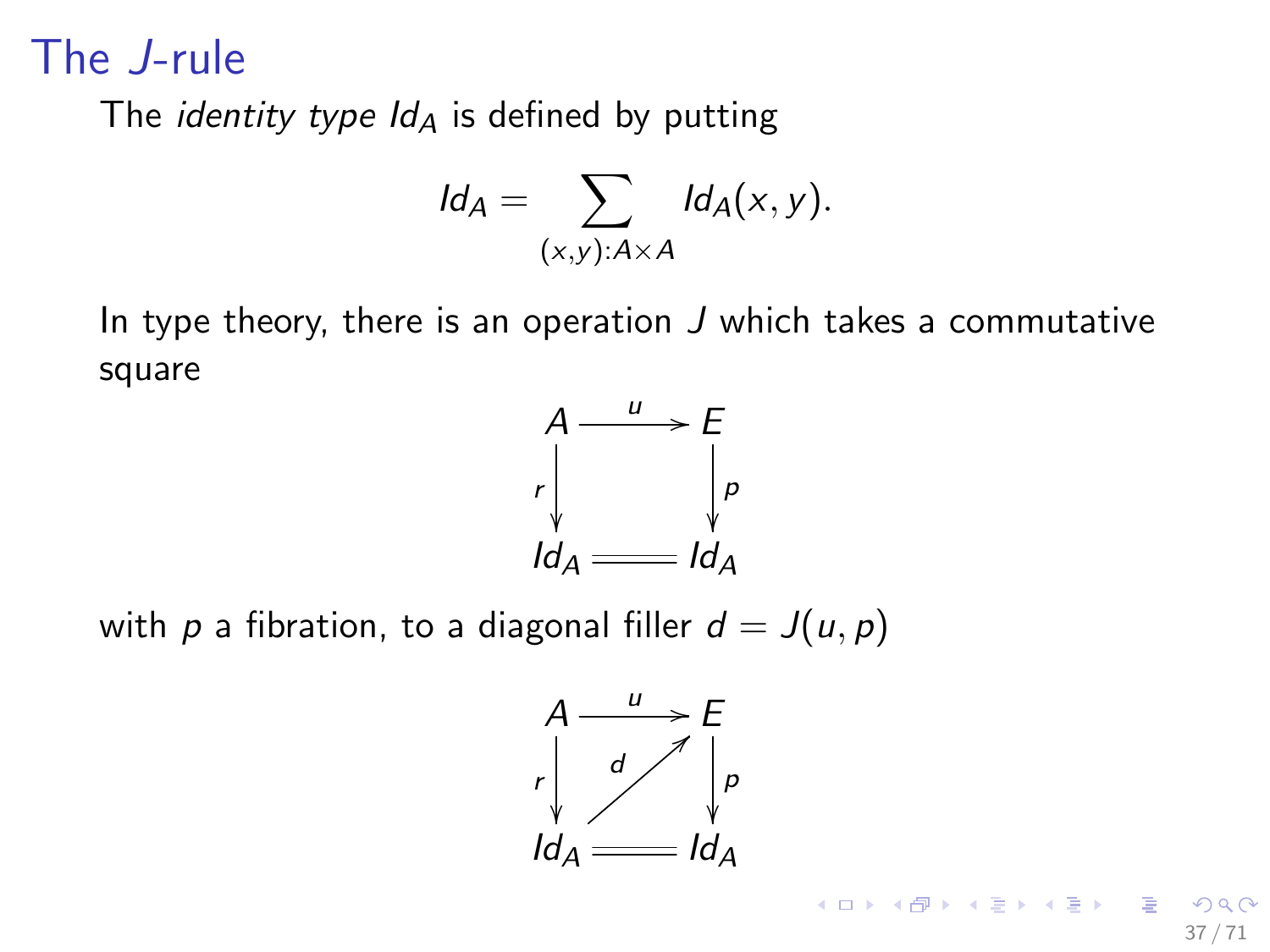# The $J$-rule

The *identity type* $Id_A$ is defined by putting

$$Id_A = \sum_{(x,y):A\times A} Id_A(x,y).$$

In type theory, there is an operation $J$ which takes a commutative square

$$\begin{array}{ccc} A & \xrightarrow{u} & E \\ {\scriptstyle r}\downarrow & & \downarrow{\scriptstyle p} \\ Id_A & = & Id_A \end{array}$$

with $p$ a fibration, to a diagonal filler $d = J(u,p)$

$$\begin{array}{ccc} A & \xrightarrow{u} & E \\ {\scriptstyle r}\downarrow & \overset{d}{\nearrow} & \downarrow{\scriptstyle p} \\ Id_A & = & Id_A \end{array}$$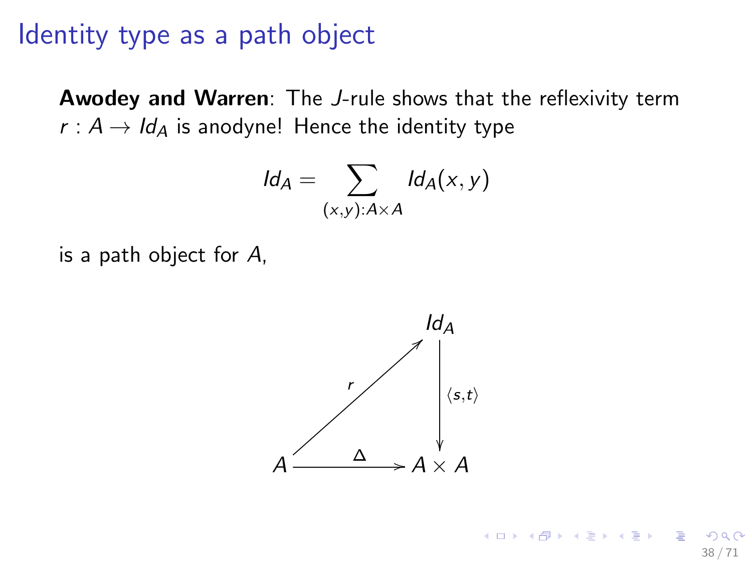# Identity type as a path object

**Awodey and Warren**: The $J$-rule shows that the reflexivity term $r : A \to Id_A$ is anodyne! Hence the identity type

$$Id_A = \sum_{(x,y):A\times A} Id_A(x,y)$$

is a path object for $A$,

$$\begin{array}{ccc} & & Id_A \\ & \overset{r}{\nearrow} & \downarrow{\scriptstyle \langle s,t \rangle} \\ A & \xrightarrow{\Delta} & A \times A \end{array}$$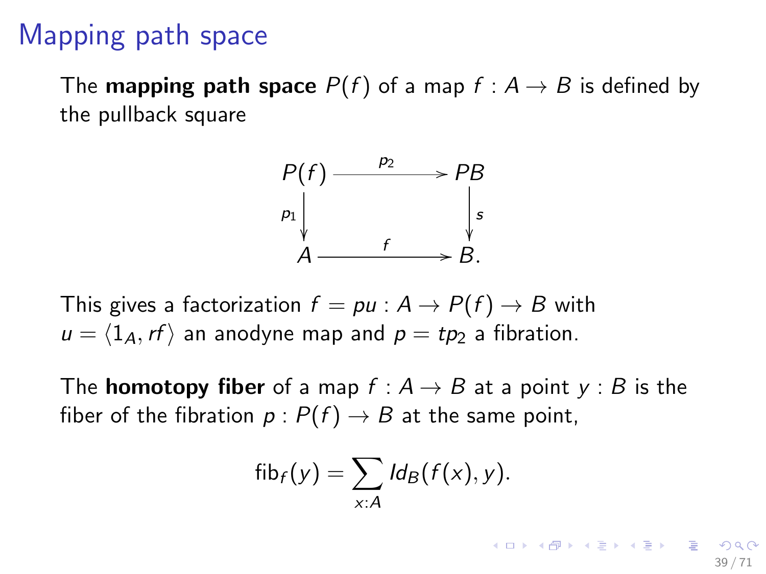# Mapping path space

The **mapping path space** $P(f)$ of a map $f : A \to B$ is defined by the pullback square

$$
\begin{array}{ccc}
P(f) & \xrightarrow{p_2} & PB \\
\downarrow{\scriptstyle p_1} & & \downarrow{\scriptstyle s} \\
A & \xrightarrow{f} & B.
\end{array}
$$

This gives a factorization $f = pu : A \to P(f) \to B$ with $u = \langle 1_A, rf \rangle$ an anodyne map and $p = tp_2$ a fibration.

The **homotopy fiber** of a map $f : A \to B$ at a point $y : B$ is the fiber of the fibration $p : P(f) \to B$ at the same point,

$$
\mathsf{fib}_f(y) = \sum_{x:A} Id_B(f(x), y).
$$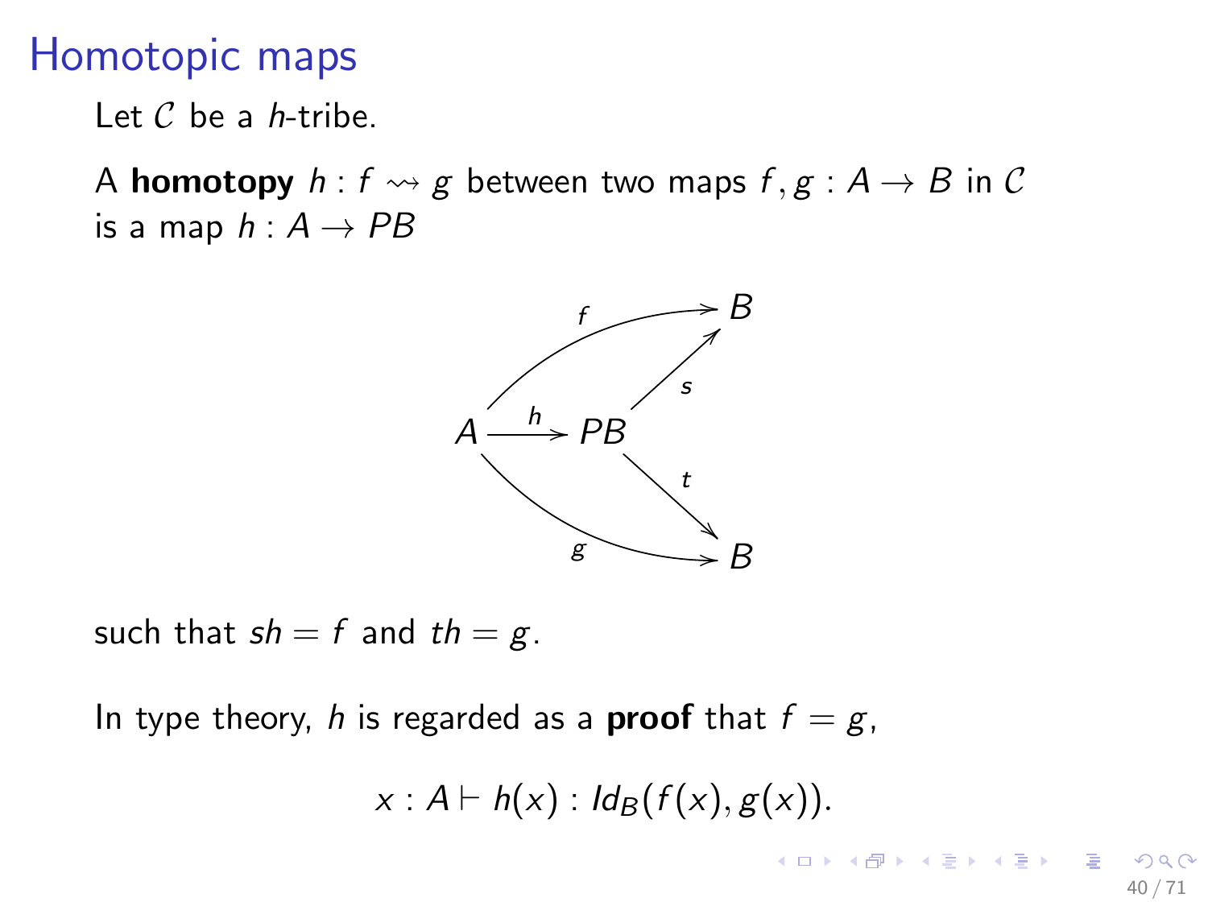# Homotopic maps

Let $\mathcal{C}$ be a $h$-tribe.

A **homotopy** $h : f \rightsquigarrow g$ between two maps $f, g : A \to B$ in $\mathcal{C}$ is a map $h : A \to PB$

$$
\begin{array}{ccc}
 & \overset{f}{\curvearrowright} & B \\
A & \xrightarrow{h} PB & \overset{s}{\nearrow} \quad \overset{t}{\searrow} \\
 & \underset{g}{\curvearrowright} & B
\end{array}
$$

such that $sh = f$ and $th = g$.

In type theory, $h$ is regarded as a **proof** that $f = g$,

$$x : A \vdash h(x) : Id_B(f(x), g(x)).$$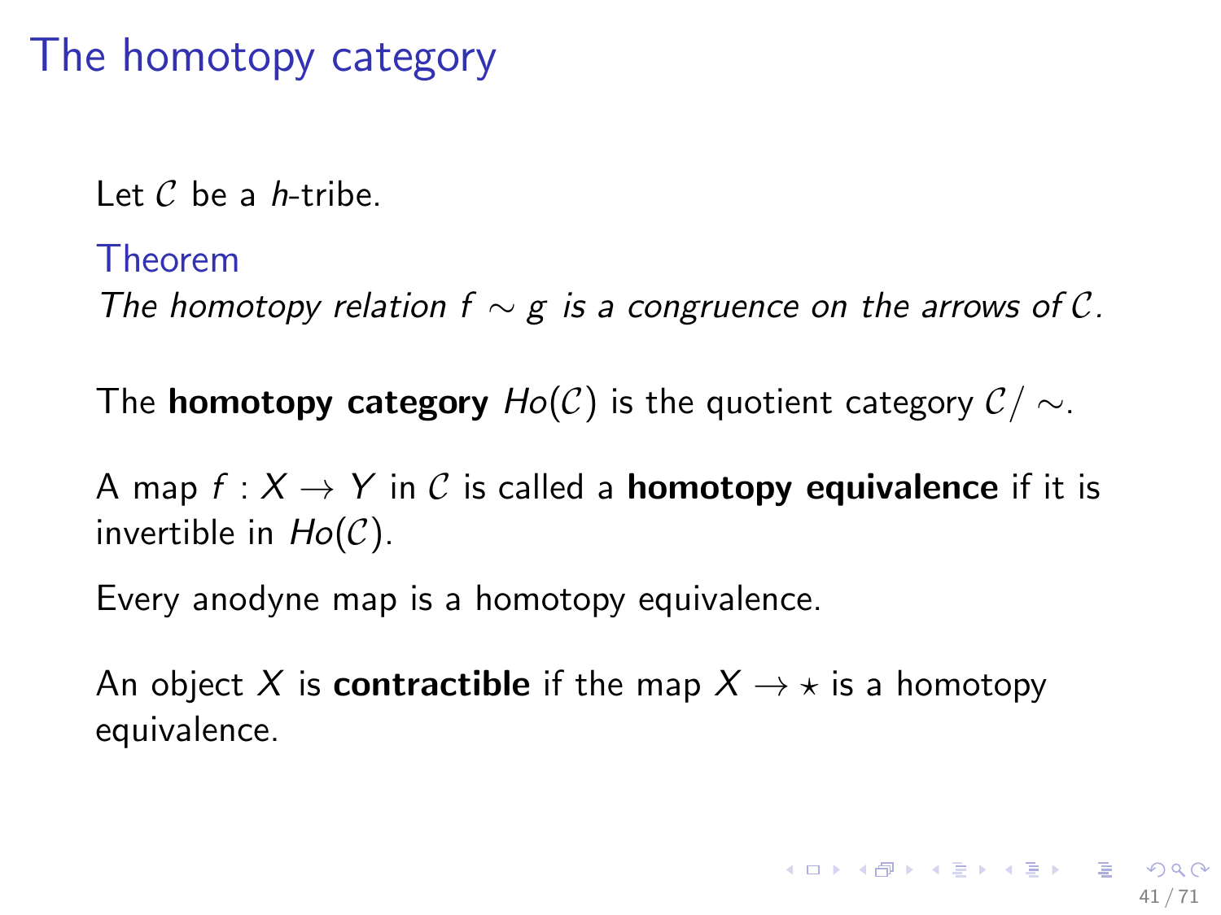# The homotopy category

Let $\mathcal{C}$ be a *h*-tribe.

**Theorem**

*The homotopy relation $f \sim g$ is a congruence on the arrows of $\mathcal{C}$.*

The **homotopy category** $Ho(\mathcal{C})$ is the quotient category $\mathcal{C}/\sim$.

A map $f : X \to Y$ in $\mathcal{C}$ is called a **homotopy equivalence** if it is invertible in $Ho(\mathcal{C})$.

Every anodyne map is a homotopy equivalence.

An object $X$ is **contractible** if the map $X \to \star$ is a homotopy equivalence.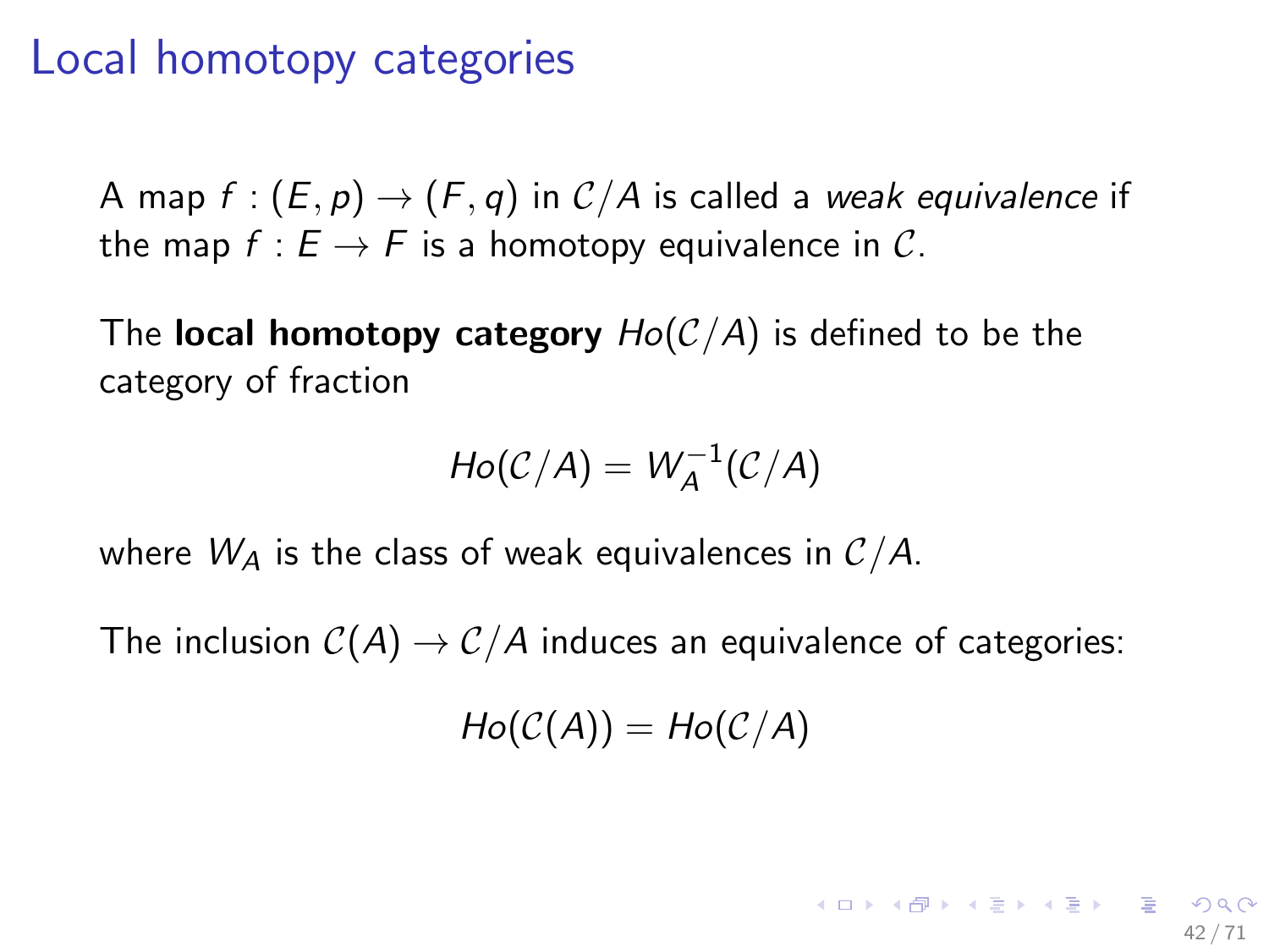# Local homotopy categories

A map $f : (E, p) \to (F, q)$ in $\mathcal{C}/A$ is called a *weak equivalence* if the map $f : E \to F$ is a homotopy equivalence in $\mathcal{C}$.

The **local homotopy category** $Ho(\mathcal{C}/A)$ is defined to be the category of fraction

$$Ho(\mathcal{C}/A) = W_A^{-1}(\mathcal{C}/A)$$

where $W_A$ is the class of weak equivalences in $\mathcal{C}/A$.

The inclusion $\mathcal{C}(A) \to \mathcal{C}/A$ induces an equivalence of categories:

$$Ho(\mathcal{C}(A)) = Ho(\mathcal{C}/A)$$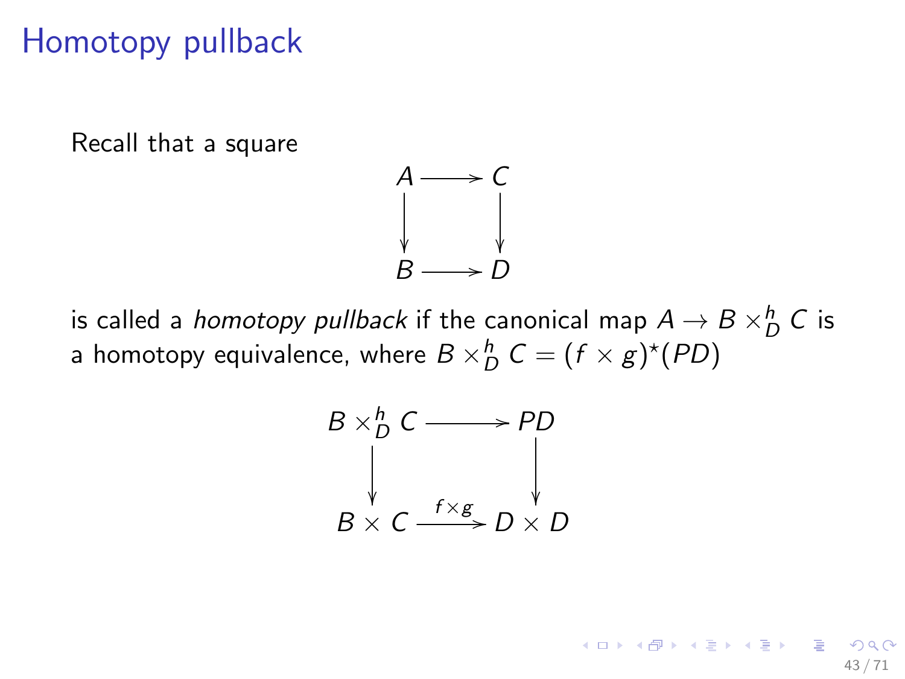# Homotopy pullback

Recall that a square

$$\begin{array}{ccc} A & \longrightarrow & C \\ \downarrow & & \downarrow \\ B & \longrightarrow & D \end{array}$$

is called a *homotopy pullback* if the canonical map $A \to B \times_D^h C$ is a homotopy equivalence, where $B \times_D^h C = (f \times g)^\star(PD)$

$$\begin{array}{ccc} B \times_D^h C & \longrightarrow & PD \\ \downarrow & & \downarrow \\ B \times C & \xrightarrow{f \times g} & D \times D \end{array}$$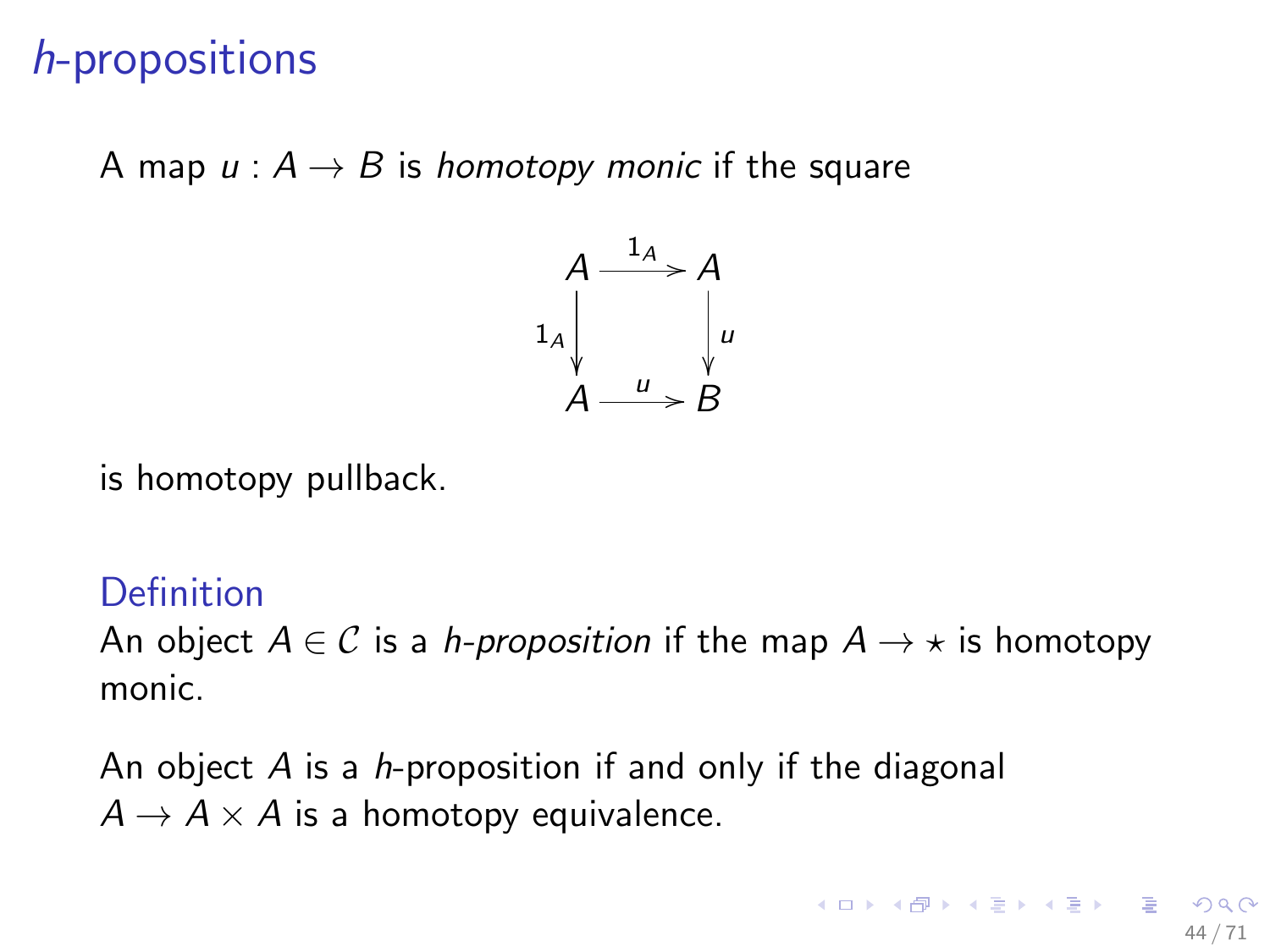# *h*-propositions

A map $u : A \to B$ is *homotopy monic* if the square

$$\begin{array}{ccc} A & \xrightarrow{1_A} & A \\ {\scriptstyle 1_A}\downarrow & & \downarrow{\scriptstyle u} \\ A & \xrightarrow{u} & B \end{array}$$

is homotopy pullback.

**Definition**

An object $A \in \mathcal{C}$ is a *h-proposition* if the map $A \to \star$ is homotopy monic.

An object $A$ is a *h*-proposition if and only if the diagonal $A \to A \times A$ is a homotopy equivalence.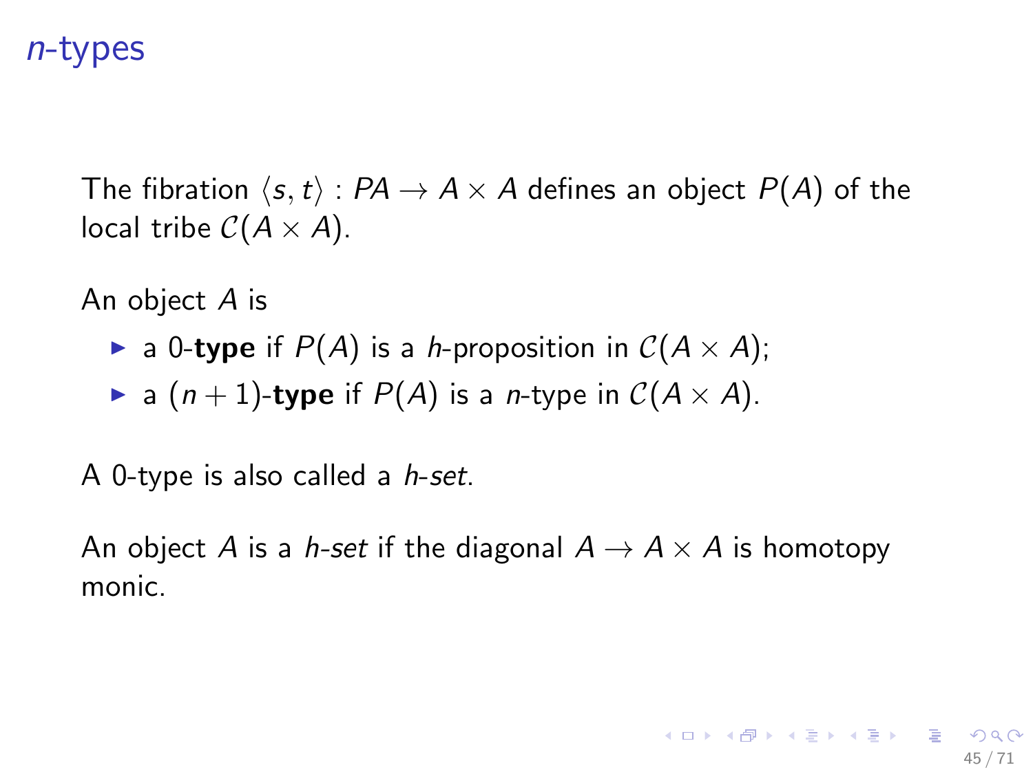# $n$-types

The fibration $\langle s, t \rangle : PA \to A \times A$ defines an object $P(A)$ of the local tribe $\mathcal{C}(A \times A)$.

An object $A$ is

- a 0-**type** if $P(A)$ is a *h*-proposition in $\mathcal{C}(A \times A)$;
- a $(n+1)$-**type** if $P(A)$ is a $n$-type in $\mathcal{C}(A \times A)$.

A 0-type is also called a *h-set*.

An object $A$ is a *h-set* if the diagonal $A \to A \times A$ is homotopy monic.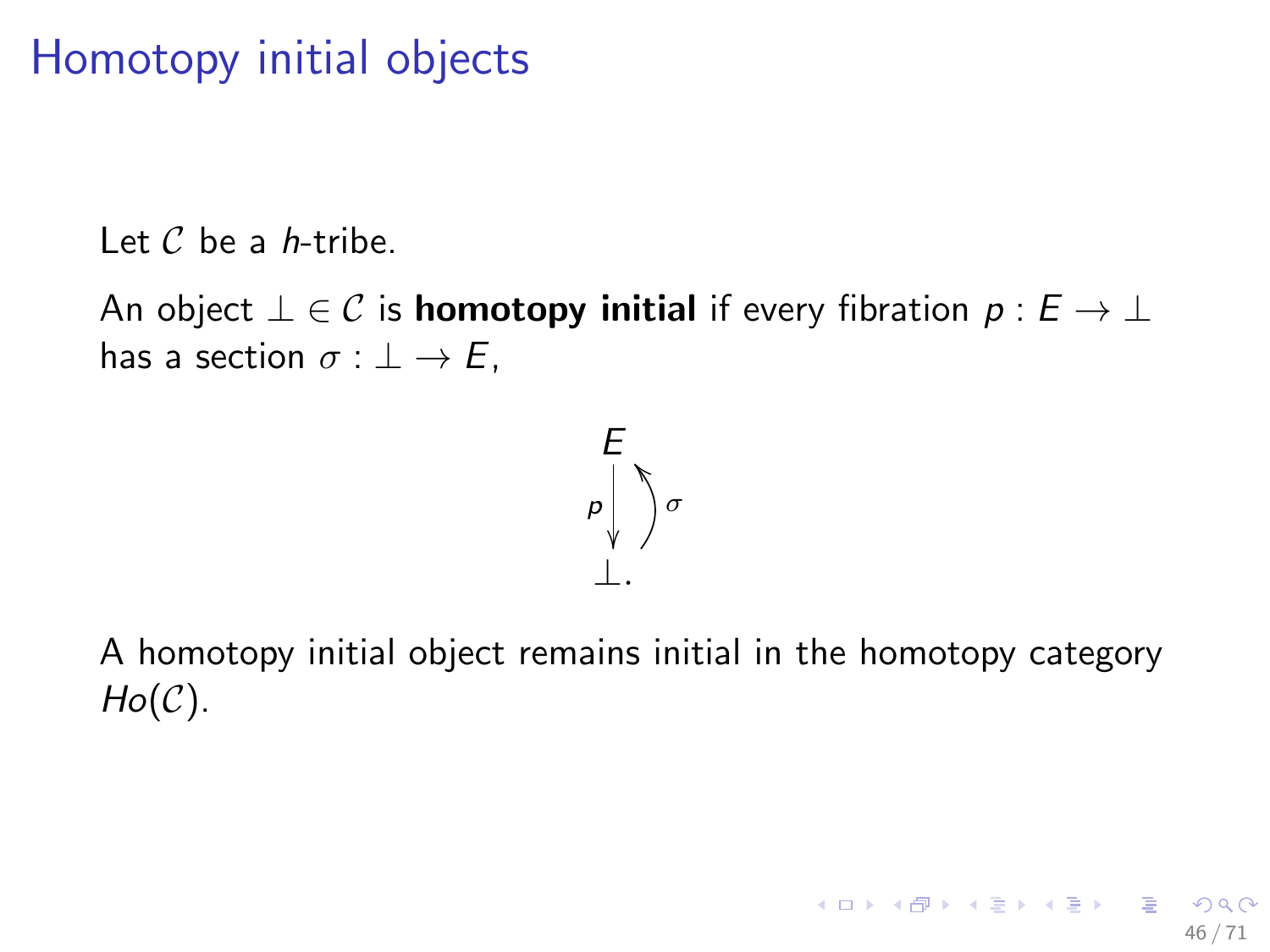# Homotopy initial objects

Let $\mathcal{C}$ be a *h*-tribe.

An object $\bot \in \mathcal{C}$ is **homotopy initial** if every fibration $p : E \to \bot$ has a section $\sigma : \bot \to E$,

$$
\begin{array}{c}
E \\
{\scriptstyle p}\big\downarrow \big) {\scriptstyle \sigma} \\
\bot .
\end{array}
$$

A homotopy initial object remains initial in the homotopy category $Ho(\mathcal{C})$.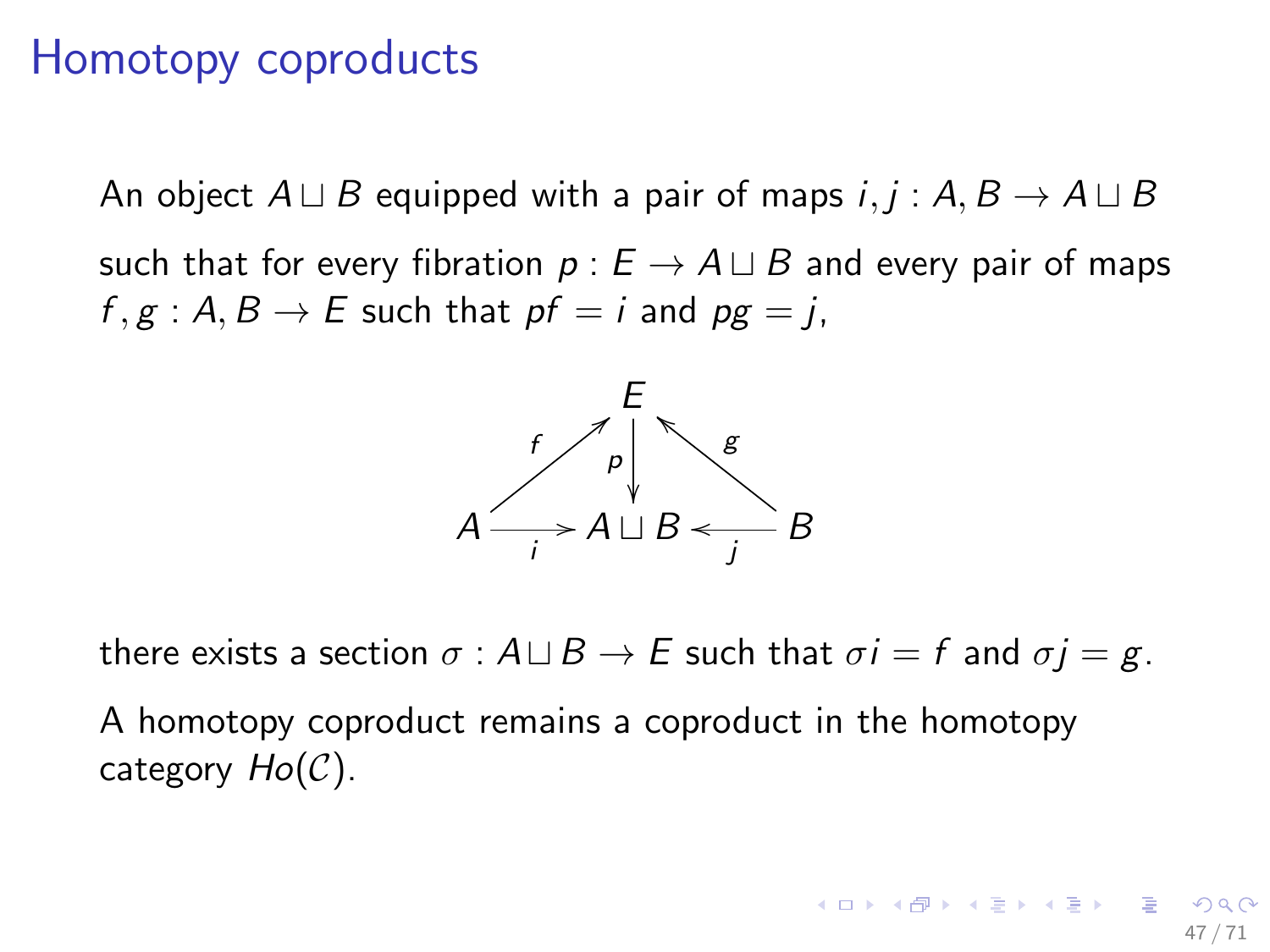# Homotopy coproducts

An object $A \sqcup B$ equipped with a pair of maps $i, j : A, B \to A \sqcup B$

such that for every fibration $p : E \to A \sqcup B$ and every pair of maps $f, g : A, B \to E$ such that $pf = i$ and $pg = j$,

$$
\begin{array}{ccccc}
 & & E & & \\
 & {}^{f}\nearrow & \downarrow p & \nwarrow^{g} & \\
A & \xrightarrow{i} & A \sqcup B & \xleftarrow{j} & B
\end{array}
$$

there exists a section $\sigma : A \sqcup B \to E$ such that $\sigma i = f$ and $\sigma j = g$.

A homotopy coproduct remains a coproduct in the homotopy category $Ho(\mathcal{C})$.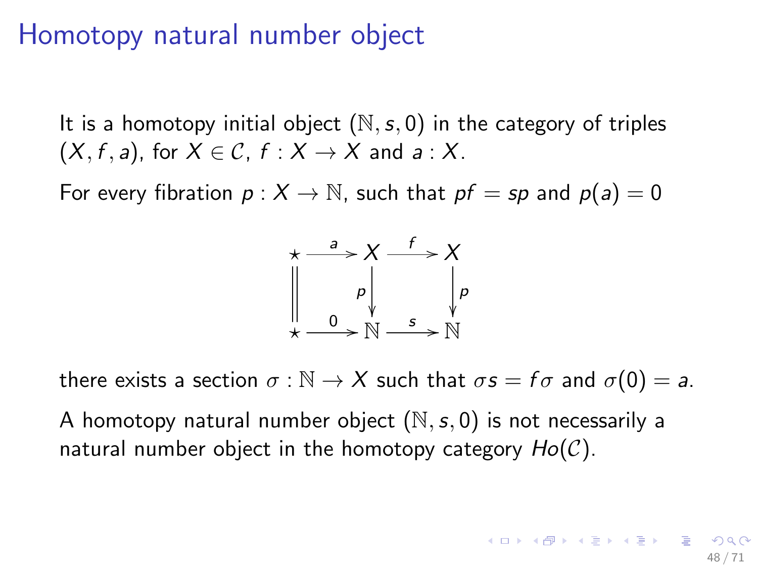# Homotopy natural number object

It is a homotopy initial object $(\mathbb{N}, s, 0)$ in the category of triples $(X, f, a)$, for $X \in \mathcal{C}$, $f : X \to X$ and $a : X$.

For every fibration $p : X \to \mathbb{N}$, such that $pf = sp$ and $p(a) = 0$

$$
\begin{array}{ccccc}
\star & \xrightarrow{a} & X & \xrightarrow{f} & X \\
\| & & \downarrow p & & \downarrow p \\
\star & \xrightarrow{0} & \mathbb{N} & \xrightarrow{s} & \mathbb{N}
\end{array}
$$

there exists a section $\sigma : \mathbb{N} \to X$ such that $\sigma s = f\sigma$ and $\sigma(0) = a$.

A homotopy natural number object $(\mathbb{N}, s, 0)$ is not necessarily a natural number object in the homotopy category $Ho(\mathcal{C})$.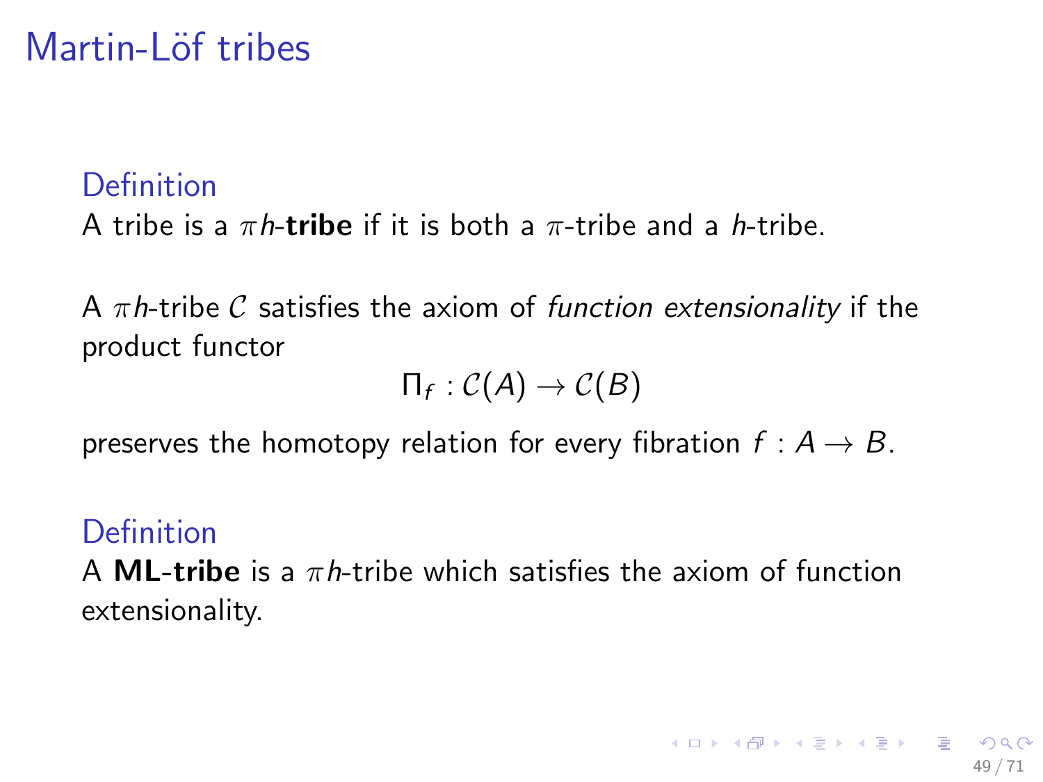# Martin-Löf tribes

**Definition**

A tribe is a $\pi h$-**tribe** if it is both a $\pi$-tribe and a $h$-tribe.

A $\pi h$-tribe $\mathcal{C}$ satisfies the axiom of *function extensionality* if the product functor

$$\Pi_f : \mathcal{C}(A) \to \mathcal{C}(B)$$

preserves the homotopy relation for every fibration $f : A \to B$.

**Definition**

A **ML-tribe** is a $\pi h$-tribe which satisfies the axiom of function extensionality.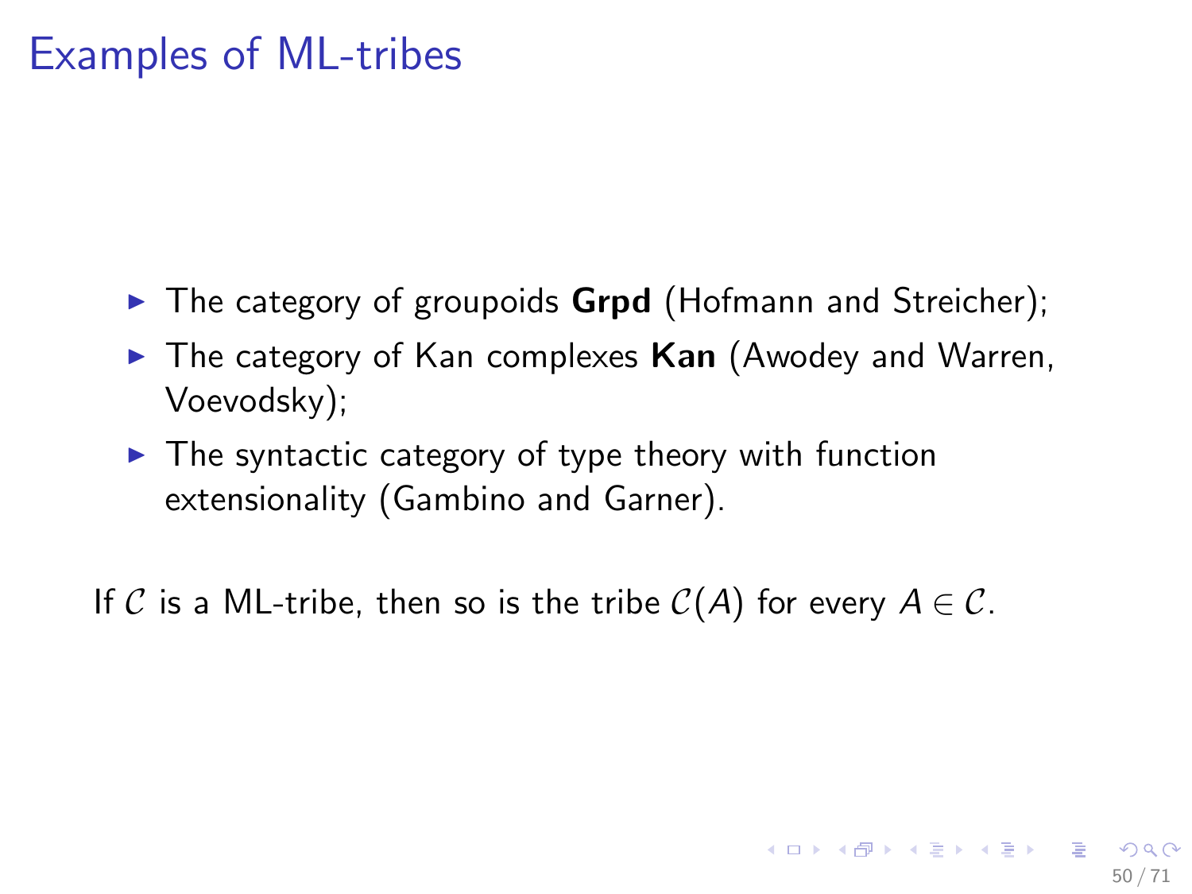# Examples of ML-tribes

- The category of groupoids **Grpd** (Hofmann and Streicher);
- The category of Kan complexes **Kan** (Awodey and Warren, Voevodsky);
- The syntactic category of type theory with function extensionality (Gambino and Garner).

If $\mathcal{C}$ is a ML-tribe, then so is the tribe $\mathcal{C}(A)$ for every $A \in \mathcal{C}$.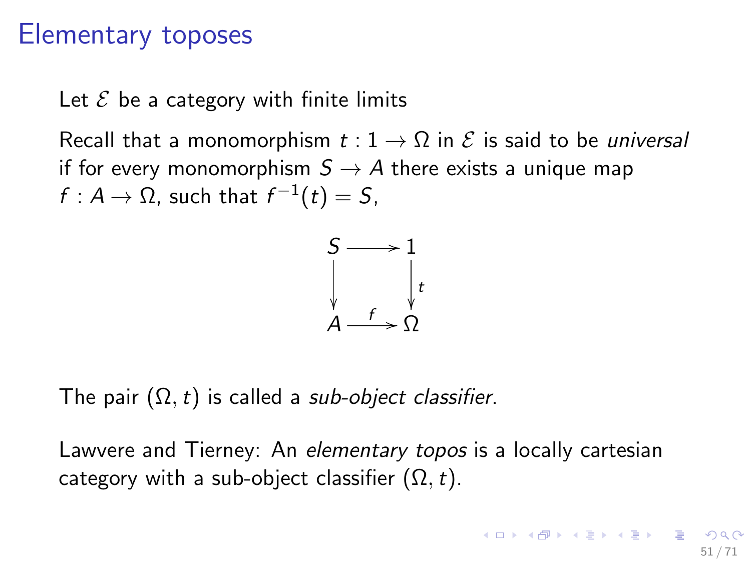# Elementary toposes

Let $\mathcal{E}$ be a category with finite limits

Recall that a monomorphism $t : 1 \to \Omega$ in $\mathcal{E}$ is said to be *universal* if for every monomorphism $S \to A$ there exists a unique map $f : A \to \Omega$, such that $f^{-1}(t) = S$,

$$\begin{array}{ccc} S & \longrightarrow & 1 \\ \downarrow & & \downarrow t \\ A & \xrightarrow{f} & \Omega \end{array}$$

The pair $(\Omega, t)$ is called a *sub-object classifier*.

Lawvere and Tierney: An *elementary topos* is a locally cartesian category with a sub-object classifier $(\Omega, t)$.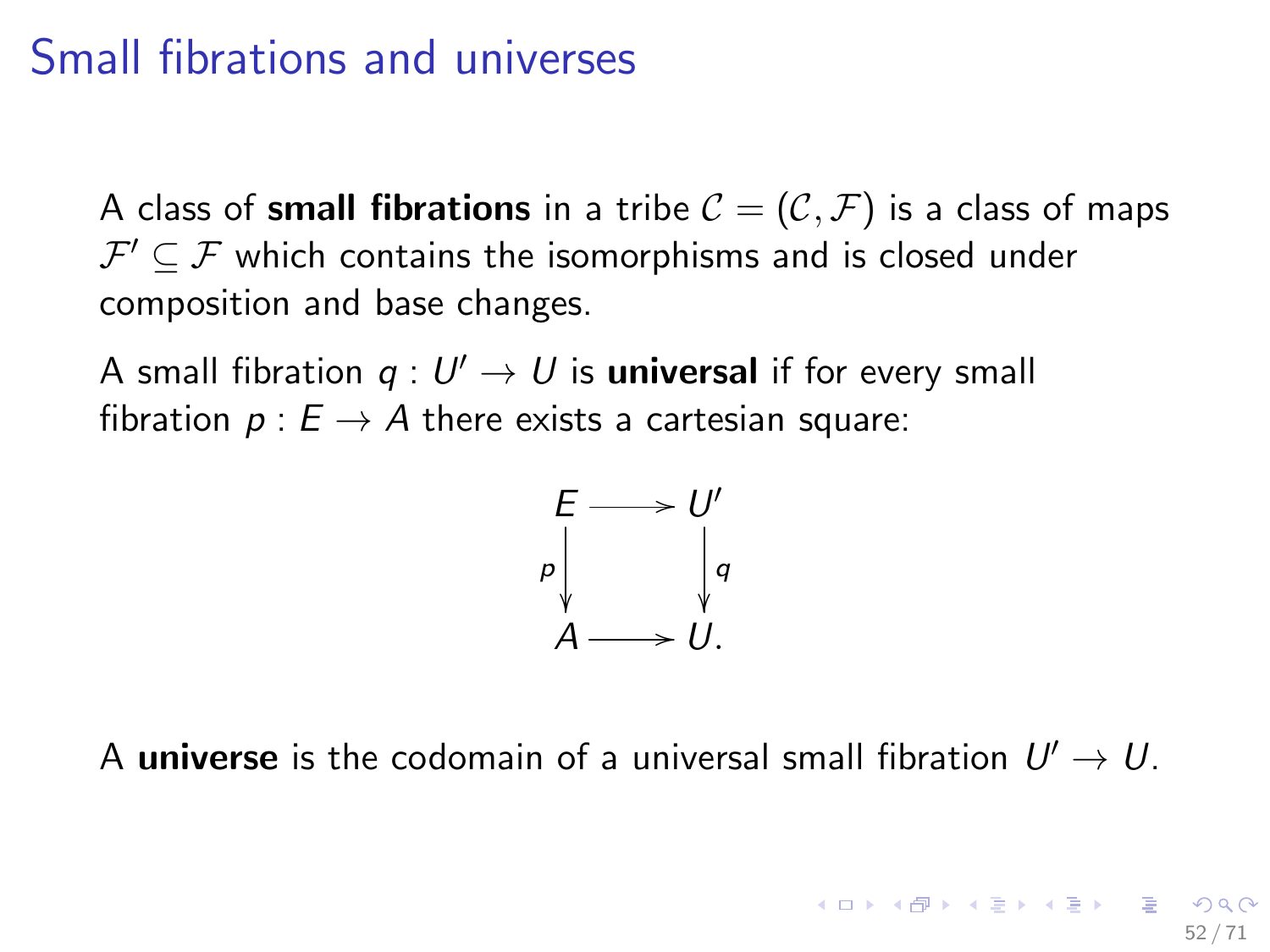# Small fibrations and universes

A class of **small fibrations** in a tribe $\mathcal{C} = (\mathcal{C}, \mathcal{F})$ is a class of maps $\mathcal{F}' \subseteq \mathcal{F}$ which contains the isomorphisms and is closed under composition and base changes.

A small fibration $q : U' \to U$ is **universal** if for every small fibration $p : E \to A$ there exists a cartesian square:

$$\begin{array}{ccc} E & \longrightarrow & U' \\ {\scriptstyle p}\downarrow & & \downarrow{\scriptstyle q} \\ A & \longrightarrow & U. \end{array}$$

A **universe** is the codomain of a universal small fibration $U' \to U$.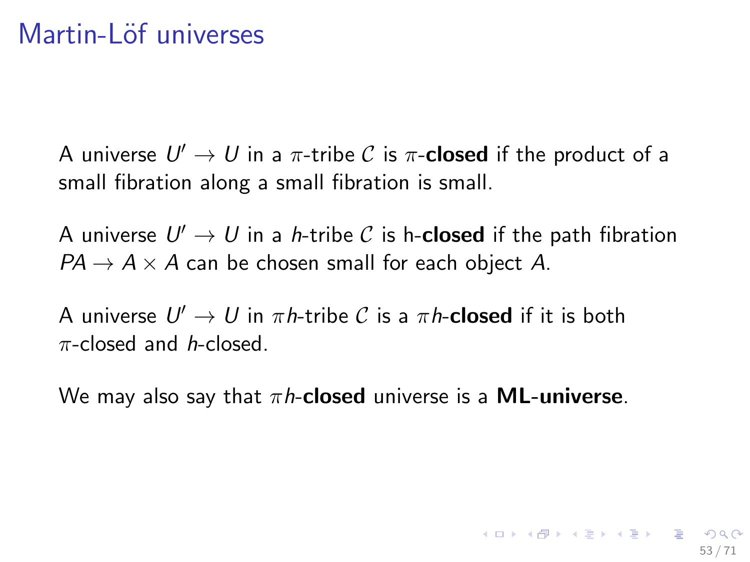# Martin-Löf universes

A universe $U' \to U$ in a $\pi$-tribe $\mathcal{C}$ is $\pi$-**closed** if the product of a small fibration along a small fibration is small.

A universe $U' \to U$ in a $h$-tribe $\mathcal{C}$ is h-**closed** if the path fibration $PA \to A \times A$ can be chosen small for each object $A$.

A universe $U' \to U$ in $\pi h$-tribe $\mathcal{C}$ is a $\pi h$-**closed** if it is both $\pi$-closed and $h$-closed.

We may also say that $\pi h$-**closed** universe is a **ML-universe**.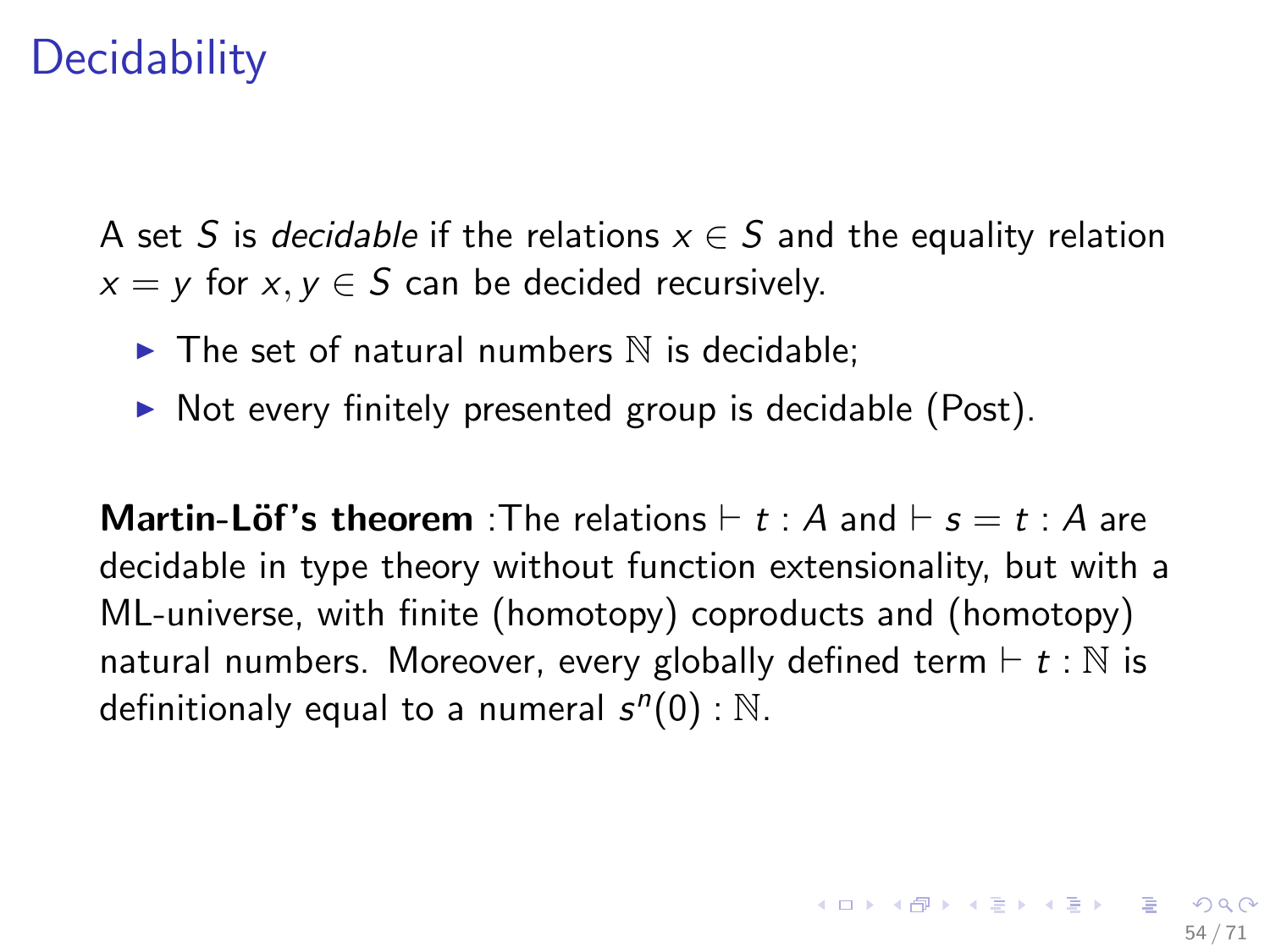# Decidability

A set $S$ is *decidable* if the relations $x \in S$ and the equality relation $x = y$ for $x, y \in S$ can be decided recursively.

- The set of natural numbers $\mathbb{N}$ is decidable;
- Not every finitely presented group is decidable (Post).

**Martin-Löf's theorem** :The relations $\vdash t : A$ and $\vdash s = t : A$ are decidable in type theory without function extensionality, but with a ML-universe, with finite (homotopy) coproducts and (homotopy) natural numbers. Moreover, every globally defined term $\vdash t : \mathbb{N}$ is definitionaly equal to a numeral $s^n(0) : \mathbb{N}$.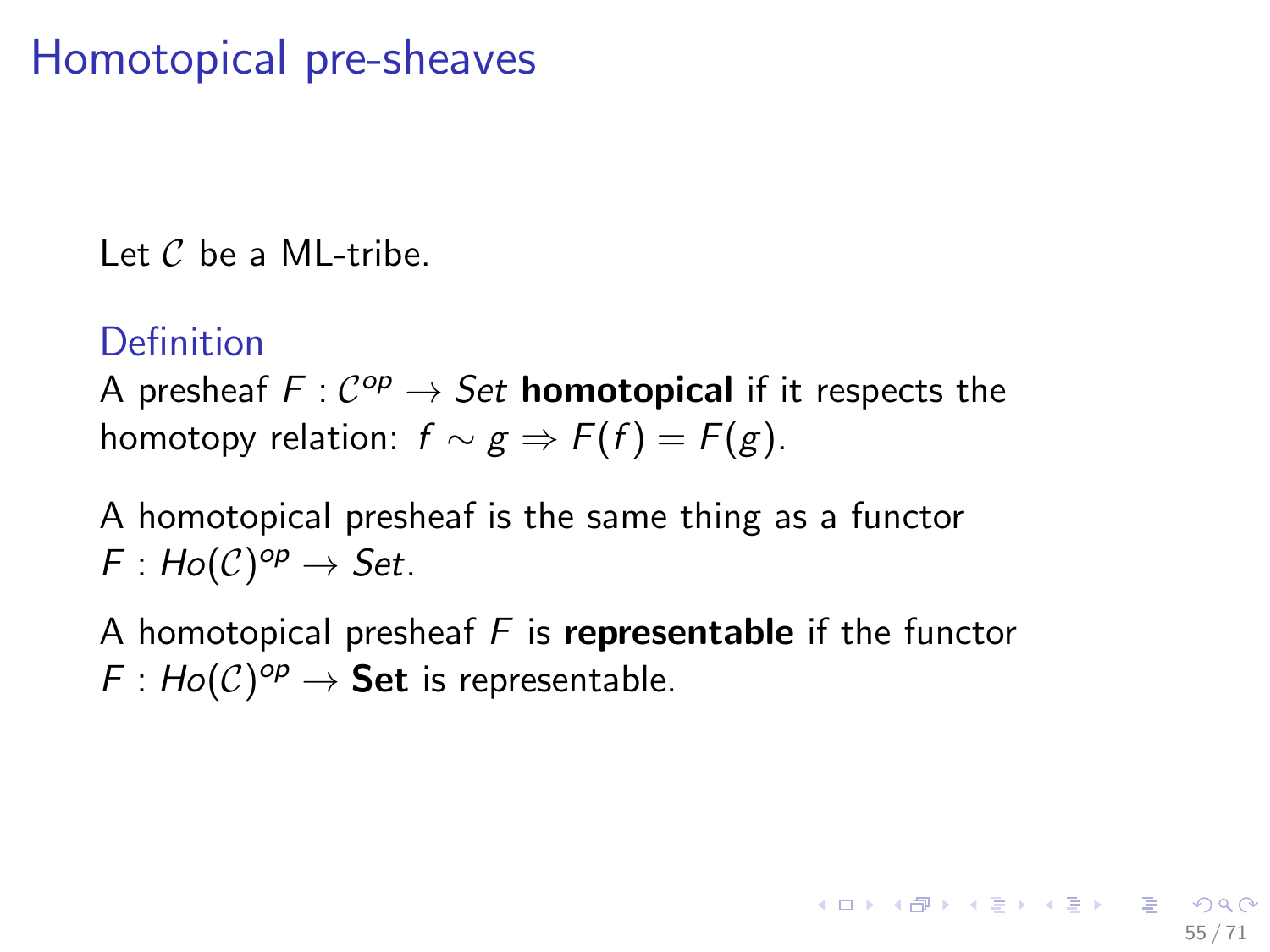# Homotopical pre-sheaves

Let $\mathcal{C}$ be a ML-tribe.

### Definition

A presheaf $F : \mathcal{C}^{op} \to Set$ **homotopical** if it respects the homotopy relation: $f \sim g \Rightarrow F(f) = F(g)$.

A homotopical presheaf is the same thing as a functor $F : Ho(\mathcal{C})^{op} \to Set$.

A homotopical presheaf $F$ is **representable** if the functor $F : Ho(\mathcal{C})^{op} \to \mathbf{Set}$ is representable.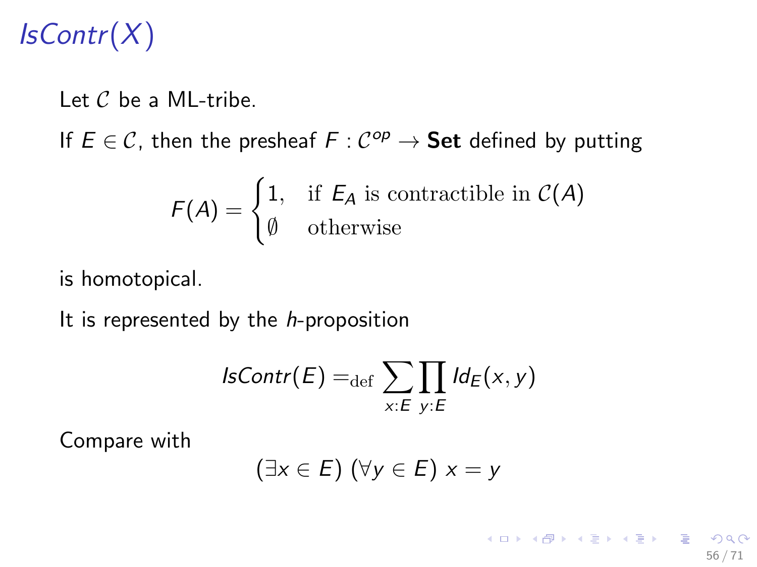# $IsContr(X)$

Let $\mathcal{C}$ be a ML-tribe.

If $E \in \mathcal{C}$, then the presheaf $F : \mathcal{C}^{op} \to \textbf{Set}$ defined by putting

$$F(A) = \begin{cases} 1, & \text{if } E_A \text{ is contractible in } \mathcal{C}(A) \\ \emptyset & \text{otherwise} \end{cases}$$

is homotopical.

It is represented by the *h*-proposition

$$IsContr(E) =_{\text{def}} \sum_{x:E} \prod_{y:E} Id_E(x, y)$$

Compare with

$$(\exists x \in E)\ (\forall y \in E)\ x = y$$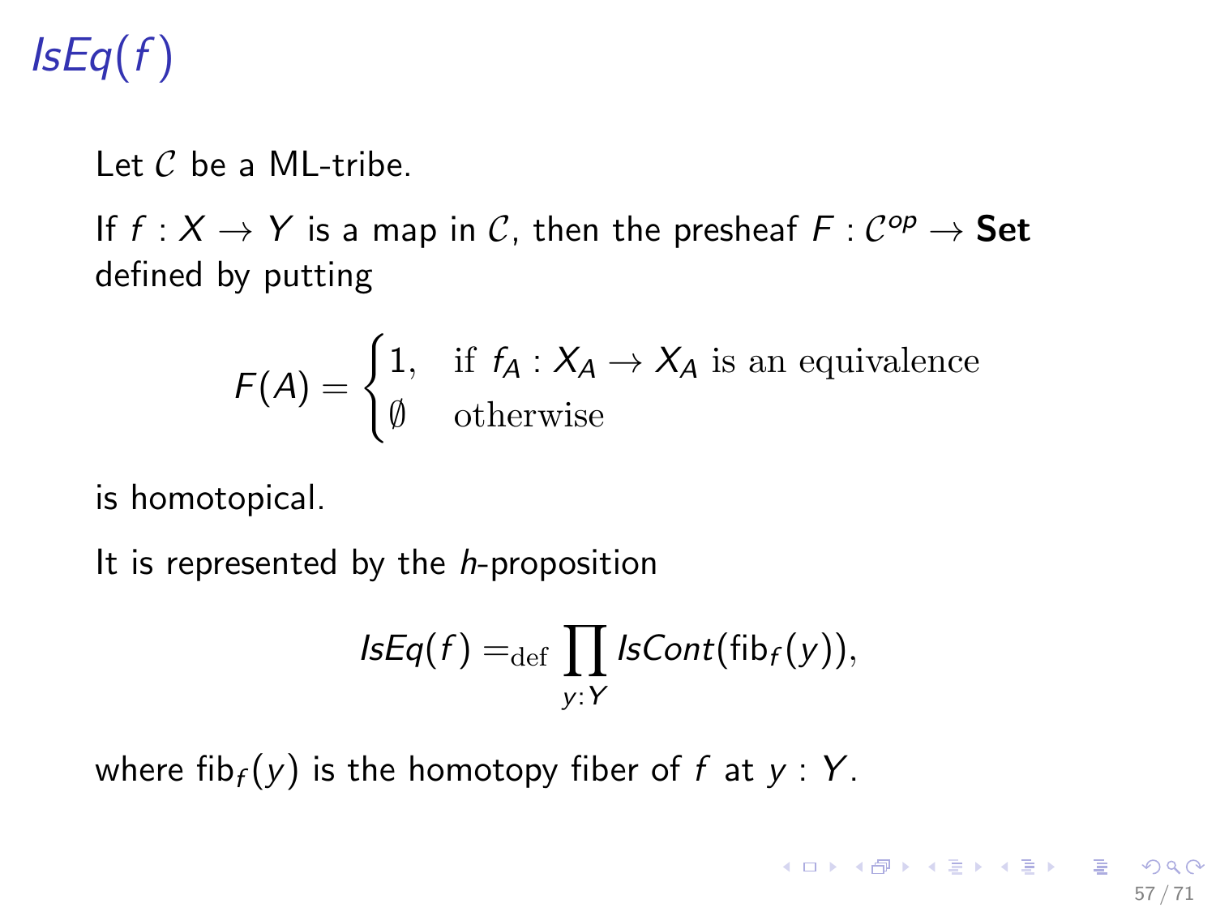# $\mathit{IsEq}(f)$

Let $\mathcal{C}$ be a ML-tribe.

If $f : X \to Y$ is a map in $\mathcal{C}$, then the presheaf $F : \mathcal{C}^{op} \to \mathbf{Set}$ defined by putting

$$F(A) = \begin{cases} 1, & \text{if } f_A : X_A \to X_A \text{ is an equivalence} \\ \emptyset & \text{otherwise} \end{cases}$$

is homotopical.

It is represented by the *h*-proposition

$$\mathit{IsEq}(f) =_{\text{def}} \prod_{y:Y} \mathit{IsCont}(\mathrm{fib}_f(y)),$$

where $\mathrm{fib}_f(y)$ is the homotopy fiber of $f$ at $y : Y$.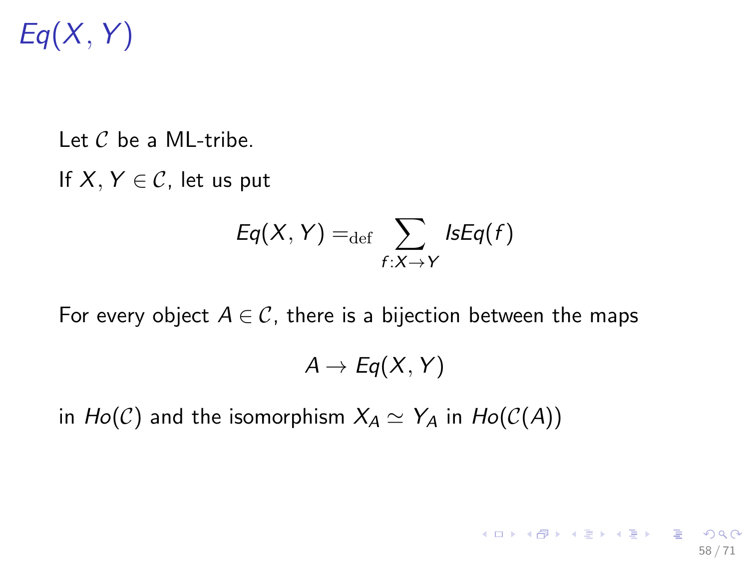# $Eq(X, Y)$

Let $\mathcal{C}$ be a ML-tribe.

If $X, Y \in \mathcal{C}$, let us put

$$Eq(X, Y) =_{\mathrm{def}} \sum_{f : X \to Y} IsEq(f)$$

For every object $A \in \mathcal{C}$, there is a bijection between the maps

$$A \to Eq(X, Y)$$

in $Ho(\mathcal{C})$ and the isomorphism $X_A \simeq Y_A$ in $Ho(\mathcal{C}(A))$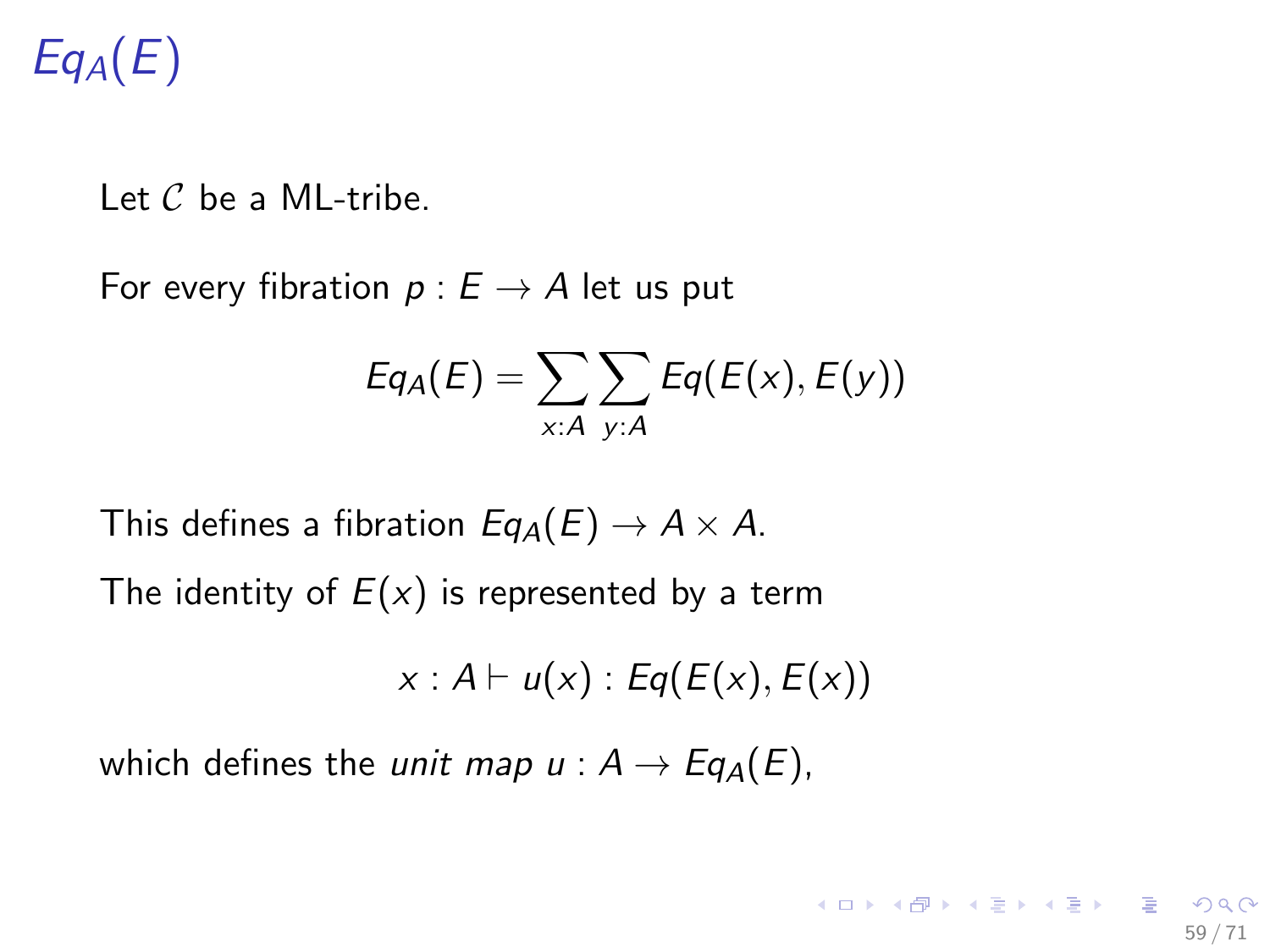# $Eq_A(E)$

Let $\mathcal{C}$ be a ML-tribe.

For every fibration $p : E \to A$ let us put

$$Eq_A(E) = \sum_{x:A} \sum_{y:A} Eq(E(x), E(y))$$

This defines a fibration $Eq_A(E) \to A \times A$.

The identity of $E(x)$ is represented by a term

$$x : A \vdash u(x) : Eq(E(x), E(x))$$

which defines the *unit map* $u : A \to Eq_A(E)$,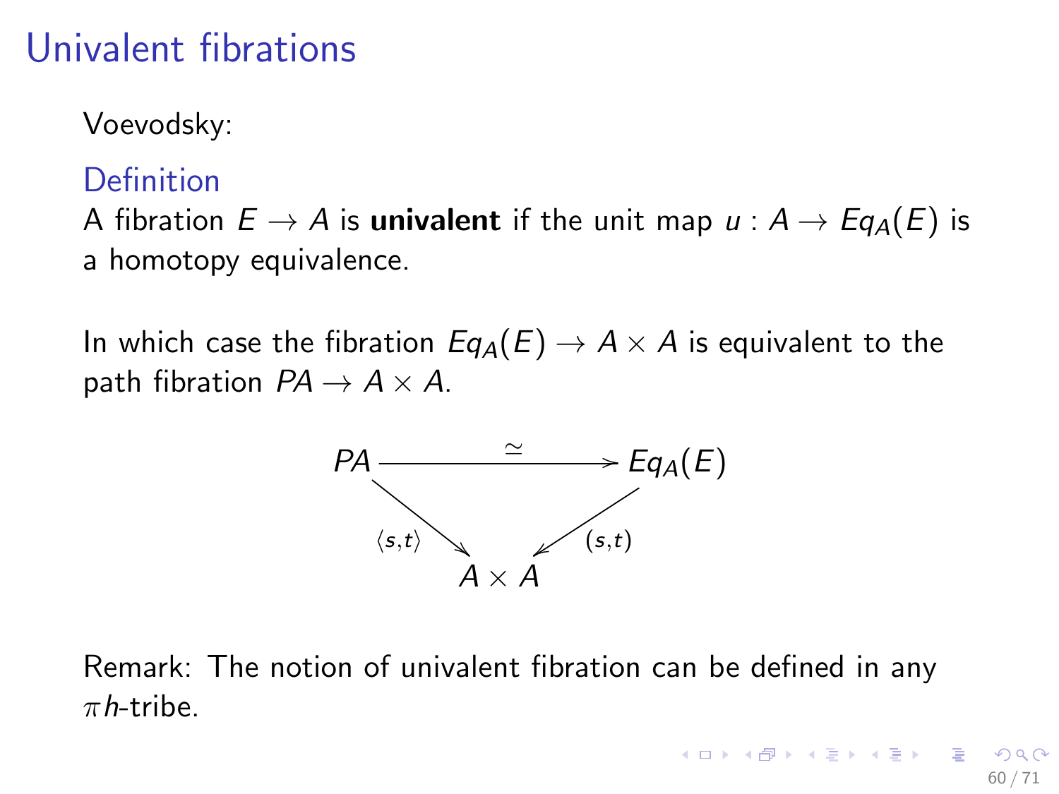# Univalent fibrations

Voevodsky:

**Definition**

A fibration $E \to A$ is **univalent** if the unit map $u : A \to Eq_A(E)$ is a homotopy equivalence.

In which case the fibration $Eq_A(E) \to A \times A$ is equivalent to the path fibration $PA \to A \times A$.

$$
\begin{array}{ccc}
PA & \xrightarrow{\simeq} & Eq_A(E) \\
& {\scriptstyle \langle s,t \rangle} \searrow \quad \swarrow {\scriptstyle (s,t)} & \\
& A \times A &
\end{array}
$$

Remark: The notion of univalent fibration can be defined in any $\pi h$-tribe.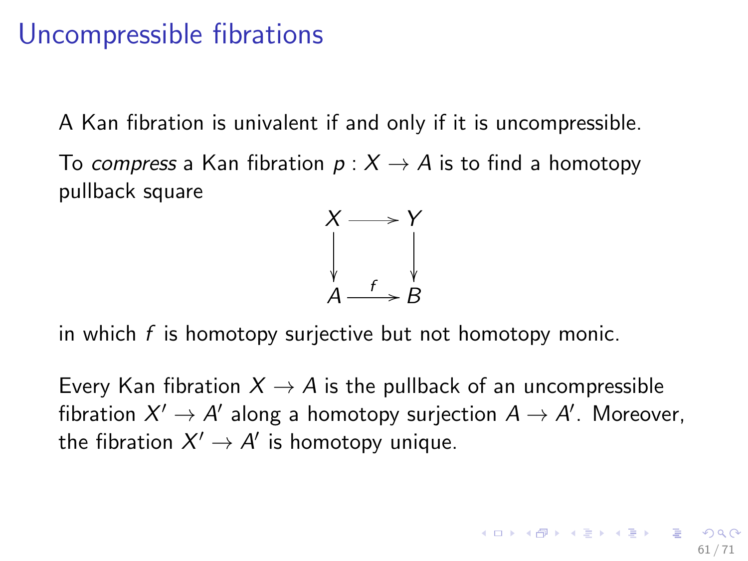# Uncompressible fibrations

A Kan fibration is univalent if and only if it is uncompressible.

To *compress* a Kan fibration $p : X \to A$ is to find a homotopy pullback square

$$\begin{array}{ccc} X & \longrightarrow & Y \\ \downarrow & & \downarrow \\ A & \xrightarrow{f} & B \end{array}$$

in which $f$ is homotopy surjective but not homotopy monic.

Every Kan fibration $X \to A$ is the pullback of an uncompressible fibration $X' \to A'$ along a homotopy surjection $A \to A'$. Moreover, the fibration $X' \to A'$ is homotopy unique.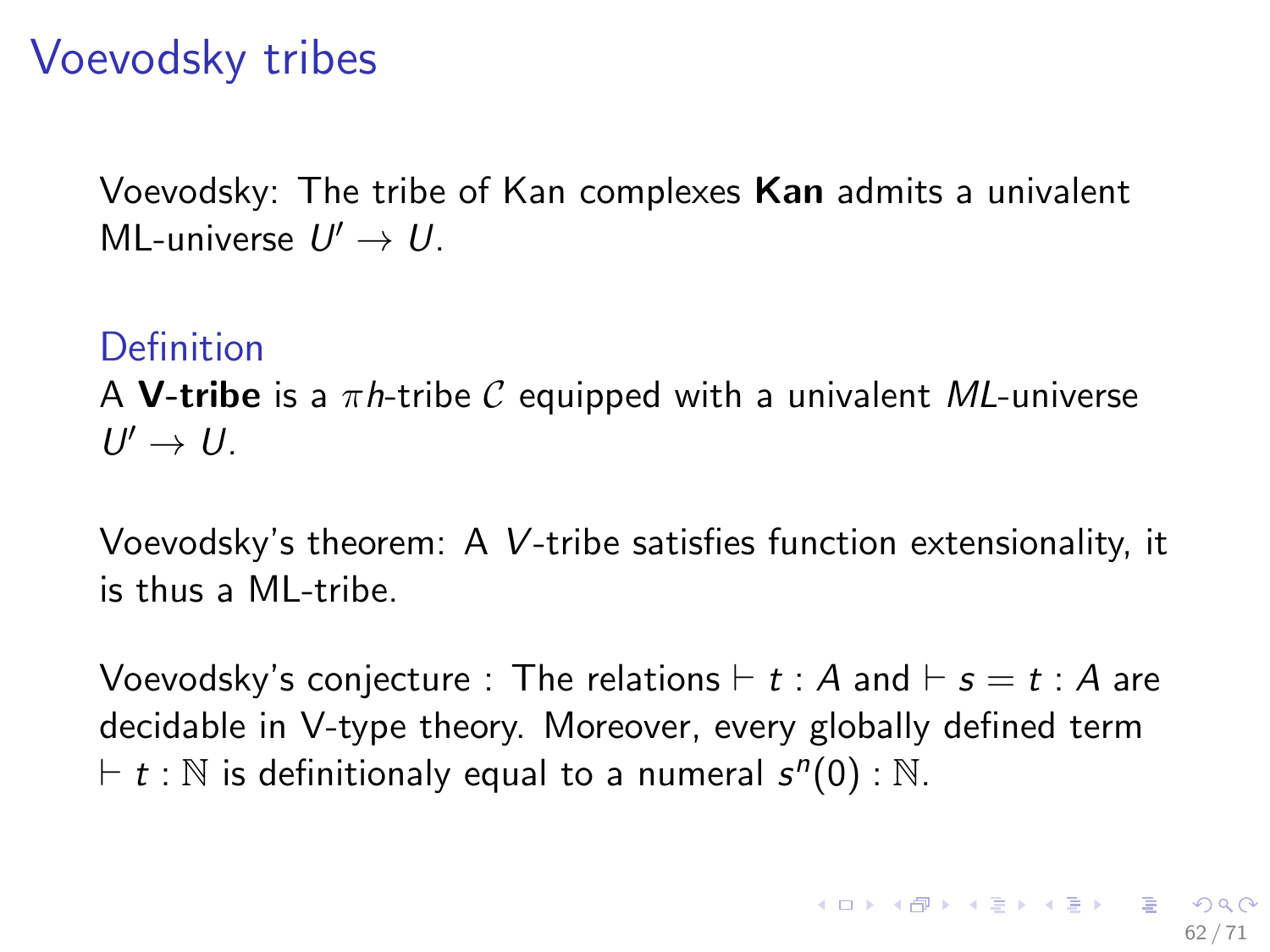# Voevodsky tribes

Voevodsky: The tribe of Kan complexes **Kan** admits a univalent ML-universe $U' \to U$.

### Definition

A **V-tribe** is a $\pi h$-tribe $\mathcal{C}$ equipped with a univalent $ML$-universe $U' \to U$.

Voevodsky's theorem: A $V$-tribe satisfies function extensionality, it is thus a ML-tribe.

Voevodsky's conjecture : The relations $\vdash t : A$ and $\vdash s = t : A$ are decidable in V-type theory. Moreover, every globally defined term $\vdash t : \mathbb{N}$ is definitionaly equal to a numeral $s^n(0) : \mathbb{N}$.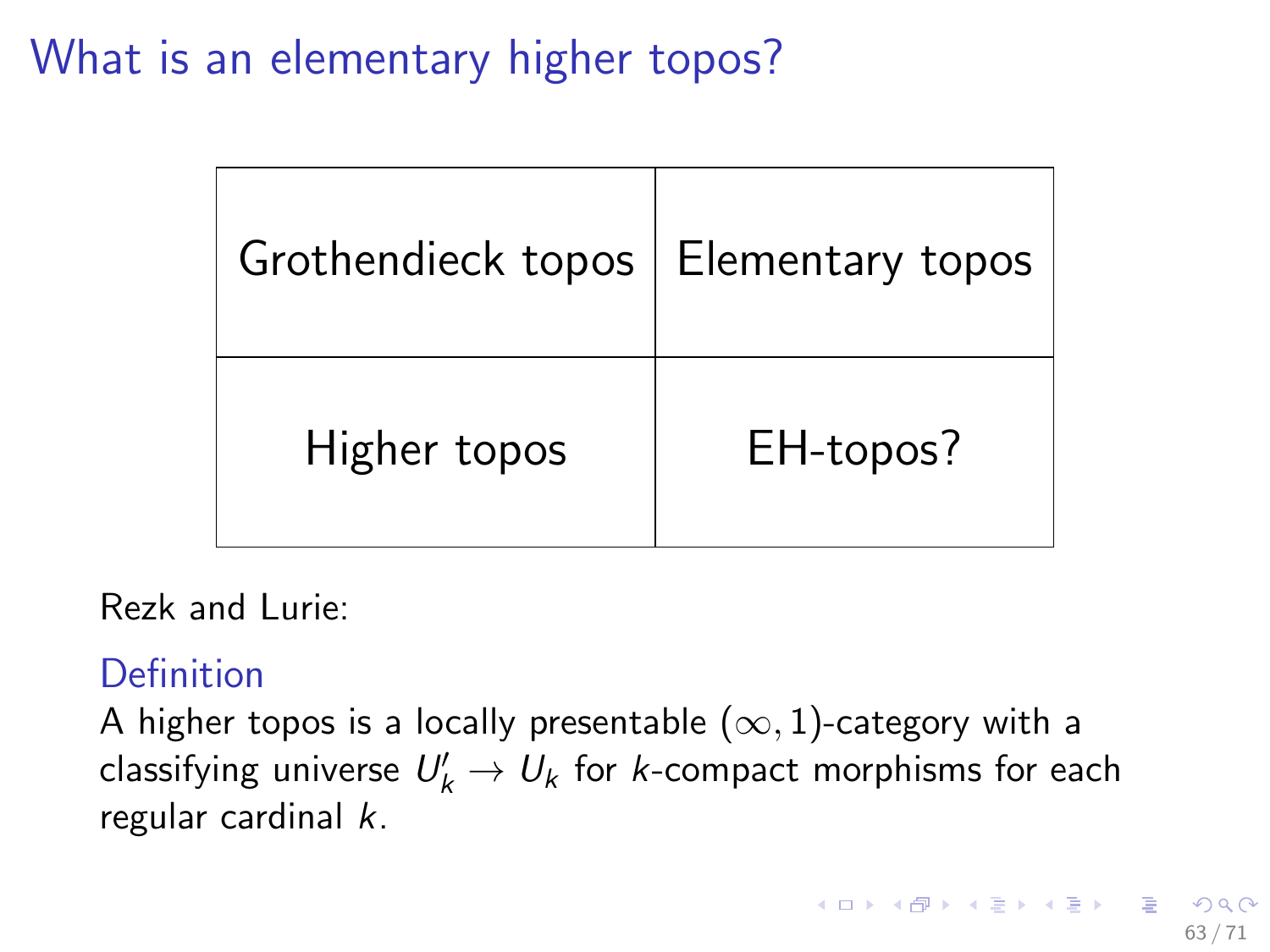# What is an elementary higher topos?

| Grothendieck topos | Elementary topos |
|---|---|
| Higher topos | EH-topos? |

Rezk and Lurie:

**Definition**

A higher topos is a locally presentable $(\infty, 1)$-category with a classifying universe $U'_k \to U_k$ for $k$-compact morphisms for each regular cardinal $k$.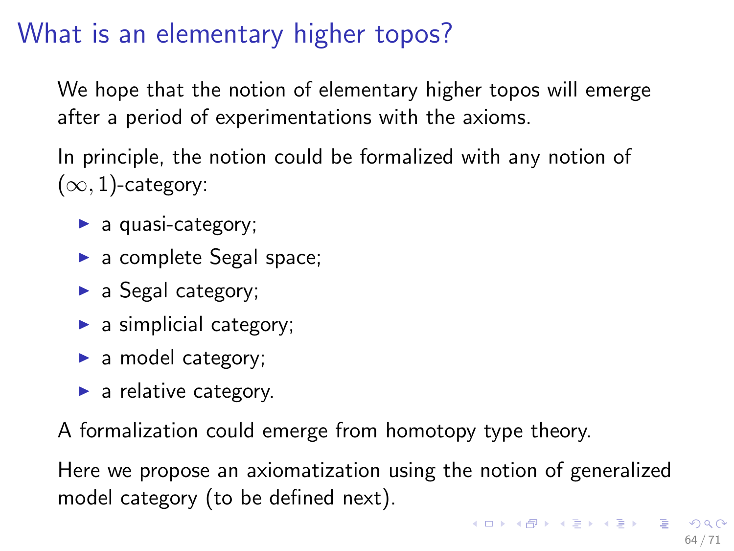# What is an elementary higher topos?

We hope that the notion of elementary higher topos will emerge after a period of experimentations with the axioms.

In principle, the notion could be formalized with any notion of $(\infty, 1)$-category:

- a quasi-category;
- a complete Segal space;
- a Segal category;
- a simplicial category;
- a model category;
- a relative category.

A formalization could emerge from homotopy type theory.

Here we propose an axiomatization using the notion of generalized model category (to be defined next).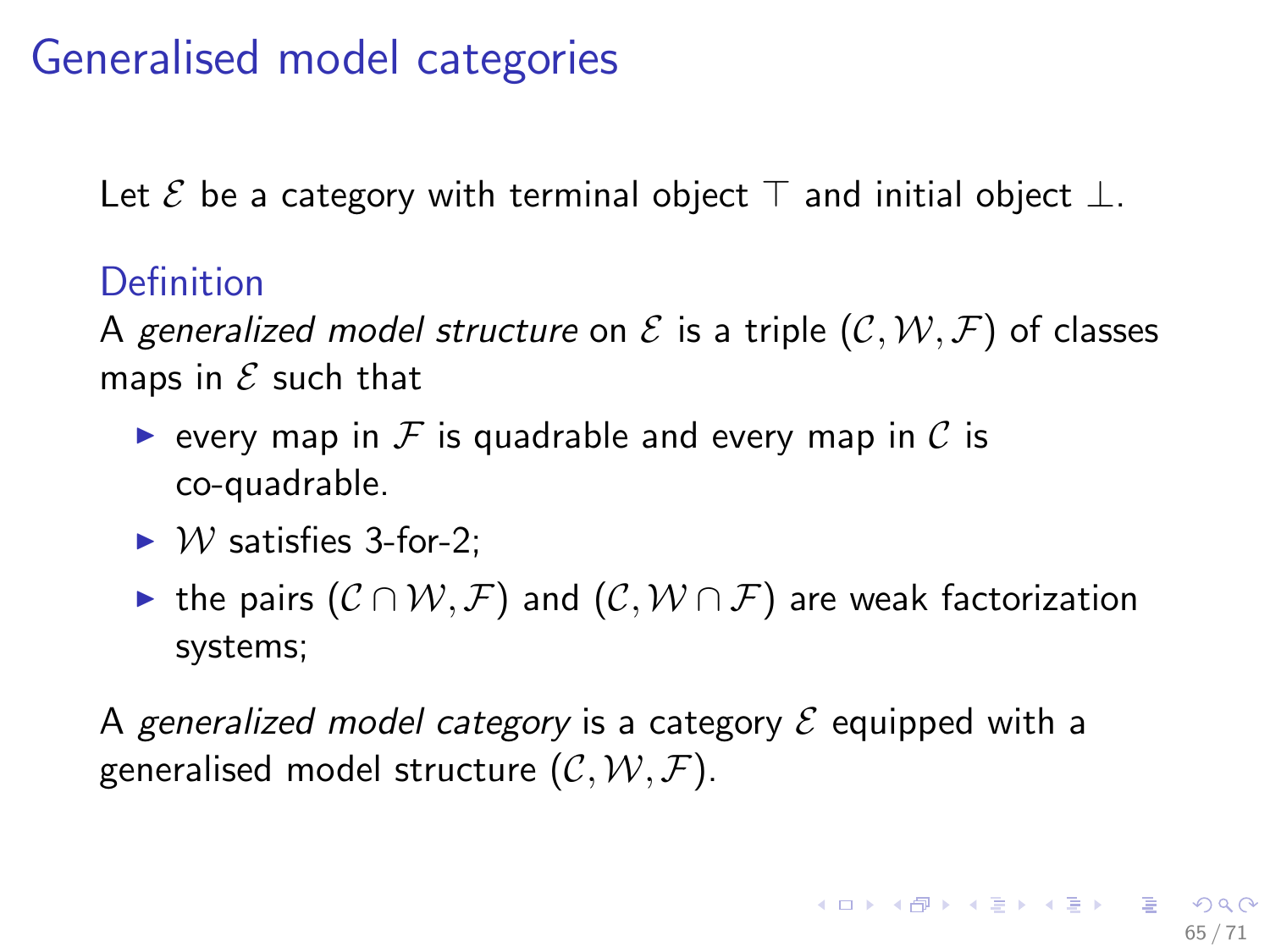# Generalised model categories

Let $\mathcal{E}$ be a category with terminal object $\top$ and initial object $\bot$.

### Definition

A *generalized model structure* on $\mathcal{E}$ is a triple $(\mathcal{C}, \mathcal{W}, \mathcal{F})$ of classes maps in $\mathcal{E}$ such that

- every map in $\mathcal{F}$ is quadrable and every map in $\mathcal{C}$ is co-quadrable.
- $\mathcal{W}$ satisfies 3-for-2;
- the pairs $(\mathcal{C} \cap \mathcal{W}, \mathcal{F})$ and $(\mathcal{C}, \mathcal{W} \cap \mathcal{F})$ are weak factorization systems;

A *generalized model category* is a category $\mathcal{E}$ equipped with a generalised model structure $(\mathcal{C}, \mathcal{W}, \mathcal{F})$.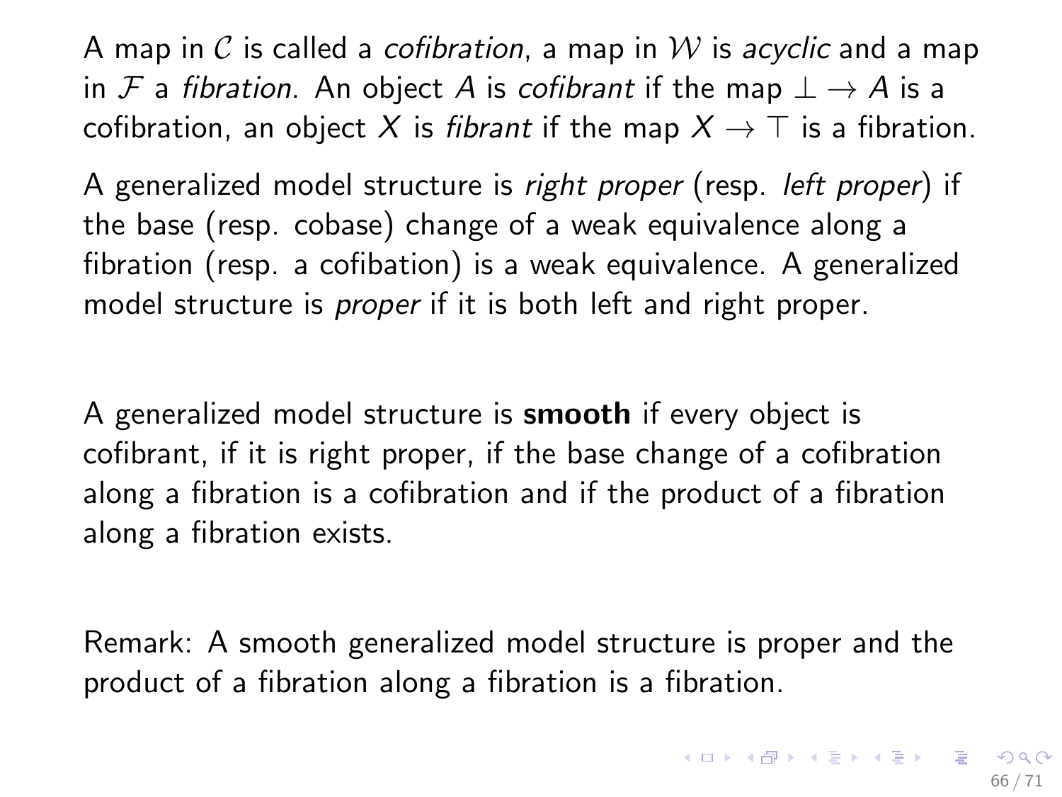A map in $\mathcal{C}$ is called a *cofibration*, a map in $\mathcal{W}$ is *acyclic* and a map in $\mathcal{F}$ a *fibration*. An object $A$ is *cofibrant* if the map $\bot \to A$ is a cofibration, an object $X$ is *fibrant* if the map $X \to \top$ is a fibration.

A generalized model structure is *right proper* (resp. *left proper*) if the base (resp. cobase) change of a weak equivalence along a fibration (resp. a cofibation) is a weak equivalence. A generalized model structure is *proper* if it is both left and right proper.

A generalized model structure is **smooth** if every object is cofibrant, if it is right proper, if the base change of a cofibration along a fibration is a cofibration and if the product of a fibration along a fibration exists.

Remark: A smooth generalized model structure is proper and the product of a fibration along a fibration is a fibration.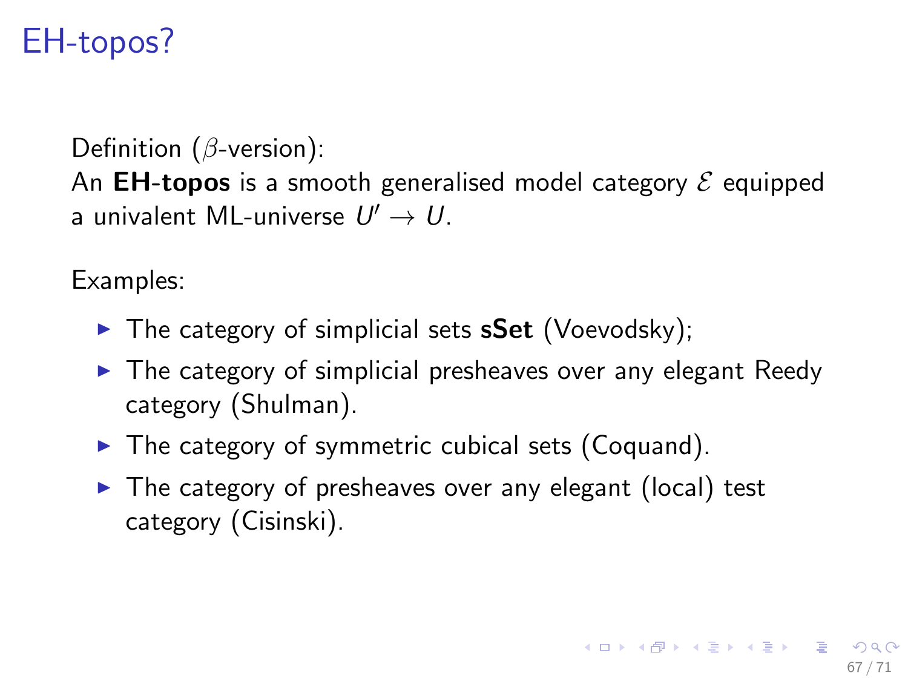# EH-topos?

Definition ($\beta$-version):
An **EH-topos** is a smooth generalised model category $\mathcal{E}$ equipped a univalent ML-universe $U' \to U$.

Examples:

- The category of simplicial sets **sSet** (Voevodsky);
- The category of simplicial presheaves over any elegant Reedy category (Shulman).
- The category of symmetric cubical sets (Coquand).
- The category of presheaves over any elegant (local) test category (Cisinski).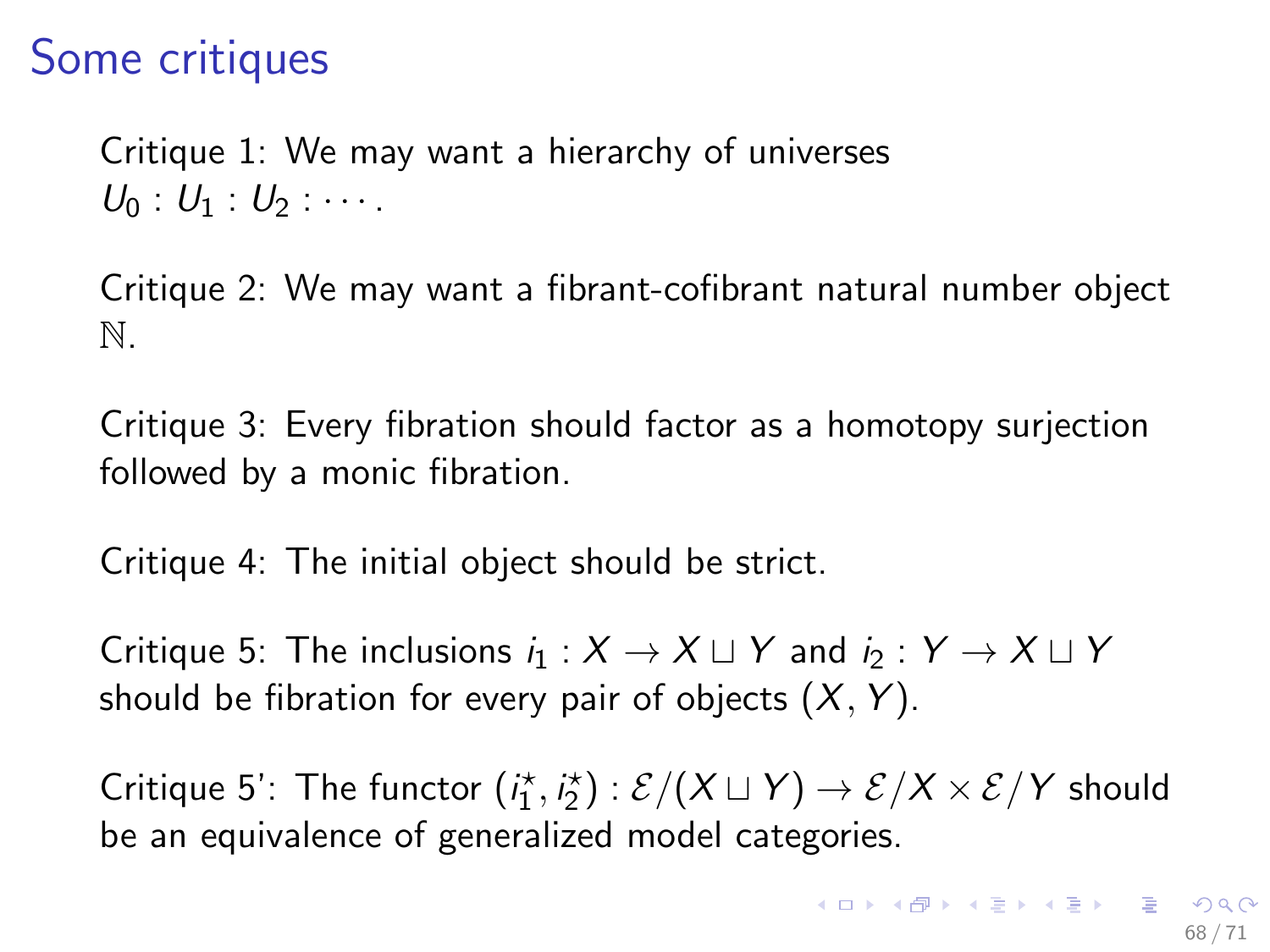# Some critiques

Critique 1: We may want a hierarchy of universes $U_0 : U_1 : U_2 : \cdots$.

Critique 2: We may want a fibrant-cofibrant natural number object $\mathbb{N}$.

Critique 3: Every fibration should factor as a homotopy surjection followed by a monic fibration.

Critique 4: The initial object should be strict.

Critique 5: The inclusions $i_1 : X \to X \sqcup Y$ and $i_2 : Y \to X \sqcup Y$ should be fibration for every pair of objects $(X, Y)$.

Critique 5': The functor $(i_1^\star, i_2^\star) : \mathcal{E}/(X \sqcup Y) \to \mathcal{E}/X \times \mathcal{E}/Y$ should be an equivalence of generalized model categories.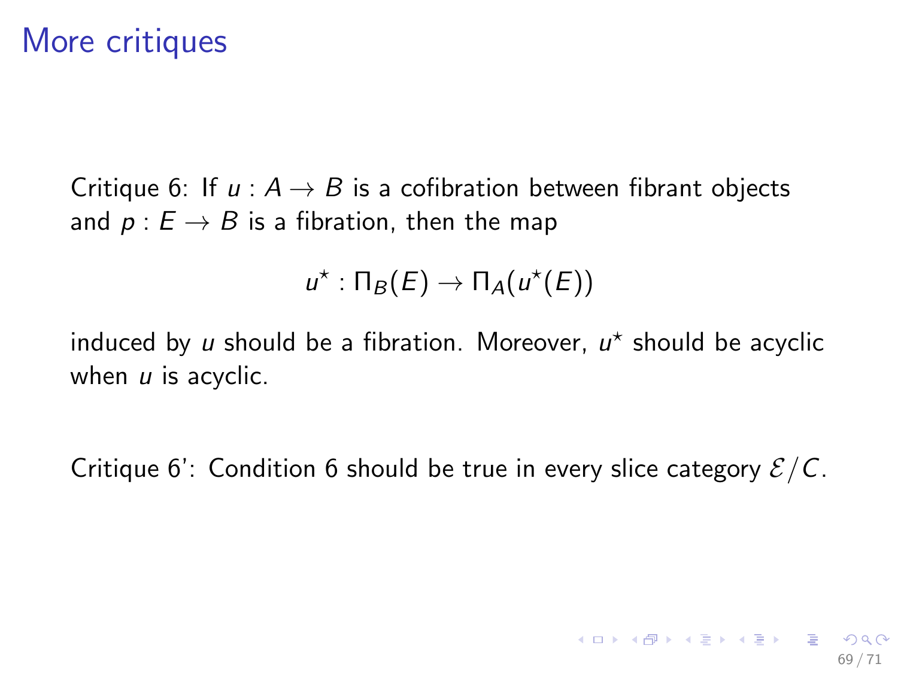# More critiques

Critique 6: If $u : A \to B$ is a cofibration between fibrant objects and $p : E \to B$ is a fibration, then the map

$$u^\star : \Pi_B(E) \to \Pi_A(u^\star(E))$$

induced by $u$ should be a fibration. Moreover, $u^\star$ should be acyclic when $u$ is acyclic.

Critique 6': Condition 6 should be true in every slice category $\mathcal{E}/C$.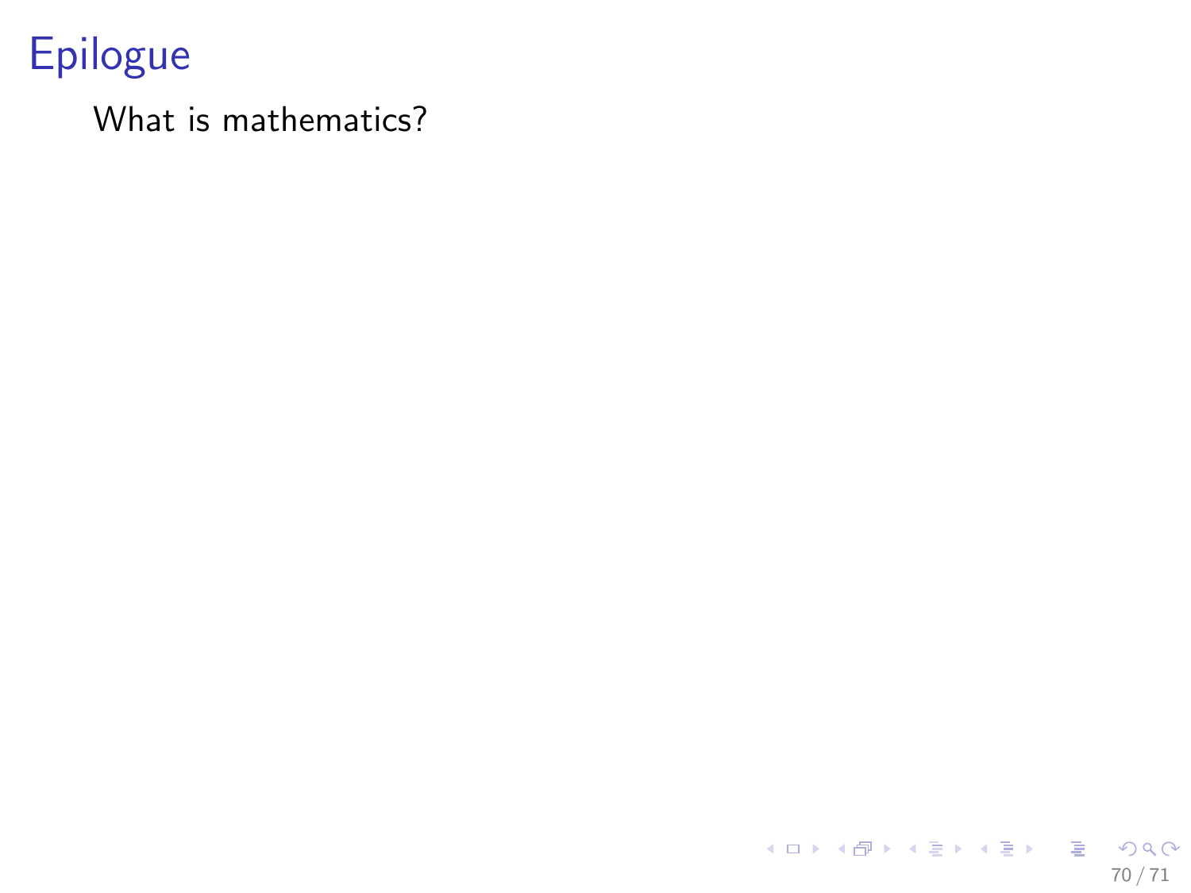# Epilogue

What is mathematics?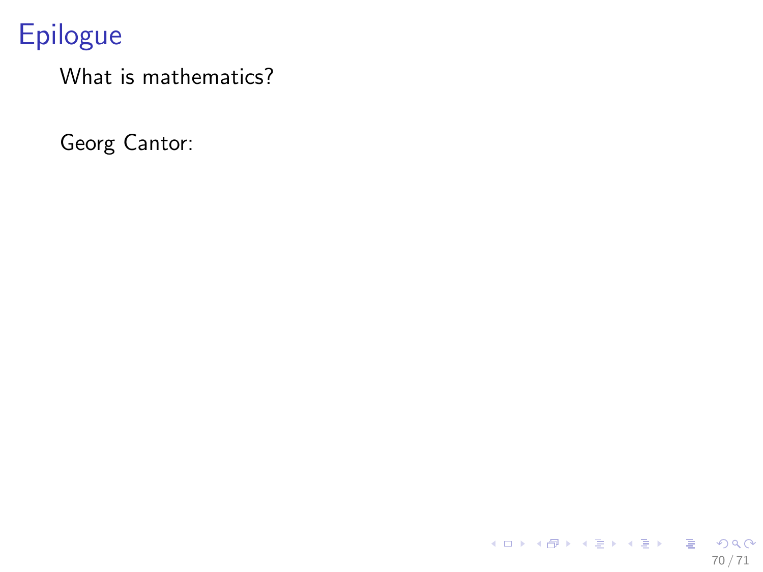# Epilogue

What is mathematics?

Georg Cantor: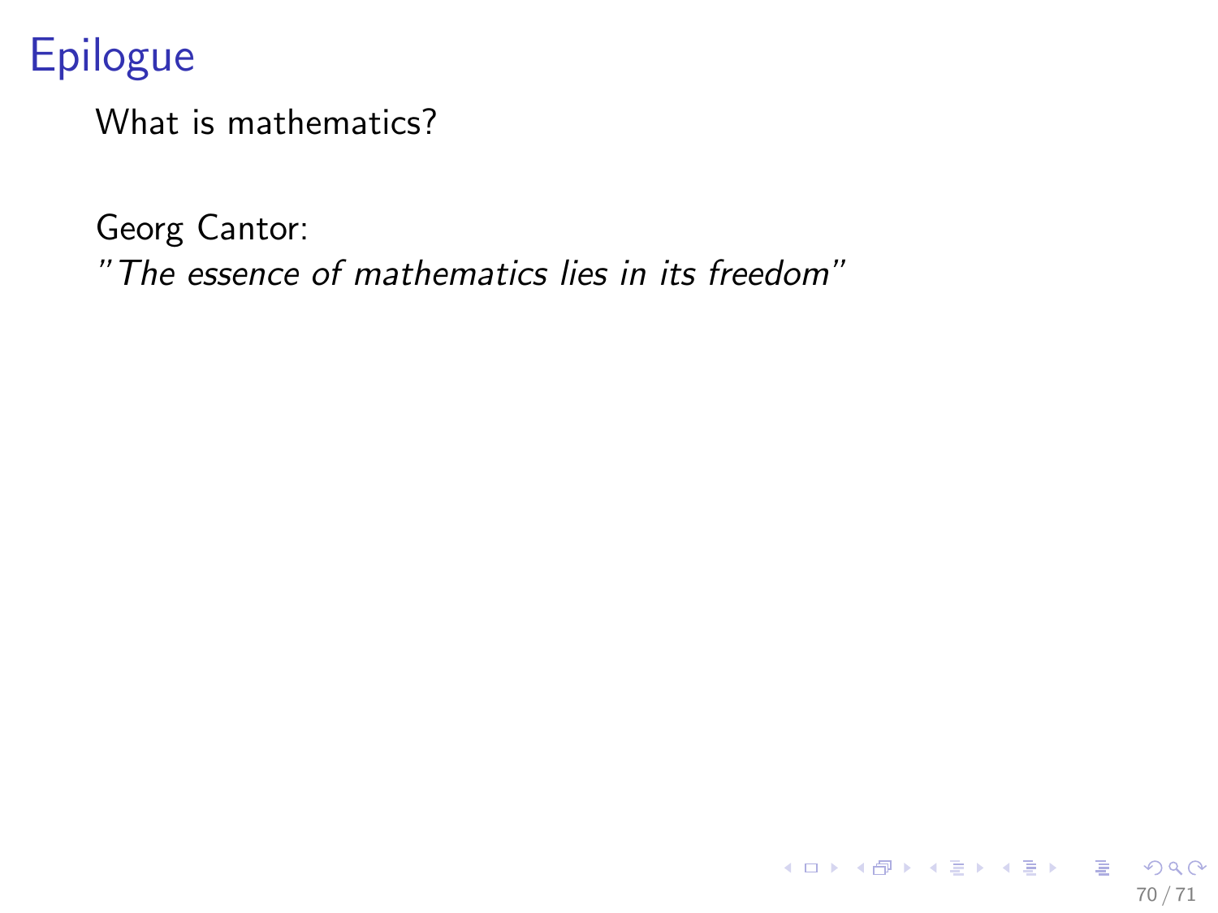# Epilogue

What is mathematics?

Georg Cantor:
*"The essence of mathematics lies in its freedom"*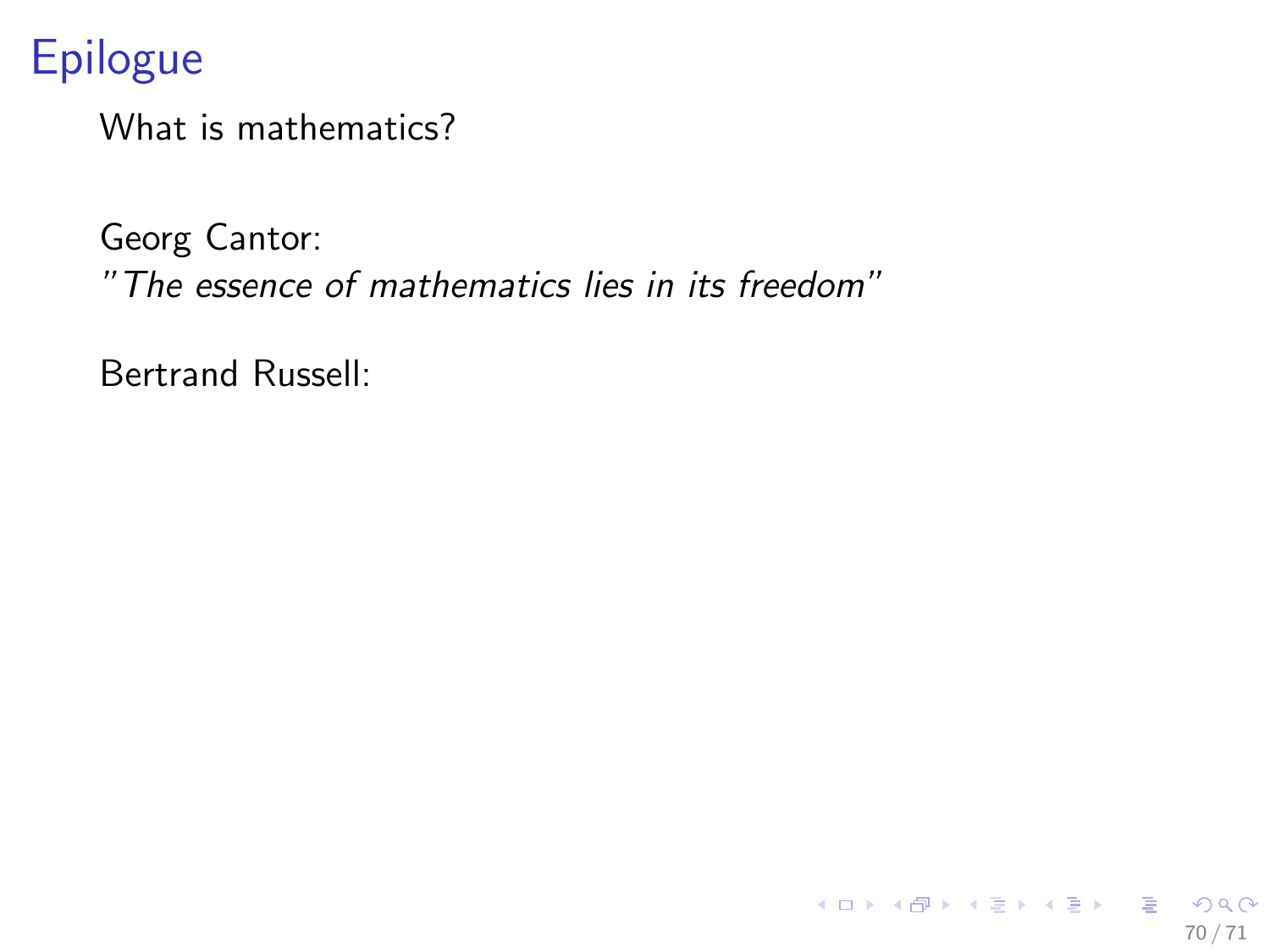# Epilogue

What is mathematics?

Georg Cantor:
*"The essence of mathematics lies in its freedom"*

Bertrand Russell: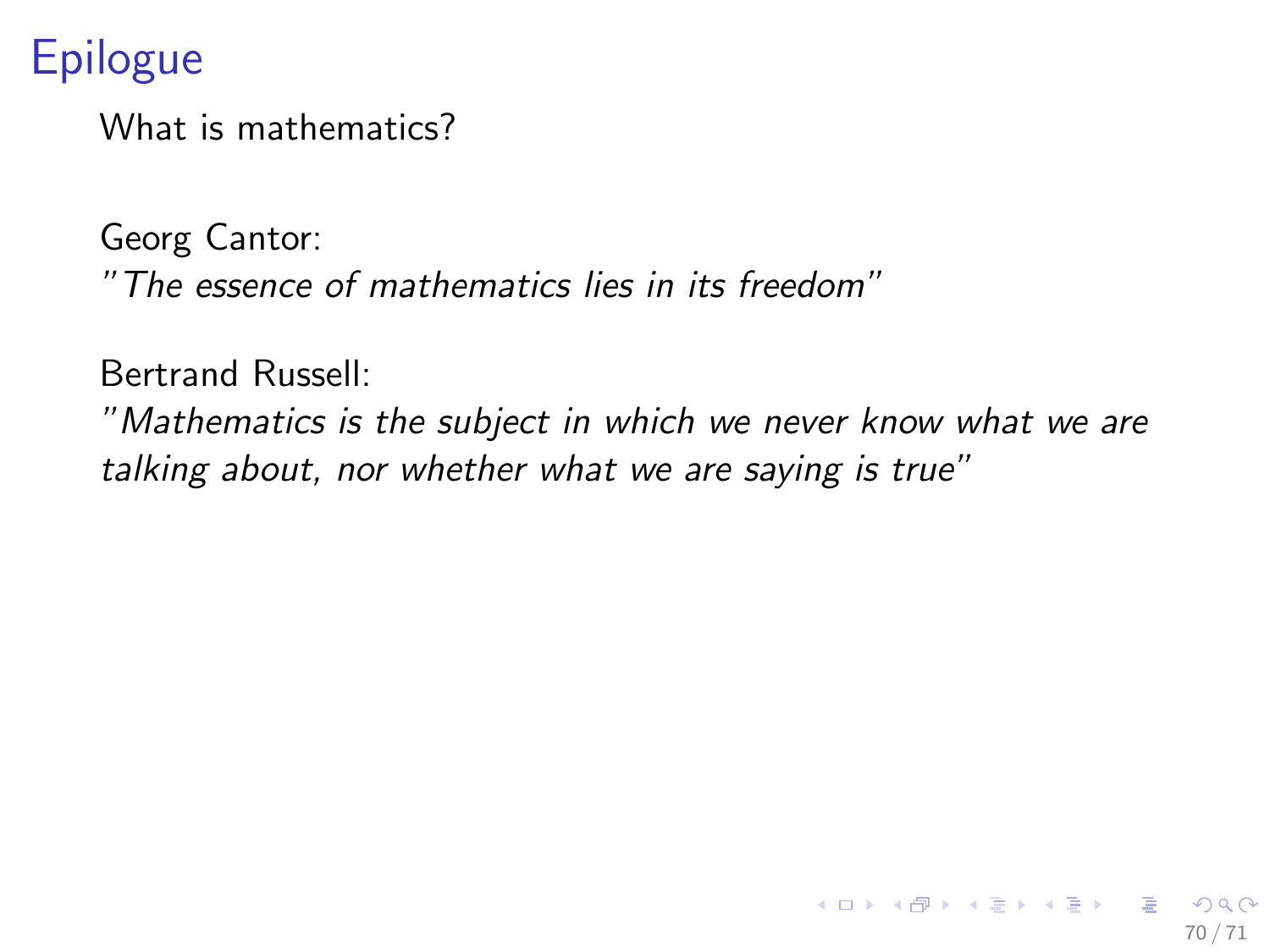# Epilogue

What is mathematics?

Georg Cantor:
*"The essence of mathematics lies in its freedom"*

Bertrand Russell:
*"Mathematics is the subject in which we never know what we are talking about, nor whether what we are saying is true"*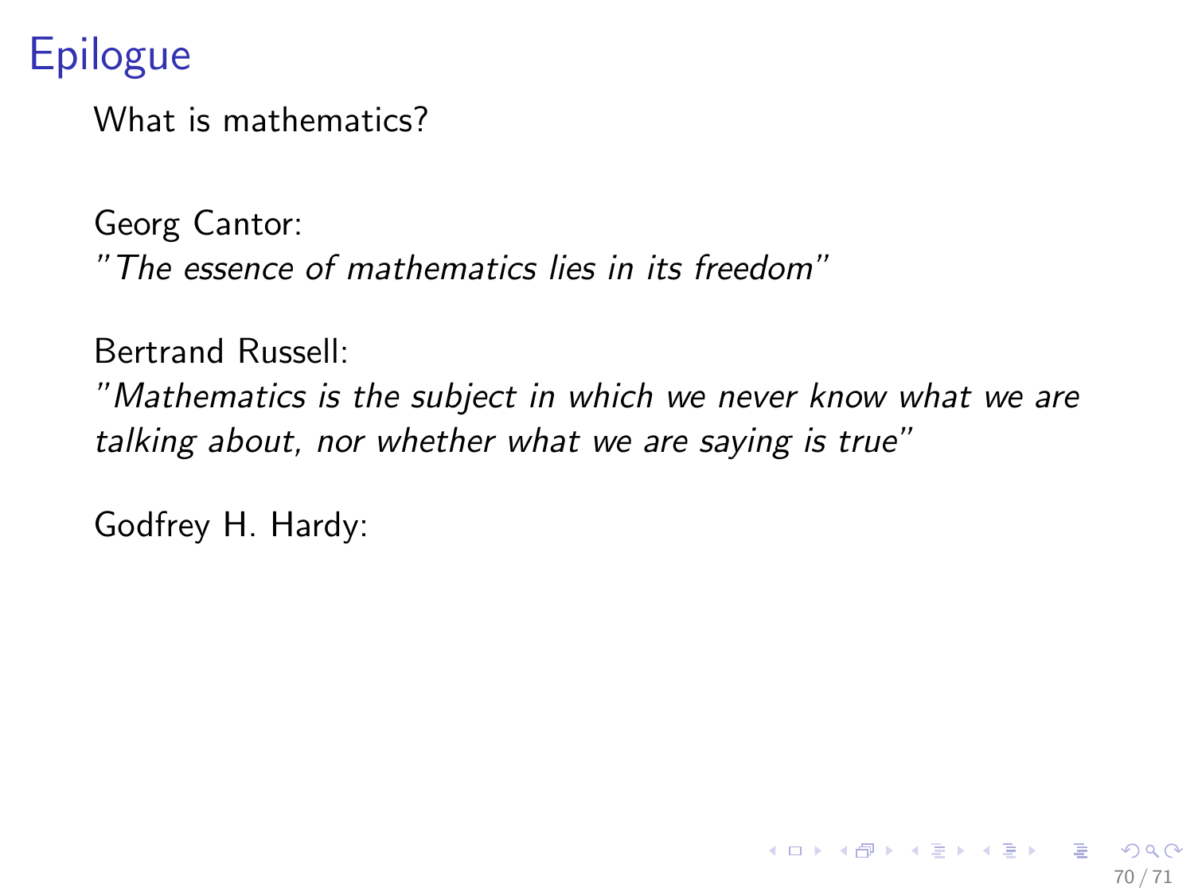# Epilogue

What is mathematics?

Georg Cantor:
*"The essence of mathematics lies in its freedom"*

Bertrand Russell:
*"Mathematics is the subject in which we never know what we are talking about, nor whether what we are saying is true"*

Godfrey H. Hardy: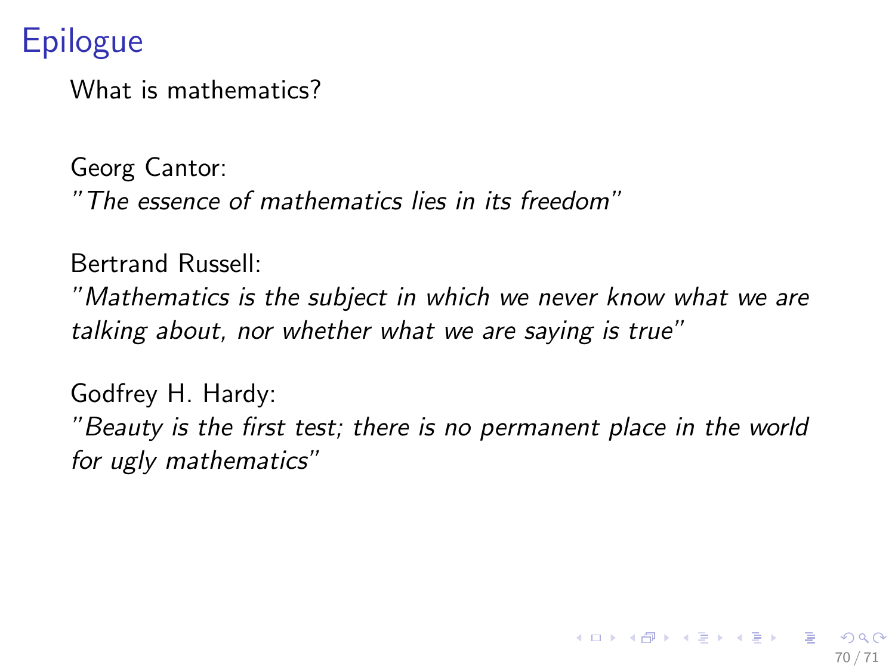# Epilogue

What is mathematics?

Georg Cantor:
*"The essence of mathematics lies in its freedom"*

Bertrand Russell:
*"Mathematics is the subject in which we never know what we are talking about, nor whether what we are saying is true"*

Godfrey H. Hardy:
*"Beauty is the first test; there is no permanent place in the world for ugly mathematics"*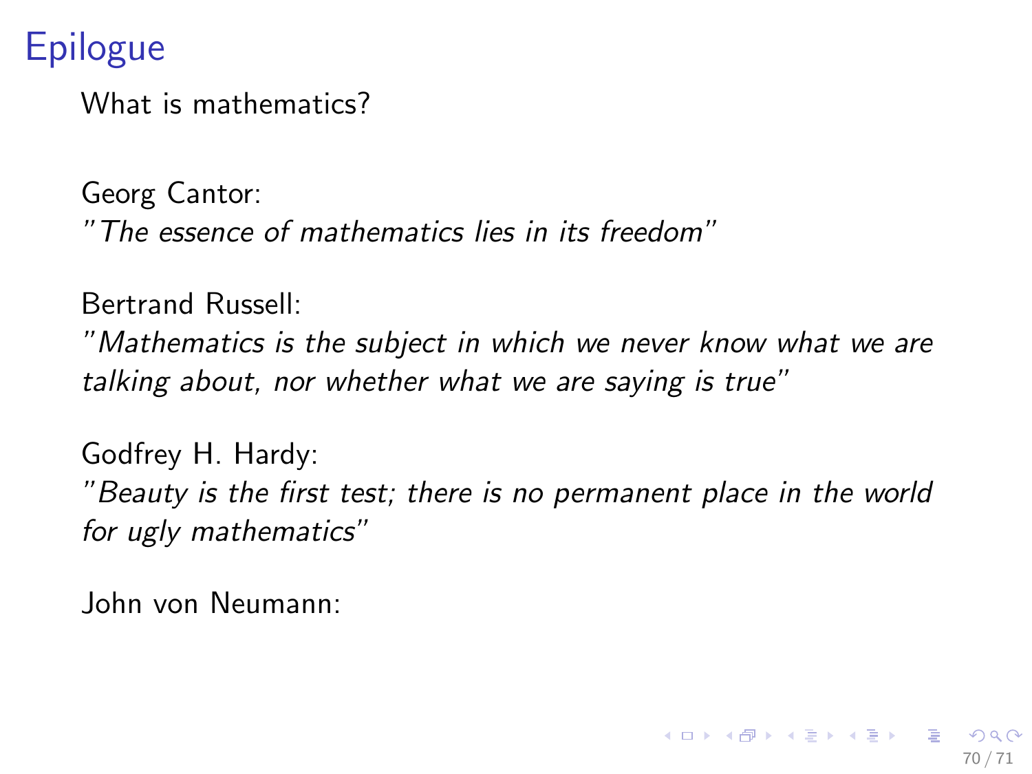# Epilogue

What is mathematics?

Georg Cantor:
*"The essence of mathematics lies in its freedom"*

Bertrand Russell:
*"Mathematics is the subject in which we never know what we are talking about, nor whether what we are saying is true"*

Godfrey H. Hardy:
*"Beauty is the first test; there is no permanent place in the world for ugly mathematics"*

John von Neumann: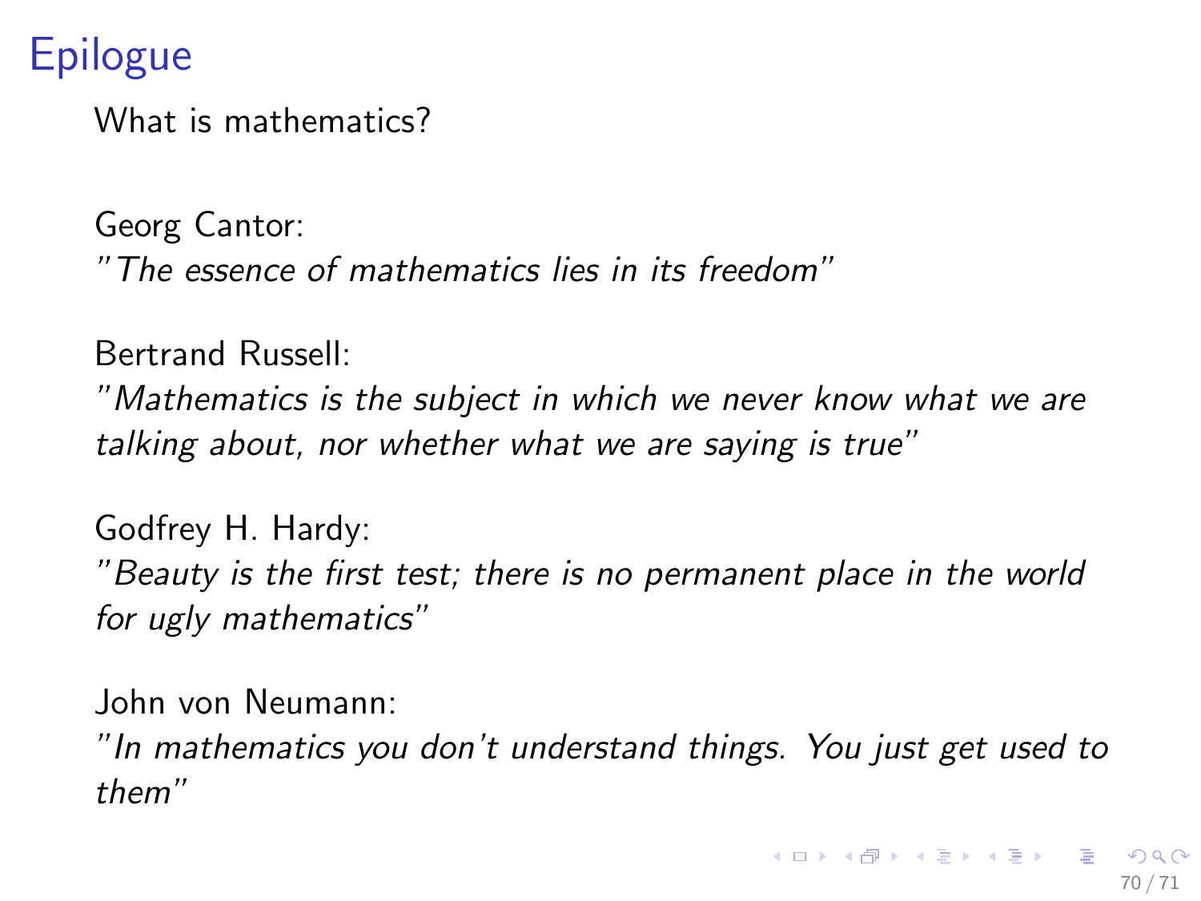# Epilogue

What is mathematics?

Georg Cantor:
*"The essence of mathematics lies in its freedom"*

Bertrand Russell:
*"Mathematics is the subject in which we never know what we are talking about, nor whether what we are saying is true"*

Godfrey H. Hardy:
*"Beauty is the first test; there is no permanent place in the world for ugly mathematics"*

John von Neumann:
*"In mathematics you don't understand things. You just get used to them"*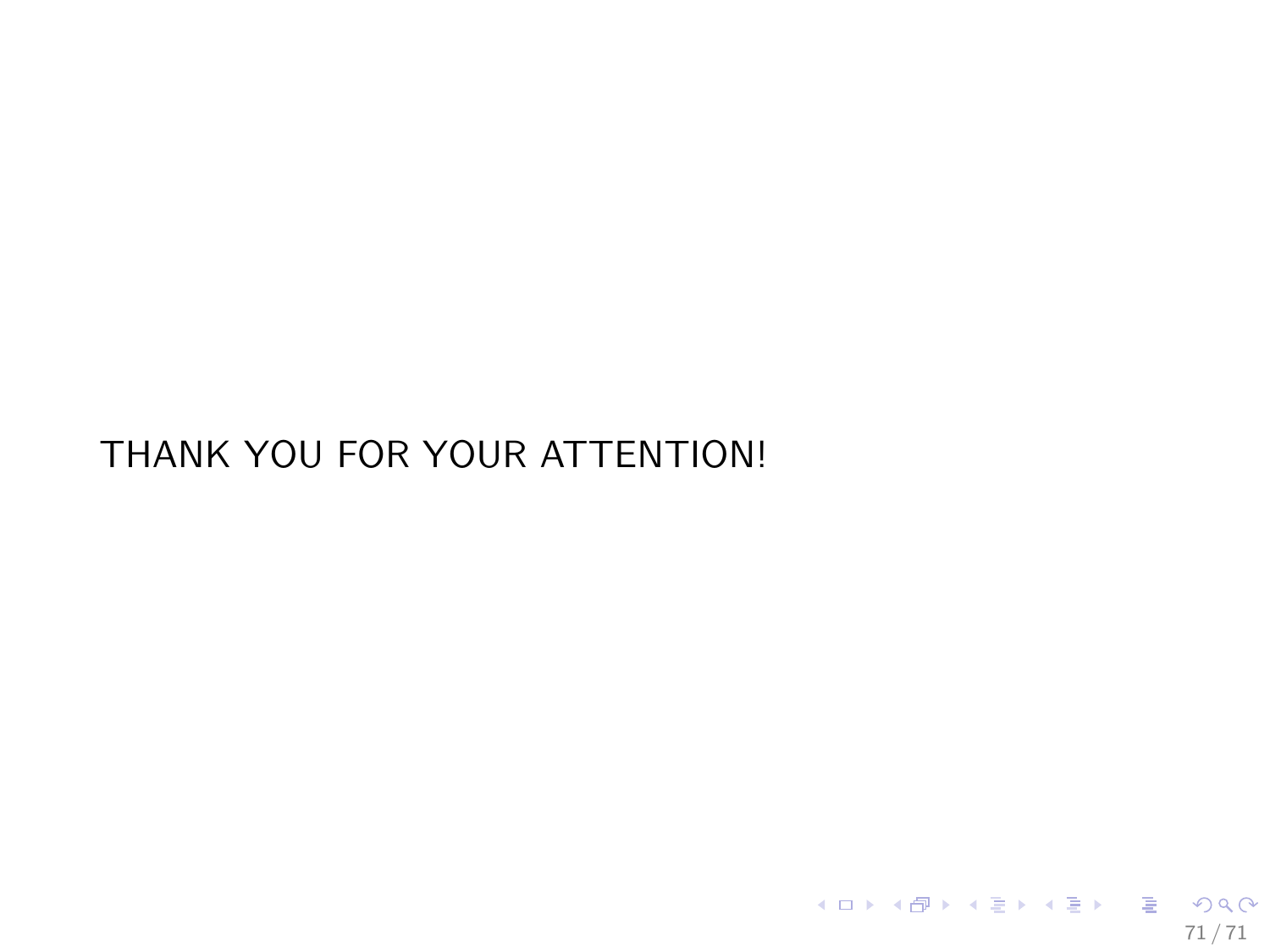THANK YOU FOR YOUR ATTENTION!